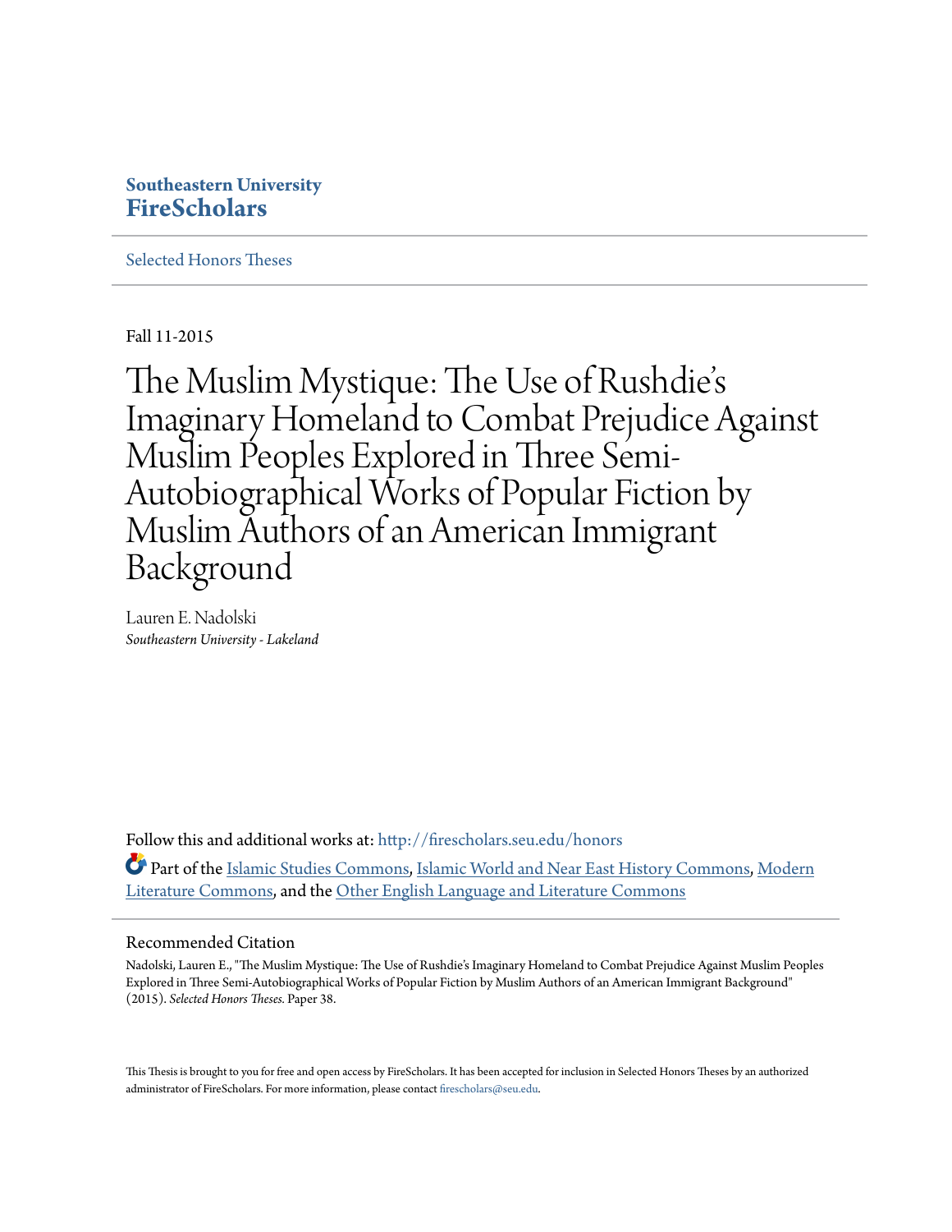Southeastern University
**FireScholars**

Selected Honors Theses

Fall 11-2015

# The Muslim Mystique: The Use of Rushdie's Imaginary Homeland to Combat Prejudice Against Muslim Peoples Explored in Three Semi-Autobiographical Works of Popular Fiction by Muslim Authors of an American Immigrant Background

Lauren E. Nadolski
*Southeastern University - Lakeland*

Follow this and additional works at: http://firescholars.seu.edu/honors

Part of the Islamic Studies Commons, Islamic World and Near East History Commons, Modern Literature Commons, and the Other English Language and Literature Commons

## Recommended Citation

Nadolski, Lauren E., "The Muslim Mystique: The Use of Rushdie's Imaginary Homeland to Combat Prejudice Against Muslim Peoples Explored in Three Semi-Autobiographical Works of Popular Fiction by Muslim Authors of an American Immigrant Background" (2015). *Selected Honors Theses.* Paper 38.

This Thesis is brought to you for free and open access by FireScholars. It has been accepted for inclusion in Selected Honors Theses by an authorized administrator of FireScholars. For more information, please contact firescholars@seu.edu.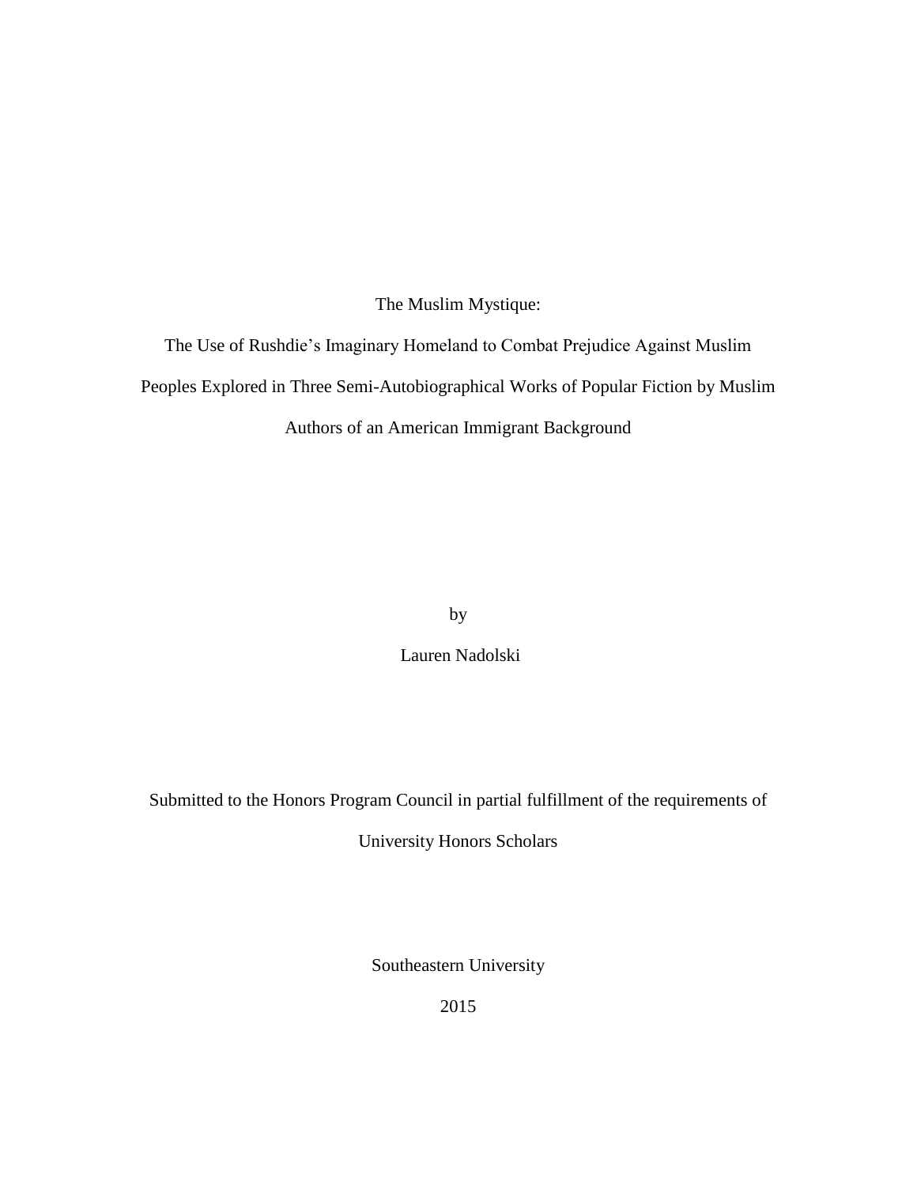# The Muslim Mystique:

## The Use of Rushdie's Imaginary Homeland to Combat Prejudice Against Muslim Peoples Explored in Three Semi-Autobiographical Works of Popular Fiction by Muslim Authors of an American Immigrant Background

by

Lauren Nadolski

Submitted to the Honors Program Council in partial fulfillment of the requirements of

University Honors Scholars

Southeastern University

2015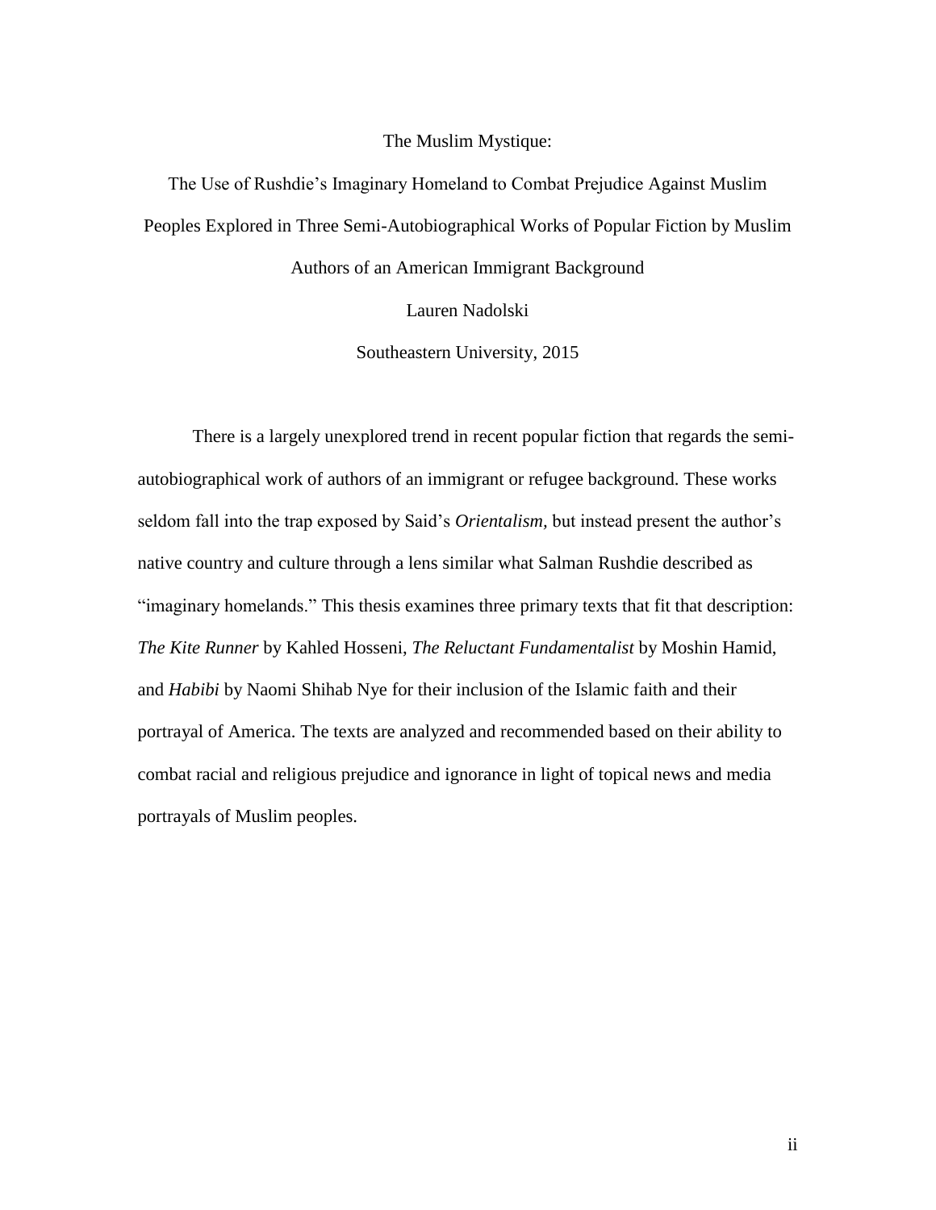The Muslim Mystique:

The Use of Rushdie's Imaginary Homeland to Combat Prejudice Against Muslim Peoples Explored in Three Semi-Autobiographical Works of Popular Fiction by Muslim Authors of an American Immigrant Background

Lauren Nadolski

Southeastern University, 2015

There is a largely unexplored trend in recent popular fiction that regards the semi-autobiographical work of authors of an immigrant or refugee background. These works seldom fall into the trap exposed by Said's *Orientalism,* but instead present the author's native country and culture through a lens similar what Salman Rushdie described as "imaginary homelands." This thesis examines three primary texts that fit that description: *The Kite Runner* by Kahled Hosseni, *The Reluctant Fundamentalist* by Moshin Hamid, and *Habibi* by Naomi Shihab Nye for their inclusion of the Islamic faith and their portrayal of America. The texts are analyzed and recommended based on their ability to combat racial and religious prejudice and ignorance in light of topical news and media portrayals of Muslim peoples.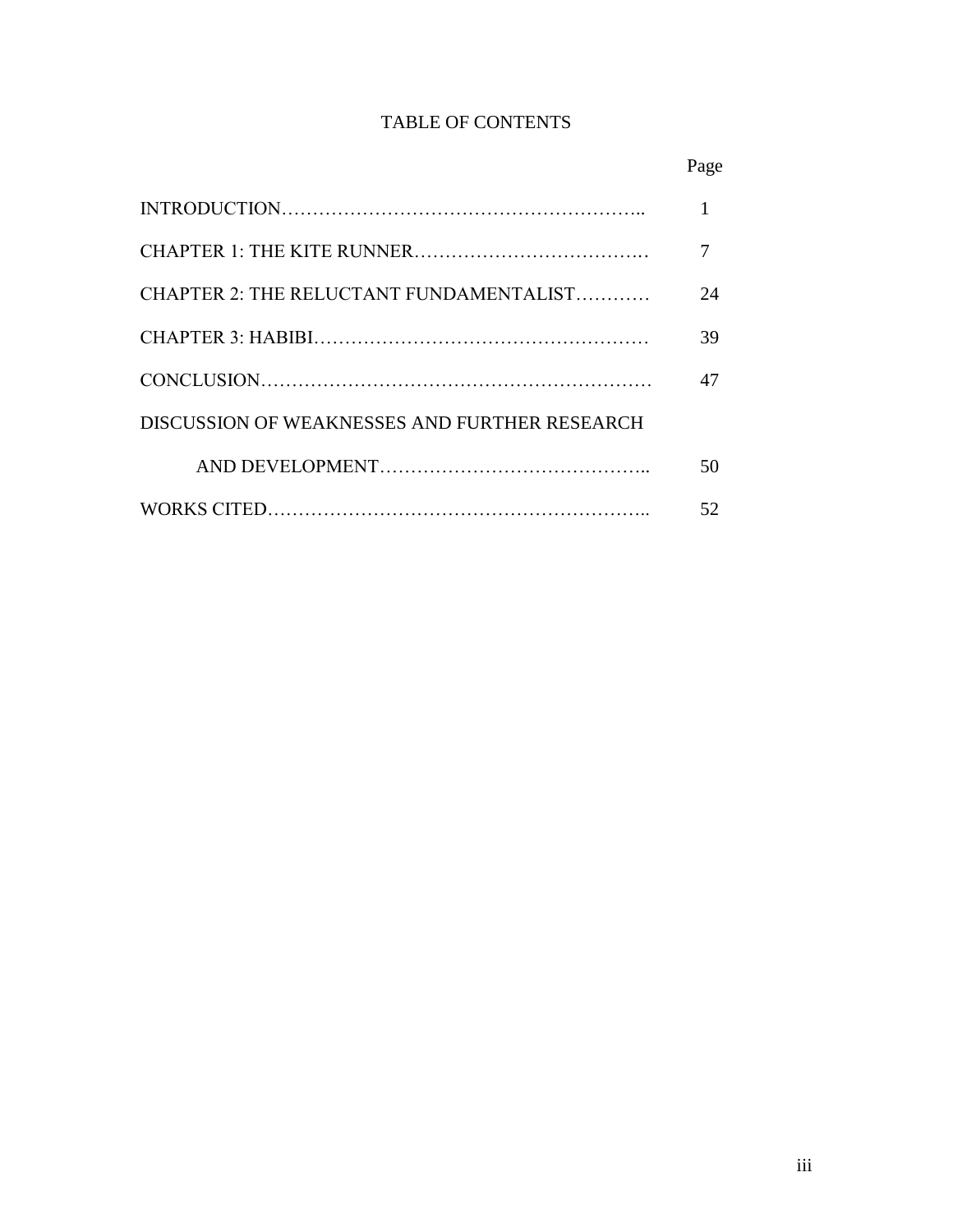# TABLE OF CONTENTS

| | Page |
|---|---|
| INTRODUCTION | 1 |
| CHAPTER 1: THE KITE RUNNER | 7 |
| CHAPTER 2: THE RELUCTANT FUNDAMENTALIST | 24 |
| CHAPTER 3: HABIBI | 39 |
| CONCLUSION | 47 |
| DISCUSSION OF WEAKNESSES AND FURTHER RESEARCH AND DEVELOPMENT | 50 |
| WORKS CITED | 52 |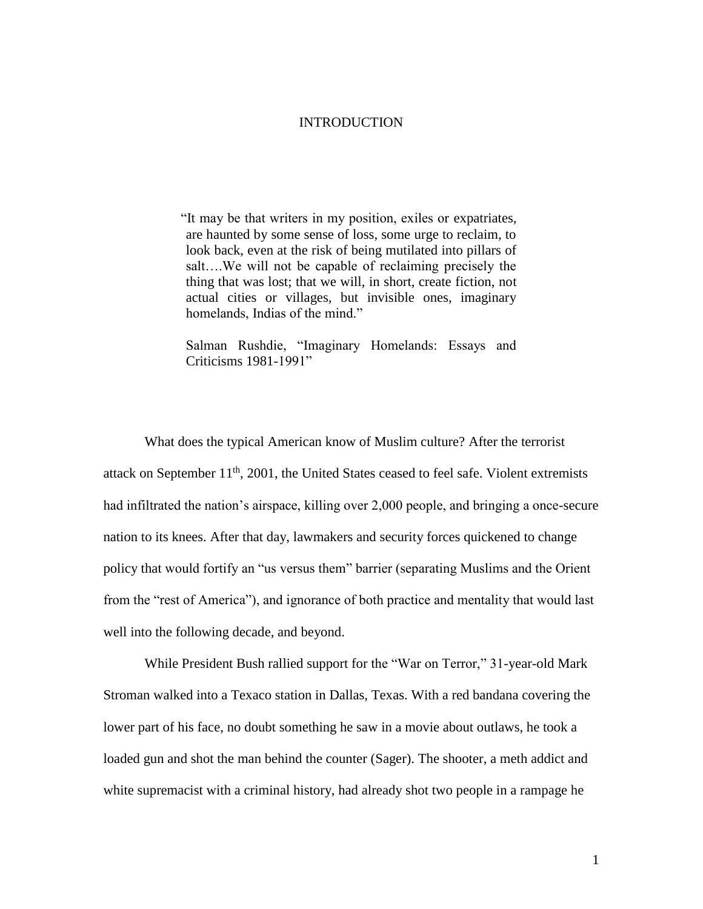# INTRODUCTION

> "It may be that writers in my position, exiles or expatriates, are haunted by some sense of loss, some urge to reclaim, to look back, even at the risk of being mutilated into pillars of salt….We will not be capable of reclaiming precisely the thing that was lost; that we will, in short, create fiction, not actual cities or villages, but invisible ones, imaginary homelands, Indias of the mind."
>
> Salman Rushdie, "Imaginary Homelands: Essays and Criticisms 1981-1991"

What does the typical American know of Muslim culture? After the terrorist attack on September 11th, 2001, the United States ceased to feel safe. Violent extremists had infiltrated the nation's airspace, killing over 2,000 people, and bringing a once-secure nation to its knees. After that day, lawmakers and security forces quickened to change policy that would fortify an "us versus them" barrier (separating Muslims and the Orient from the "rest of America"), and ignorance of both practice and mentality that would last well into the following decade, and beyond.

While President Bush rallied support for the "War on Terror," 31-year-old Mark Stroman walked into a Texaco station in Dallas, Texas. With a red bandana covering the lower part of his face, no doubt something he saw in a movie about outlaws, he took a loaded gun and shot the man behind the counter (Sager). The shooter, a meth addict and white supremacist with a criminal history, had already shot two people in a rampage he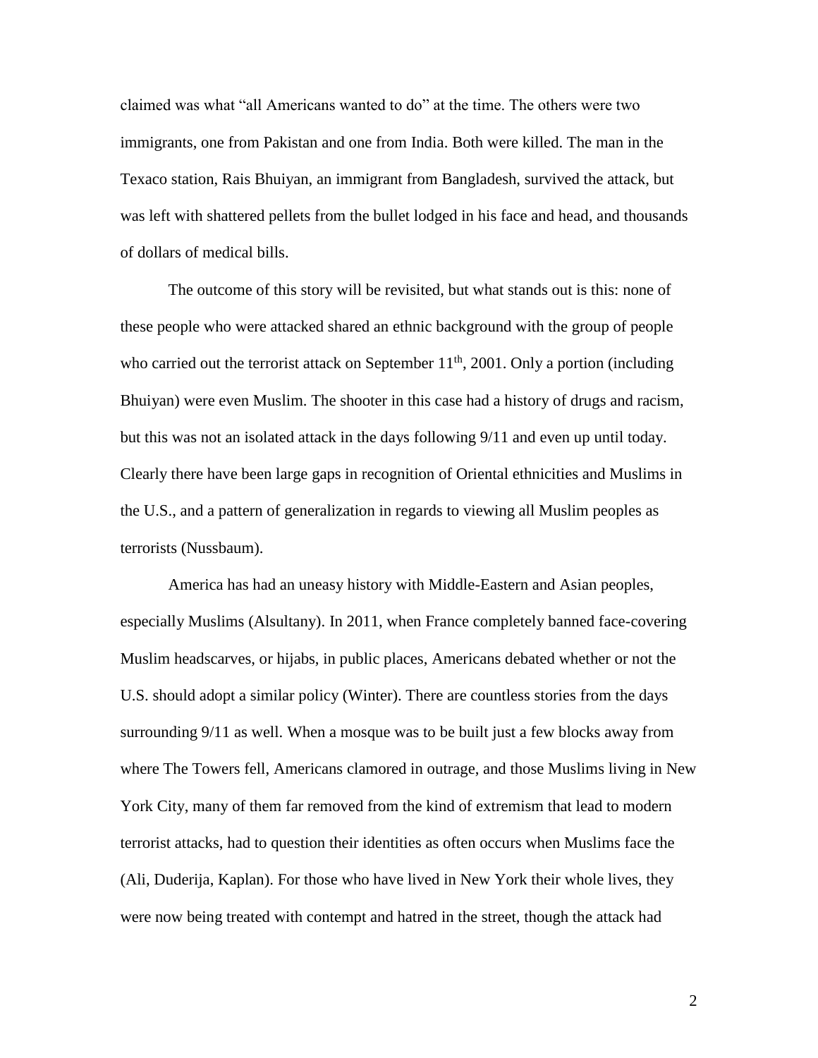claimed was what "all Americans wanted to do" at the time. The others were two immigrants, one from Pakistan and one from India. Both were killed. The man in the Texaco station, Rais Bhuiyan, an immigrant from Bangladesh, survived the attack, but was left with shattered pellets from the bullet lodged in his face and head, and thousands of dollars of medical bills.

The outcome of this story will be revisited, but what stands out is this: none of these people who were attacked shared an ethnic background with the group of people who carried out the terrorist attack on September 11th, 2001. Only a portion (including Bhuiyan) were even Muslim. The shooter in this case had a history of drugs and racism, but this was not an isolated attack in the days following 9/11 and even up until today. Clearly there have been large gaps in recognition of Oriental ethnicities and Muslims in the U.S., and a pattern of generalization in regards to viewing all Muslim peoples as terrorists (Nussbaum).

America has had an uneasy history with Middle-Eastern and Asian peoples, especially Muslims (Alsultany). In 2011, when France completely banned face-covering Muslim headscarves, or hijabs, in public places, Americans debated whether or not the U.S. should adopt a similar policy (Winter). There are countless stories from the days surrounding 9/11 as well. When a mosque was to be built just a few blocks away from where The Towers fell, Americans clamored in outrage, and those Muslims living in New York City, many of them far removed from the kind of extremism that lead to modern terrorist attacks, had to question their identities as often occurs when Muslims face the (Ali, Duderija, Kaplan). For those who have lived in New York their whole lives, they were now being treated with contempt and hatred in the street, though the attack had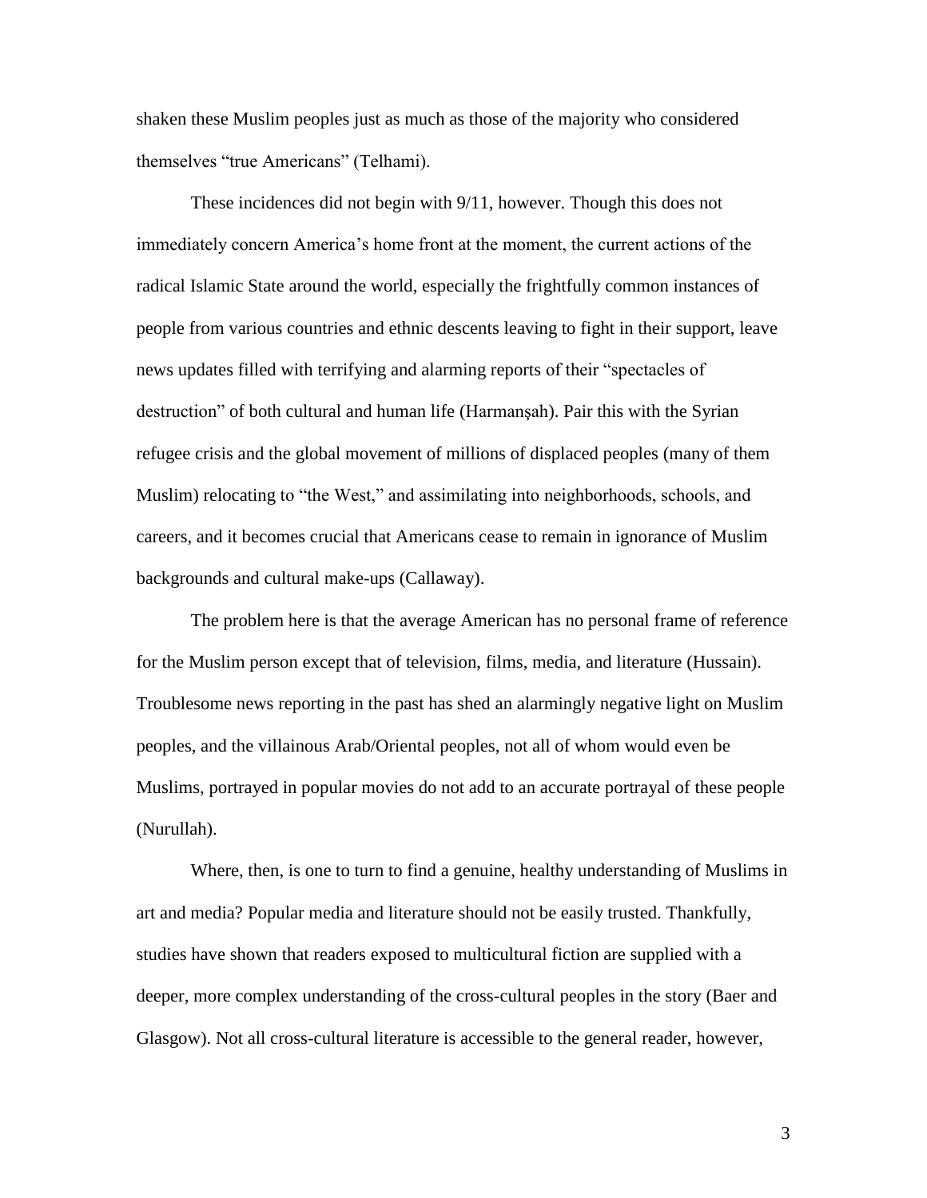shaken these Muslim peoples just as much as those of the majority who considered themselves "true Americans" (Telhami).

These incidences did not begin with 9/11, however. Though this does not immediately concern America's home front at the moment, the current actions of the radical Islamic State around the world, especially the frightfully common instances of people from various countries and ethnic descents leaving to fight in their support, leave news updates filled with terrifying and alarming reports of their "spectacles of destruction" of both cultural and human life (Harmanşah). Pair this with the Syrian refugee crisis and the global movement of millions of displaced peoples (many of them Muslim) relocating to "the West," and assimilating into neighborhoods, schools, and careers, and it becomes crucial that Americans cease to remain in ignorance of Muslim backgrounds and cultural make-ups (Callaway).

The problem here is that the average American has no personal frame of reference for the Muslim person except that of television, films, media, and literature (Hussain). Troublesome news reporting in the past has shed an alarmingly negative light on Muslim peoples, and the villainous Arab/Oriental peoples, not all of whom would even be Muslims, portrayed in popular movies do not add to an accurate portrayal of these people (Nurullah).

Where, then, is one to turn to find a genuine, healthy understanding of Muslims in art and media? Popular media and literature should not be easily trusted. Thankfully, studies have shown that readers exposed to multicultural fiction are supplied with a deeper, more complex understanding of the cross-cultural peoples in the story (Baer and Glasgow). Not all cross-cultural literature is accessible to the general reader, however,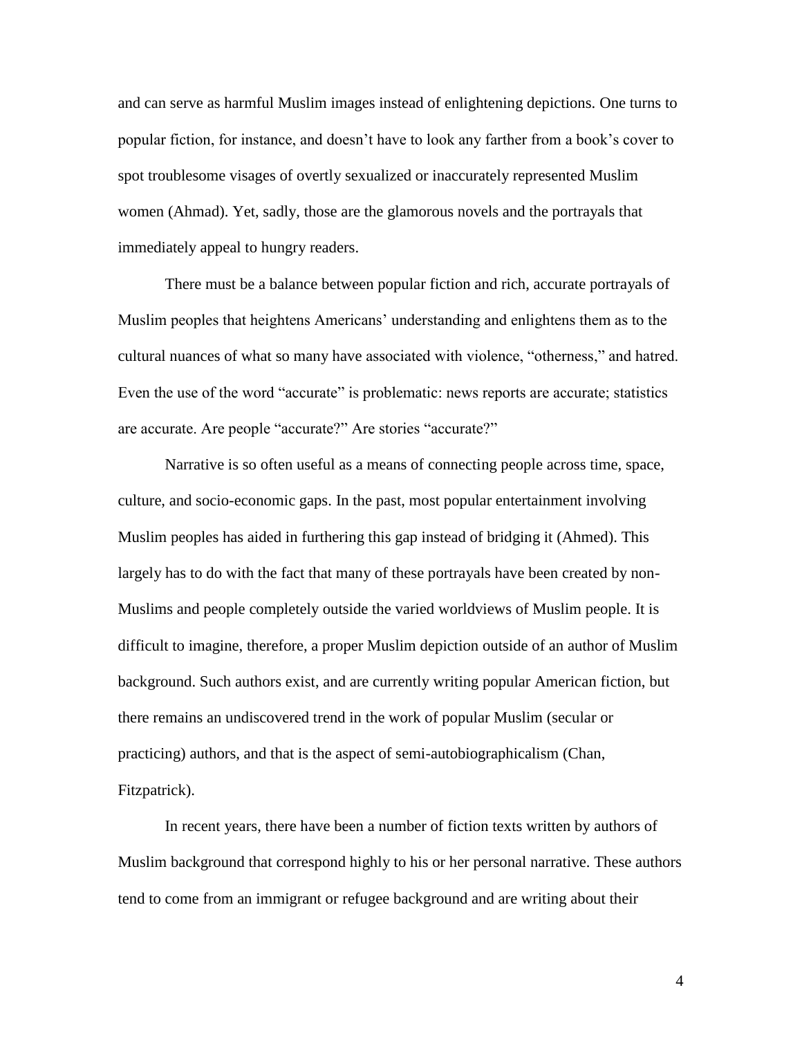and can serve as harmful Muslim images instead of enlightening depictions. One turns to popular fiction, for instance, and doesn't have to look any farther from a book's cover to spot troublesome visages of overtly sexualized or inaccurately represented Muslim women (Ahmad). Yet, sadly, those are the glamorous novels and the portrayals that immediately appeal to hungry readers.

There must be a balance between popular fiction and rich, accurate portrayals of Muslim peoples that heightens Americans' understanding and enlightens them as to the cultural nuances of what so many have associated with violence, "otherness," and hatred. Even the use of the word "accurate" is problematic: news reports are accurate; statistics are accurate. Are people "accurate?" Are stories "accurate?"

Narrative is so often useful as a means of connecting people across time, space, culture, and socio-economic gaps. In the past, most popular entertainment involving Muslim peoples has aided in furthering this gap instead of bridging it (Ahmed). This largely has to do with the fact that many of these portrayals have been created by non-Muslims and people completely outside the varied worldviews of Muslim people. It is difficult to imagine, therefore, a proper Muslim depiction outside of an author of Muslim background. Such authors exist, and are currently writing popular American fiction, but there remains an undiscovered trend in the work of popular Muslim (secular or practicing) authors, and that is the aspect of semi-autobiographicalism (Chan, Fitzpatrick).

In recent years, there have been a number of fiction texts written by authors of Muslim background that correspond highly to his or her personal narrative. These authors tend to come from an immigrant or refugee background and are writing about their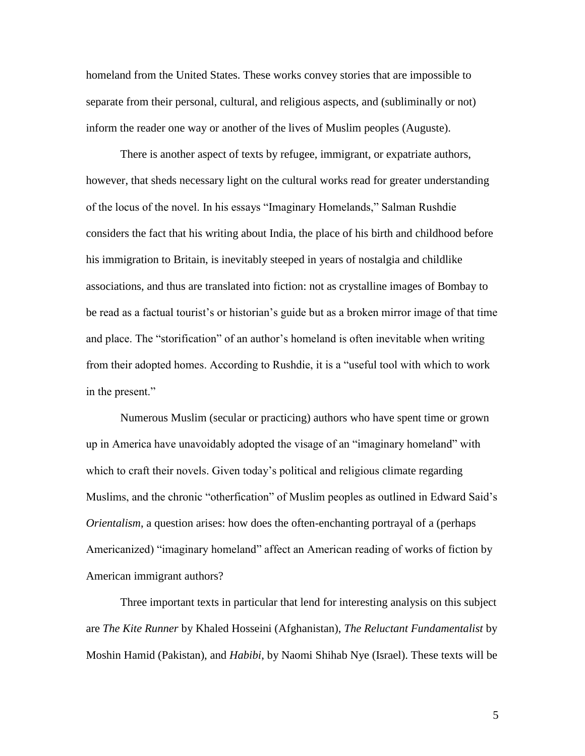homeland from the United States. These works convey stories that are impossible to separate from their personal, cultural, and religious aspects, and (subliminally or not) inform the reader one way or another of the lives of Muslim peoples (Auguste).

There is another aspect of texts by refugee, immigrant, or expatriate authors, however, that sheds necessary light on the cultural works read for greater understanding of the locus of the novel. In his essays "Imaginary Homelands," Salman Rushdie considers the fact that his writing about India, the place of his birth and childhood before his immigration to Britain, is inevitably steeped in years of nostalgia and childlike associations, and thus are translated into fiction: not as crystalline images of Bombay to be read as a factual tourist's or historian's guide but as a broken mirror image of that time and place. The "storification" of an author's homeland is often inevitable when writing from their adopted homes. According to Rushdie, it is a "useful tool with which to work in the present."

Numerous Muslim (secular or practicing) authors who have spent time or grown up in America have unavoidably adopted the visage of an "imaginary homeland" with which to craft their novels. Given today's political and religious climate regarding Muslims, and the chronic "otherfication" of Muslim peoples as outlined in Edward Said's *Orientalism*, a question arises: how does the often-enchanting portrayal of a (perhaps Americanized) "imaginary homeland" affect an American reading of works of fiction by American immigrant authors?

Three important texts in particular that lend for interesting analysis on this subject are *The Kite Runner* by Khaled Hosseini (Afghanistan), *The Reluctant Fundamentalist* by Moshin Hamid (Pakistan), and *Habibi*, by Naomi Shihab Nye (Israel). These texts will be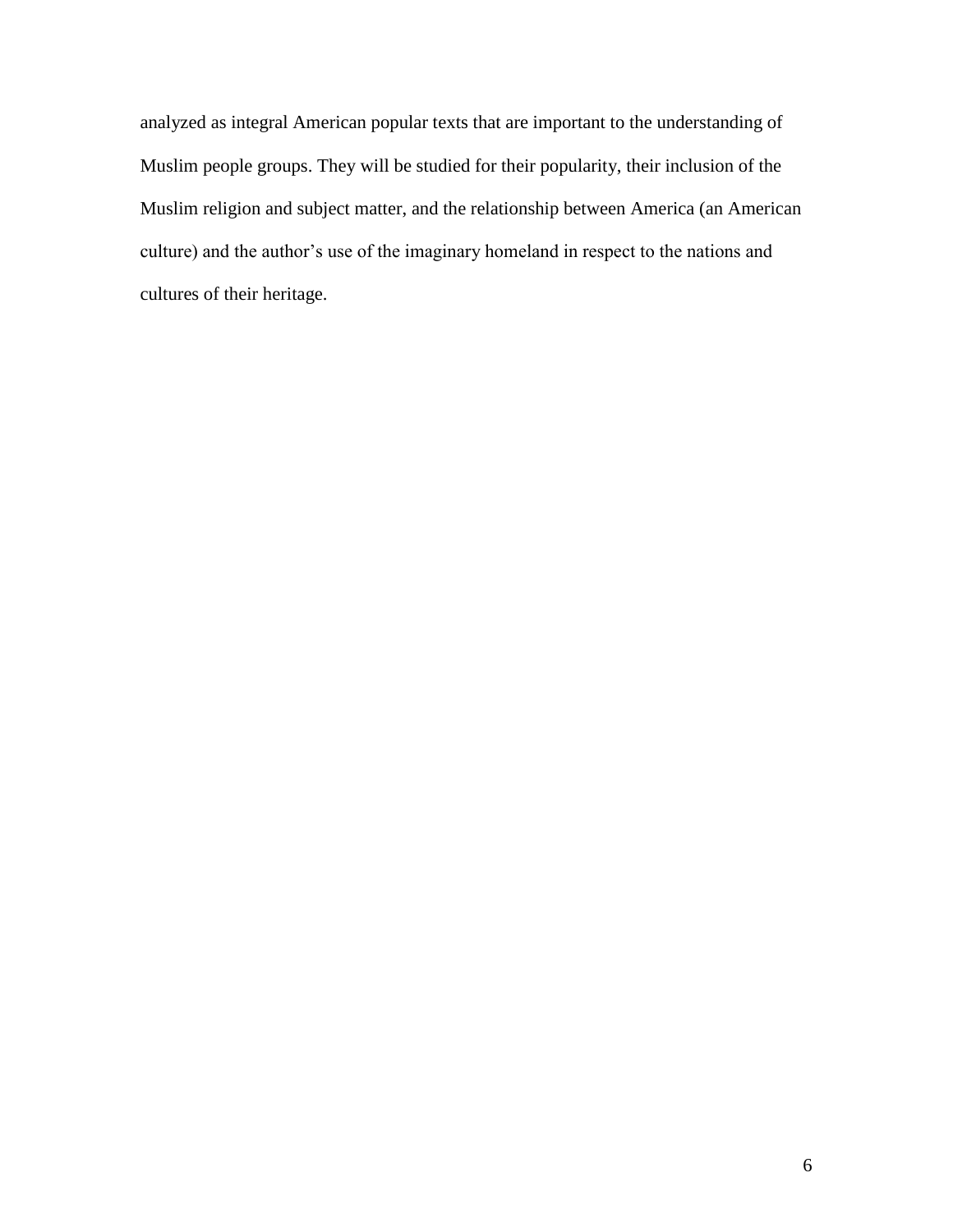analyzed as integral American popular texts that are important to the understanding of Muslim people groups. They will be studied for their popularity, their inclusion of the Muslim religion and subject matter, and the relationship between America (an American culture) and the author's use of the imaginary homeland in respect to the nations and cultures of their heritage.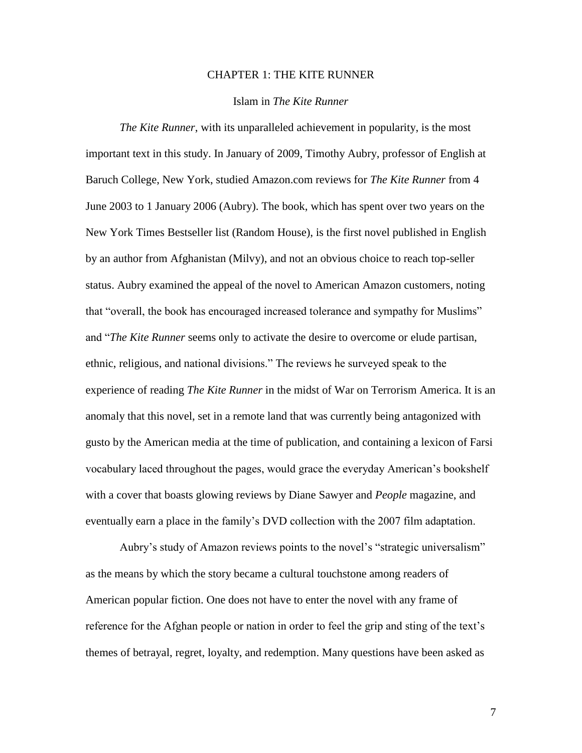# CHAPTER 1: THE KITE RUNNER

## Islam in *The Kite Runner*

*The Kite Runner*, with its unparalleled achievement in popularity, is the most important text in this study. In January of 2009, Timothy Aubry, professor of English at Baruch College, New York, studied Amazon.com reviews for *The Kite Runner* from 4 June 2003 to 1 January 2006 (Aubry). The book, which has spent over two years on the New York Times Bestseller list (Random House), is the first novel published in English by an author from Afghanistan (Milvy), and not an obvious choice to reach top-seller status. Aubry examined the appeal of the novel to American Amazon customers, noting that "overall, the book has encouraged increased tolerance and sympathy for Muslims" and "*The Kite Runner* seems only to activate the desire to overcome or elude partisan, ethnic, religious, and national divisions." The reviews he surveyed speak to the experience of reading *The Kite Runner* in the midst of War on Terrorism America. It is an anomaly that this novel, set in a remote land that was currently being antagonized with gusto by the American media at the time of publication, and containing a lexicon of Farsi vocabulary laced throughout the pages, would grace the everyday American's bookshelf with a cover that boasts glowing reviews by Diane Sawyer and *People* magazine, and eventually earn a place in the family's DVD collection with the 2007 film adaptation.

Aubry's study of Amazon reviews points to the novel's "strategic universalism" as the means by which the story became a cultural touchstone among readers of American popular fiction. One does not have to enter the novel with any frame of reference for the Afghan people or nation in order to feel the grip and sting of the text's themes of betrayal, regret, loyalty, and redemption. Many questions have been asked as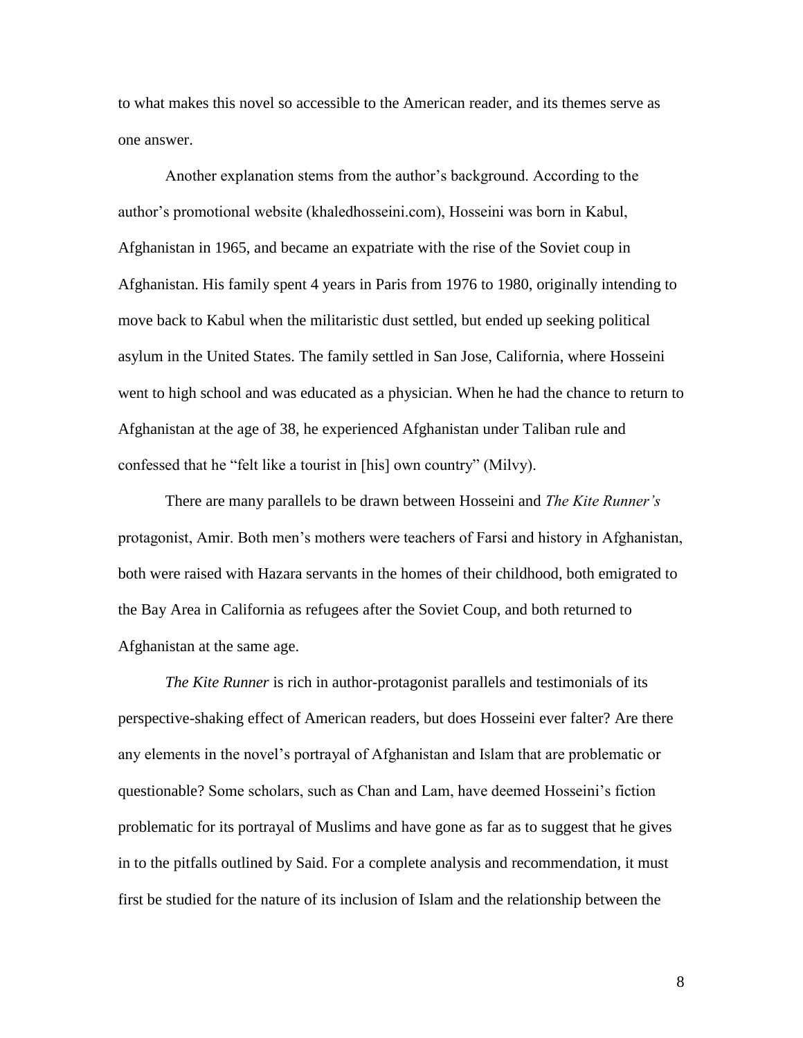to what makes this novel so accessible to the American reader, and its themes serve as one answer.

Another explanation stems from the author's background. According to the author's promotional website (khaledhosseini.com), Hosseini was born in Kabul, Afghanistan in 1965, and became an expatriate with the rise of the Soviet coup in Afghanistan. His family spent 4 years in Paris from 1976 to 1980, originally intending to move back to Kabul when the militaristic dust settled, but ended up seeking political asylum in the United States. The family settled in San Jose, California, where Hosseini went to high school and was educated as a physician. When he had the chance to return to Afghanistan at the age of 38, he experienced Afghanistan under Taliban rule and confessed that he "felt like a tourist in [his] own country" (Milvy).

There are many parallels to be drawn between Hosseini and *The Kite Runner's* protagonist, Amir. Both men's mothers were teachers of Farsi and history in Afghanistan, both were raised with Hazara servants in the homes of their childhood, both emigrated to the Bay Area in California as refugees after the Soviet Coup, and both returned to Afghanistan at the same age.

*The Kite Runner* is rich in author-protagonist parallels and testimonials of its perspective-shaking effect of American readers, but does Hosseini ever falter? Are there any elements in the novel's portrayal of Afghanistan and Islam that are problematic or questionable? Some scholars, such as Chan and Lam, have deemed Hosseini's fiction problematic for its portrayal of Muslims and have gone as far as to suggest that he gives in to the pitfalls outlined by Said. For a complete analysis and recommendation, it must first be studied for the nature of its inclusion of Islam and the relationship between the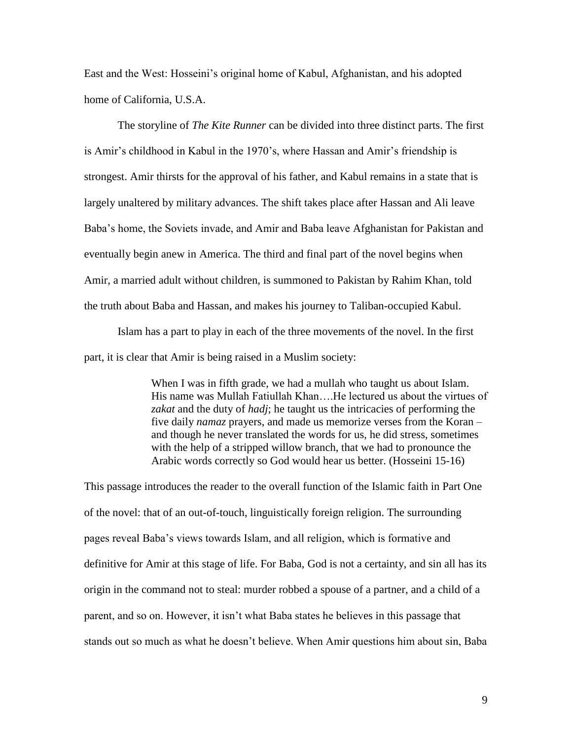East and the West: Hosseini's original home of Kabul, Afghanistan, and his adopted home of California, U.S.A.

The storyline of *The Kite Runner* can be divided into three distinct parts. The first is Amir's childhood in Kabul in the 1970's, where Hassan and Amir's friendship is strongest. Amir thirsts for the approval of his father, and Kabul remains in a state that is largely unaltered by military advances. The shift takes place after Hassan and Ali leave Baba's home, the Soviets invade, and Amir and Baba leave Afghanistan for Pakistan and eventually begin anew in America. The third and final part of the novel begins when Amir, a married adult without children, is summoned to Pakistan by Rahim Khan, told the truth about Baba and Hassan, and makes his journey to Taliban-occupied Kabul.

Islam has a part to play in each of the three movements of the novel. In the first part, it is clear that Amir is being raised in a Muslim society:

> When I was in fifth grade, we had a mullah who taught us about Islam. His name was Mullah Fatiullah Khan….He lectured us about the virtues of *zakat* and the duty of *hadj*; he taught us the intricacies of performing the five daily *namaz* prayers, and made us memorize verses from the Koran – and though he never translated the words for us, he did stress, sometimes with the help of a stripped willow branch, that we had to pronounce the Arabic words correctly so God would hear us better. (Hosseini 15-16)

This passage introduces the reader to the overall function of the Islamic faith in Part One of the novel: that of an out-of-touch, linguistically foreign religion. The surrounding pages reveal Baba's views towards Islam, and all religion, which is formative and definitive for Amir at this stage of life. For Baba, God is not a certainty, and sin all has its origin in the command not to steal: murder robbed a spouse of a partner, and a child of a parent, and so on. However, it isn't what Baba states he believes in this passage that stands out so much as what he doesn't believe. When Amir questions him about sin, Baba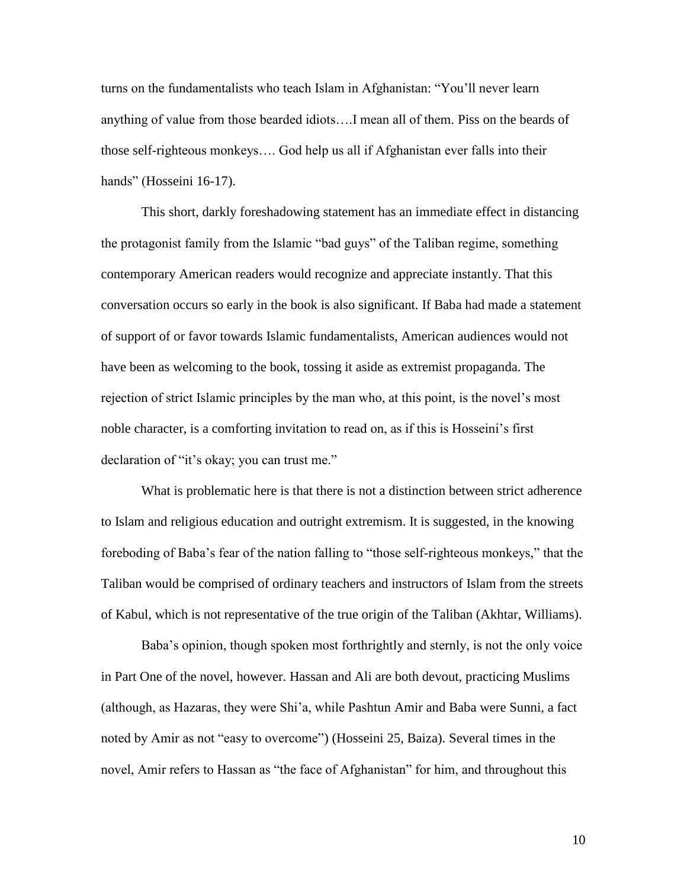turns on the fundamentalists who teach Islam in Afghanistan: "You'll never learn anything of value from those bearded idiots….I mean all of them. Piss on the beards of those self-righteous monkeys…. God help us all if Afghanistan ever falls into their hands" (Hosseini 16-17).

This short, darkly foreshadowing statement has an immediate effect in distancing the protagonist family from the Islamic "bad guys" of the Taliban regime, something contemporary American readers would recognize and appreciate instantly. That this conversation occurs so early in the book is also significant. If Baba had made a statement of support of or favor towards Islamic fundamentalists, American audiences would not have been as welcoming to the book, tossing it aside as extremist propaganda. The rejection of strict Islamic principles by the man who, at this point, is the novel's most noble character, is a comforting invitation to read on, as if this is Hosseini's first declaration of "it's okay; you can trust me."

What is problematic here is that there is not a distinction between strict adherence to Islam and religious education and outright extremism. It is suggested, in the knowing foreboding of Baba's fear of the nation falling to "those self-righteous monkeys," that the Taliban would be comprised of ordinary teachers and instructors of Islam from the streets of Kabul, which is not representative of the true origin of the Taliban (Akhtar, Williams).

Baba's opinion, though spoken most forthrightly and sternly, is not the only voice in Part One of the novel, however. Hassan and Ali are both devout, practicing Muslims (although, as Hazaras, they were Shi'a, while Pashtun Amir and Baba were Sunni, a fact noted by Amir as not "easy to overcome") (Hosseini 25, Baiza). Several times in the novel, Amir refers to Hassan as "the face of Afghanistan" for him, and throughout this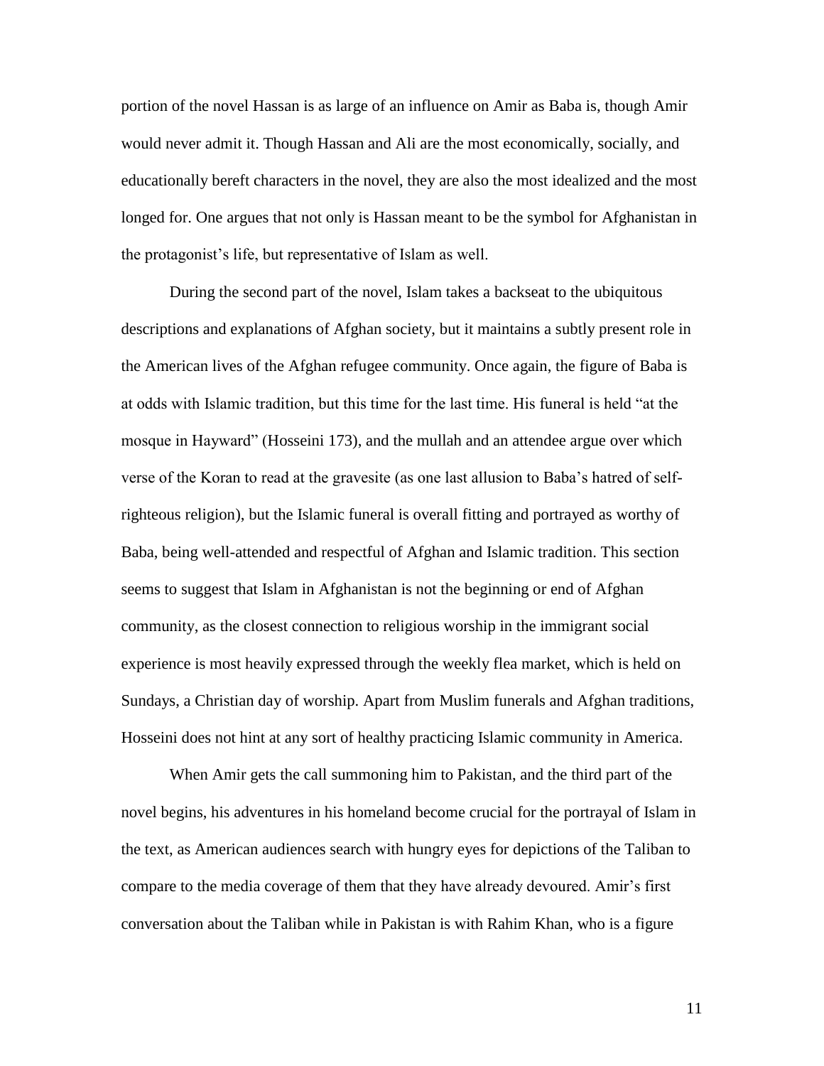portion of the novel Hassan is as large of an influence on Amir as Baba is, though Amir would never admit it. Though Hassan and Ali are the most economically, socially, and educationally bereft characters in the novel, they are also the most idealized and the most longed for. One argues that not only is Hassan meant to be the symbol for Afghanistan in the protagonist's life, but representative of Islam as well.

During the second part of the novel, Islam takes a backseat to the ubiquitous descriptions and explanations of Afghan society, but it maintains a subtly present role in the American lives of the Afghan refugee community. Once again, the figure of Baba is at odds with Islamic tradition, but this time for the last time. His funeral is held "at the mosque in Hayward" (Hosseini 173), and the mullah and an attendee argue over which verse of the Koran to read at the gravesite (as one last allusion to Baba's hatred of self-righteous religion), but the Islamic funeral is overall fitting and portrayed as worthy of Baba, being well-attended and respectful of Afghan and Islamic tradition. This section seems to suggest that Islam in Afghanistan is not the beginning or end of Afghan community, as the closest connection to religious worship in the immigrant social experience is most heavily expressed through the weekly flea market, which is held on Sundays, a Christian day of worship. Apart from Muslim funerals and Afghan traditions, Hosseini does not hint at any sort of healthy practicing Islamic community in America.

When Amir gets the call summoning him to Pakistan, and the third part of the novel begins, his adventures in his homeland become crucial for the portrayal of Islam in the text, as American audiences search with hungry eyes for depictions of the Taliban to compare to the media coverage of them that they have already devoured. Amir's first conversation about the Taliban while in Pakistan is with Rahim Khan, who is a figure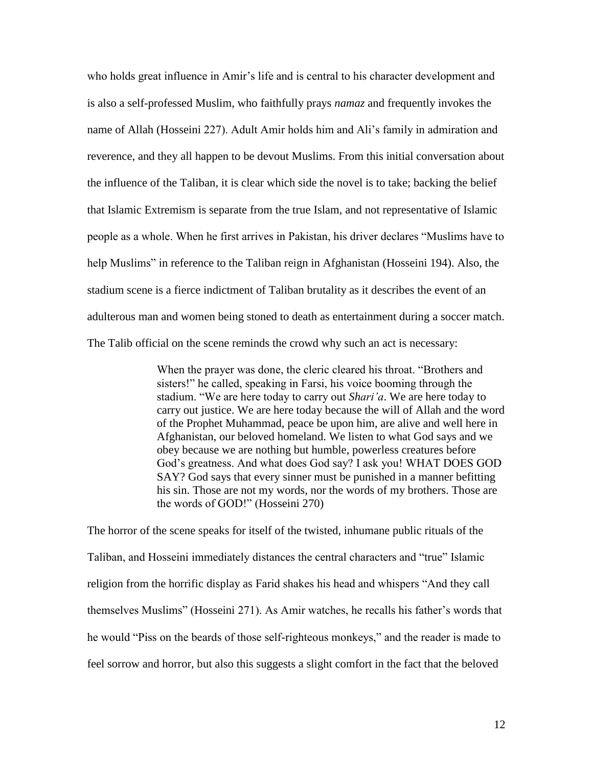who holds great influence in Amir's life and is central to his character development and is also a self-professed Muslim, who faithfully prays *namaz* and frequently invokes the name of Allah (Hosseini 227). Adult Amir holds him and Ali's family in admiration and reverence, and they all happen to be devout Muslims. From this initial conversation about the influence of the Taliban, it is clear which side the novel is to take; backing the belief that Islamic Extremism is separate from the true Islam, and not representative of Islamic people as a whole. When he first arrives in Pakistan, his driver declares "Muslims have to help Muslims" in reference to the Taliban reign in Afghanistan (Hosseini 194). Also, the stadium scene is a fierce indictment of Taliban brutality as it describes the event of an adulterous man and women being stoned to death as entertainment during a soccer match. The Talib official on the scene reminds the crowd why such an act is necessary:

> When the prayer was done, the cleric cleared his throat. "Brothers and sisters!" he called, speaking in Farsi, his voice booming through the stadium. "We are here today to carry out *Shari'a*. We are here today to carry out justice. We are here today because the will of Allah and the word of the Prophet Muhammad, peace be upon him, are alive and well here in Afghanistan, our beloved homeland. We listen to what God says and we obey because we are nothing but humble, powerless creatures before God's greatness. And what does God say? I ask you! WHAT DOES GOD SAY? God says that every sinner must be punished in a manner befitting his sin. Those are not my words, nor the words of my brothers. Those are the words of GOD!" (Hosseini 270)

The horror of the scene speaks for itself of the twisted, inhumane public rituals of the Taliban, and Hosseini immediately distances the central characters and "true" Islamic religion from the horrific display as Farid shakes his head and whispers "And they call themselves Muslims" (Hosseini 271). As Amir watches, he recalls his father's words that he would "Piss on the beards of those self-righteous monkeys," and the reader is made to feel sorrow and horror, but also this suggests a slight comfort in the fact that the beloved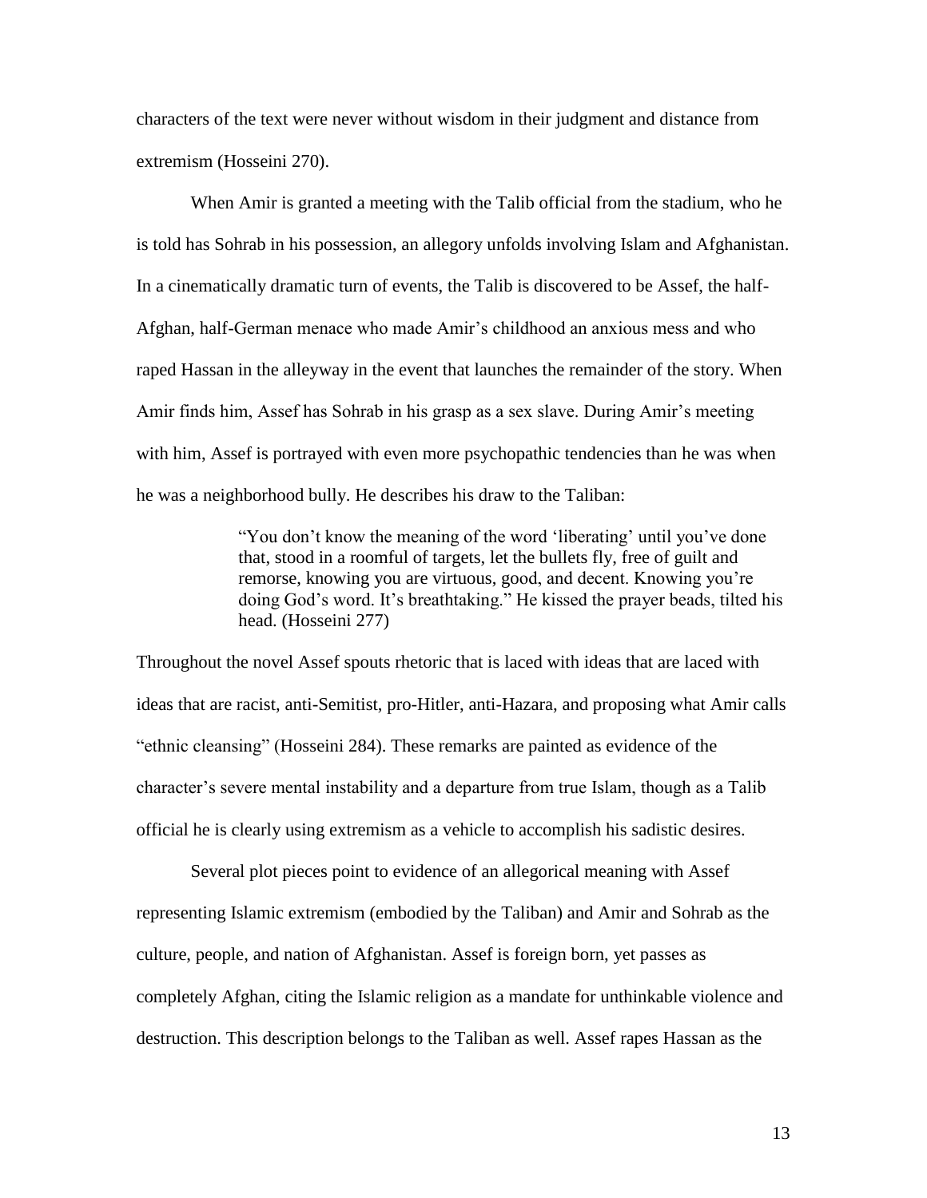characters of the text were never without wisdom in their judgment and distance from extremism (Hosseini 270).

When Amir is granted a meeting with the Talib official from the stadium, who he is told has Sohrab in his possession, an allegory unfolds involving Islam and Afghanistan. In a cinematically dramatic turn of events, the Talib is discovered to be Assef, the half-Afghan, half-German menace who made Amir's childhood an anxious mess and who raped Hassan in the alleyway in the event that launches the remainder of the story. When Amir finds him, Assef has Sohrab in his grasp as a sex slave. During Amir's meeting with him, Assef is portrayed with even more psychopathic tendencies than he was when he was a neighborhood bully. He describes his draw to the Taliban:

> "You don't know the meaning of the word 'liberating' until you've done that, stood in a roomful of targets, let the bullets fly, free of guilt and remorse, knowing you are virtuous, good, and decent. Knowing you're doing God's word. It's breathtaking." He kissed the prayer beads, tilted his head. (Hosseini 277)

Throughout the novel Assef spouts rhetoric that is laced with ideas that are laced with ideas that are racist, anti-Semitist, pro-Hitler, anti-Hazara, and proposing what Amir calls "ethnic cleansing" (Hosseini 284). These remarks are painted as evidence of the character's severe mental instability and a departure from true Islam, though as a Talib official he is clearly using extremism as a vehicle to accomplish his sadistic desires.

Several plot pieces point to evidence of an allegorical meaning with Assef representing Islamic extremism (embodied by the Taliban) and Amir and Sohrab as the culture, people, and nation of Afghanistan. Assef is foreign born, yet passes as completely Afghan, citing the Islamic religion as a mandate for unthinkable violence and destruction. This description belongs to the Taliban as well. Assef rapes Hassan as the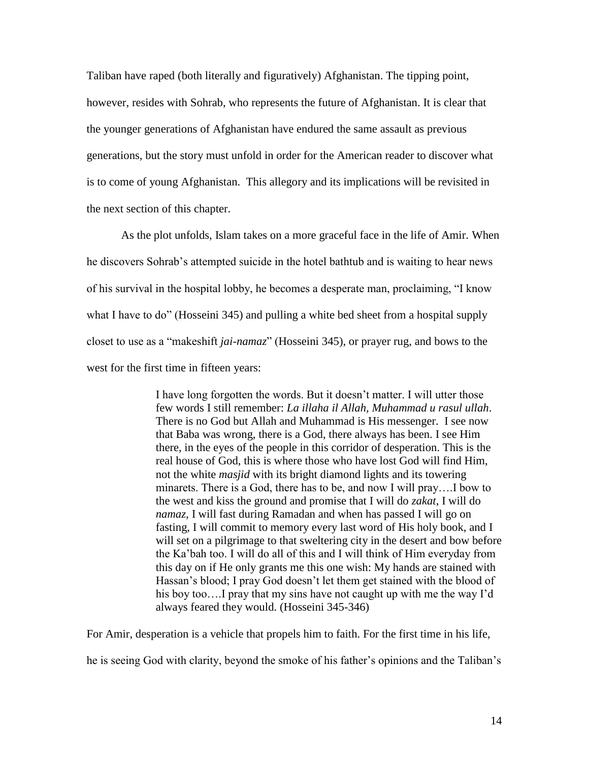Taliban have raped (both literally and figuratively) Afghanistan. The tipping point, however, resides with Sohrab, who represents the future of Afghanistan. It is clear that the younger generations of Afghanistan have endured the same assault as previous generations, but the story must unfold in order for the American reader to discover what is to come of young Afghanistan.  This allegory and its implications will be revisited in the next section of this chapter.

As the plot unfolds, Islam takes on a more graceful face in the life of Amir. When he discovers Sohrab's attempted suicide in the hotel bathtub and is waiting to hear news of his survival in the hospital lobby, he becomes a desperate man, proclaiming, "I know what I have to do" (Hosseini 345) and pulling a white bed sheet from a hospital supply closet to use as a "makeshift *jai-namaz*" (Hosseini 345), or prayer rug, and bows to the west for the first time in fifteen years:

> I have long forgotten the words. But it doesn't matter. I will utter those few words I still remember: *La illaha il Allah, Muhammad u rasul ullah*. There is no God but Allah and Muhammad is His messenger.  I see now that Baba was wrong, there is a God, there always has been. I see Him there, in the eyes of the people in this corridor of desperation. This is the real house of God, this is where those who have lost God will find Him, not the white *masjid* with its bright diamond lights and its towering minarets. There is a God, there has to be, and now I will pray….I bow to the west and kiss the ground and promise that I will do *zakat*, I will do *namaz*, I will fast during Ramadan and when has passed I will go on fasting, I will commit to memory every last word of His holy book, and I will set on a pilgrimage to that sweltering city in the desert and bow before the Ka'bah too. I will do all of this and I will think of Him everyday from this day on if He only grants me this one wish: My hands are stained with Hassan's blood; I pray God doesn't let them get stained with the blood of his boy too….I pray that my sins have not caught up with me the way I'd always feared they would. (Hosseini 345-346)

For Amir, desperation is a vehicle that propels him to faith. For the first time in his life, he is seeing God with clarity, beyond the smoke of his father's opinions and the Taliban's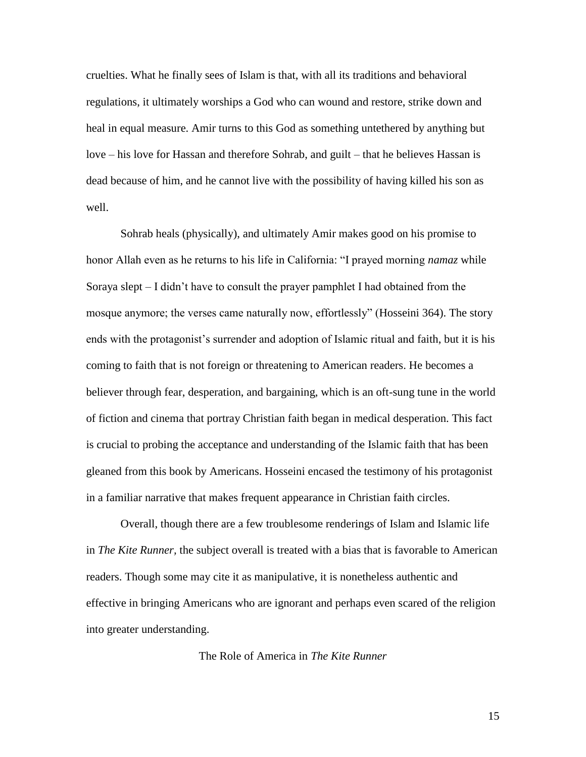cruelties. What he finally sees of Islam is that, with all its traditions and behavioral regulations, it ultimately worships a God who can wound and restore, strike down and heal in equal measure. Amir turns to this God as something untethered by anything but love – his love for Hassan and therefore Sohrab, and guilt – that he believes Hassan is dead because of him, and he cannot live with the possibility of having killed his son as well.

Sohrab heals (physically), and ultimately Amir makes good on his promise to honor Allah even as he returns to his life in California: "I prayed morning *namaz* while Soraya slept – I didn't have to consult the prayer pamphlet I had obtained from the mosque anymore; the verses came naturally now, effortlessly" (Hosseini 364). The story ends with the protagonist's surrender and adoption of Islamic ritual and faith, but it is his coming to faith that is not foreign or threatening to American readers. He becomes a believer through fear, desperation, and bargaining, which is an oft-sung tune in the world of fiction and cinema that portray Christian faith began in medical desperation. This fact is crucial to probing the acceptance and understanding of the Islamic faith that has been gleaned from this book by Americans. Hosseini encased the testimony of his protagonist in a familiar narrative that makes frequent appearance in Christian faith circles.

Overall, though there are a few troublesome renderings of Islam and Islamic life in *The Kite Runner*, the subject overall is treated with a bias that is favorable to American readers. Though some may cite it as manipulative, it is nonetheless authentic and effective in bringing Americans who are ignorant and perhaps even scared of the religion into greater understanding.

## The Role of America in *The Kite Runner*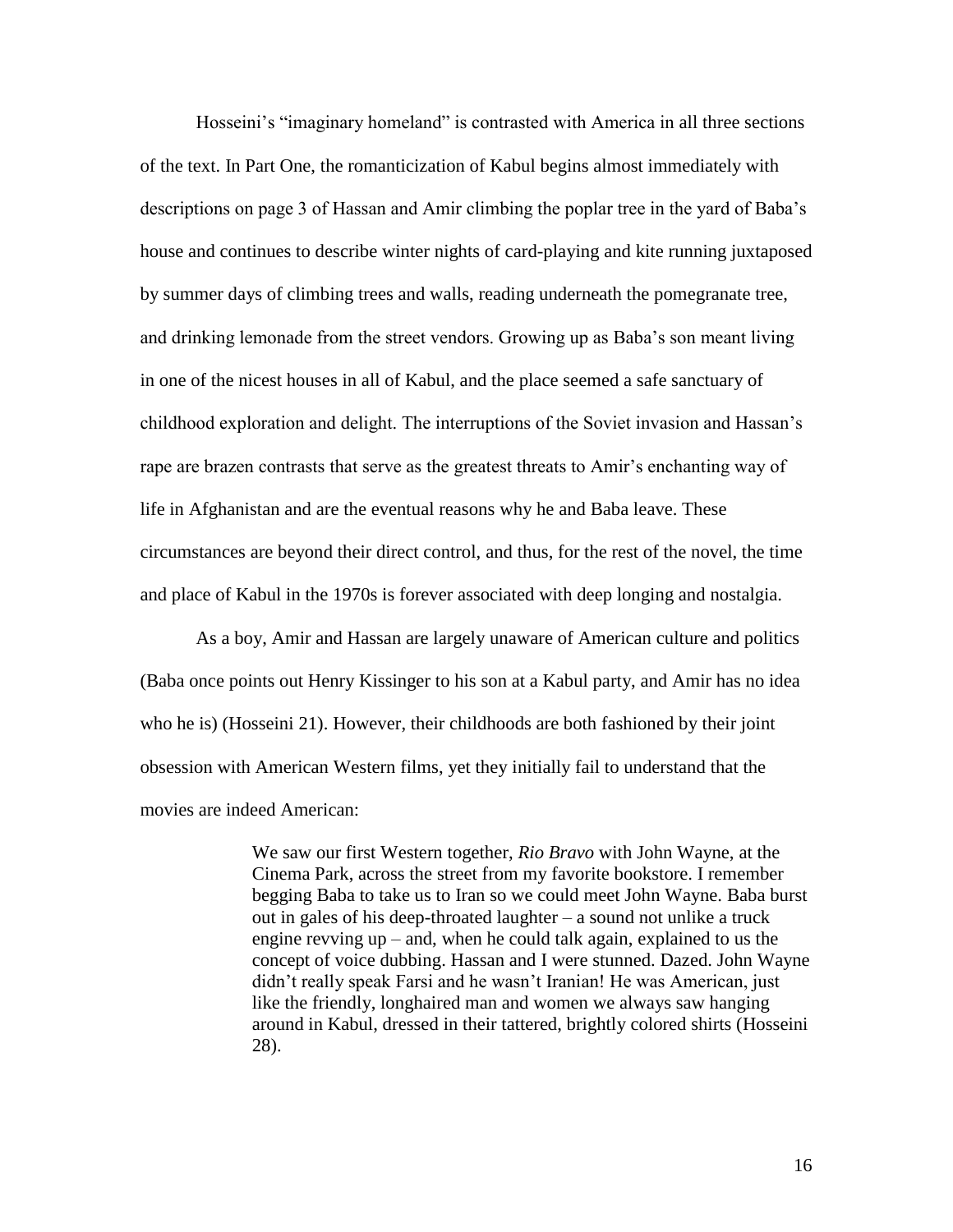Hosseini's "imaginary homeland" is contrasted with America in all three sections of the text. In Part One, the romanticization of Kabul begins almost immediately with descriptions on page 3 of Hassan and Amir climbing the poplar tree in the yard of Baba's house and continues to describe winter nights of card-playing and kite running juxtaposed by summer days of climbing trees and walls, reading underneath the pomegranate tree, and drinking lemonade from the street vendors. Growing up as Baba's son meant living in one of the nicest houses in all of Kabul, and the place seemed a safe sanctuary of childhood exploration and delight. The interruptions of the Soviet invasion and Hassan's rape are brazen contrasts that serve as the greatest threats to Amir's enchanting way of life in Afghanistan and are the eventual reasons why he and Baba leave. These circumstances are beyond their direct control, and thus, for the rest of the novel, the time and place of Kabul in the 1970s is forever associated with deep longing and nostalgia.

As a boy, Amir and Hassan are largely unaware of American culture and politics (Baba once points out Henry Kissinger to his son at a Kabul party, and Amir has no idea who he is) (Hosseini 21). However, their childhoods are both fashioned by their joint obsession with American Western films, yet they initially fail to understand that the movies are indeed American:

> We saw our first Western together, *Rio Bravo* with John Wayne, at the Cinema Park, across the street from my favorite bookstore. I remember begging Baba to take us to Iran so we could meet John Wayne. Baba burst out in gales of his deep-throated laughter – a sound not unlike a truck engine revving up – and, when he could talk again, explained to us the concept of voice dubbing. Hassan and I were stunned. Dazed. John Wayne didn't really speak Farsi and he wasn't Iranian! He was American, just like the friendly, longhaired man and women we always saw hanging around in Kabul, dressed in their tattered, brightly colored shirts (Hosseini 28).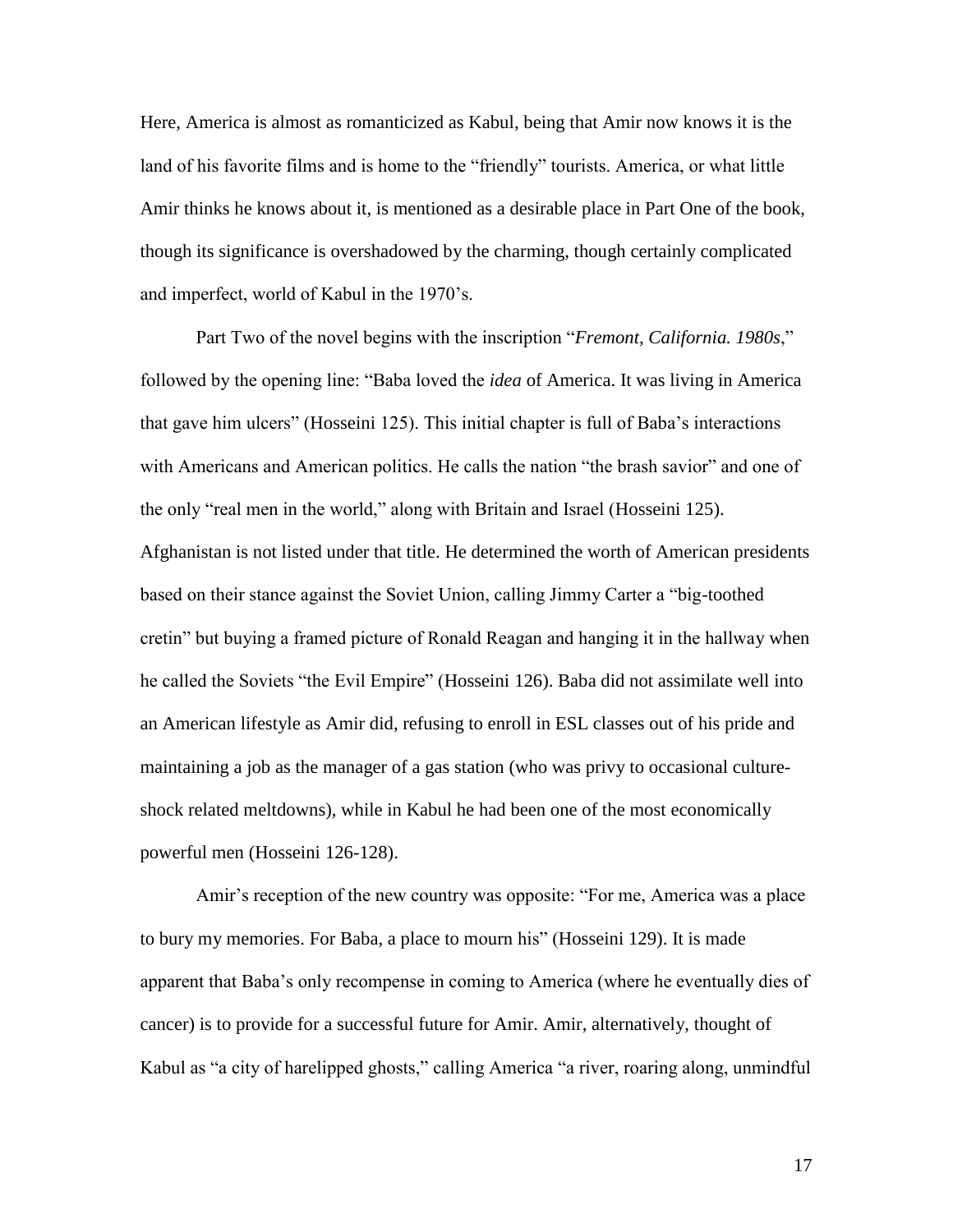Here, America is almost as romanticized as Kabul, being that Amir now knows it is the land of his favorite films and is home to the "friendly" tourists. America, or what little Amir thinks he knows about it, is mentioned as a desirable place in Part One of the book, though its significance is overshadowed by the charming, though certainly complicated and imperfect, world of Kabul in the 1970's.

Part Two of the novel begins with the inscription "*Fremont, California. 1980s*," followed by the opening line: "Baba loved the *idea* of America. It was living in America that gave him ulcers" (Hosseini 125). This initial chapter is full of Baba's interactions with Americans and American politics. He calls the nation "the brash savior" and one of the only "real men in the world," along with Britain and Israel (Hosseini 125). Afghanistan is not listed under that title. He determined the worth of American presidents based on their stance against the Soviet Union, calling Jimmy Carter a "big-toothed cretin" but buying a framed picture of Ronald Reagan and hanging it in the hallway when he called the Soviets "the Evil Empire" (Hosseini 126). Baba did not assimilate well into an American lifestyle as Amir did, refusing to enroll in ESL classes out of his pride and maintaining a job as the manager of a gas station (who was privy to occasional culture-shock related meltdowns), while in Kabul he had been one of the most economically powerful men (Hosseini 126-128).

Amir's reception of the new country was opposite: "For me, America was a place to bury my memories. For Baba, a place to mourn his" (Hosseini 129). It is made apparent that Baba's only recompense in coming to America (where he eventually dies of cancer) is to provide for a successful future for Amir. Amir, alternatively, thought of Kabul as "a city of harelipped ghosts," calling America "a river, roaring along, unmindful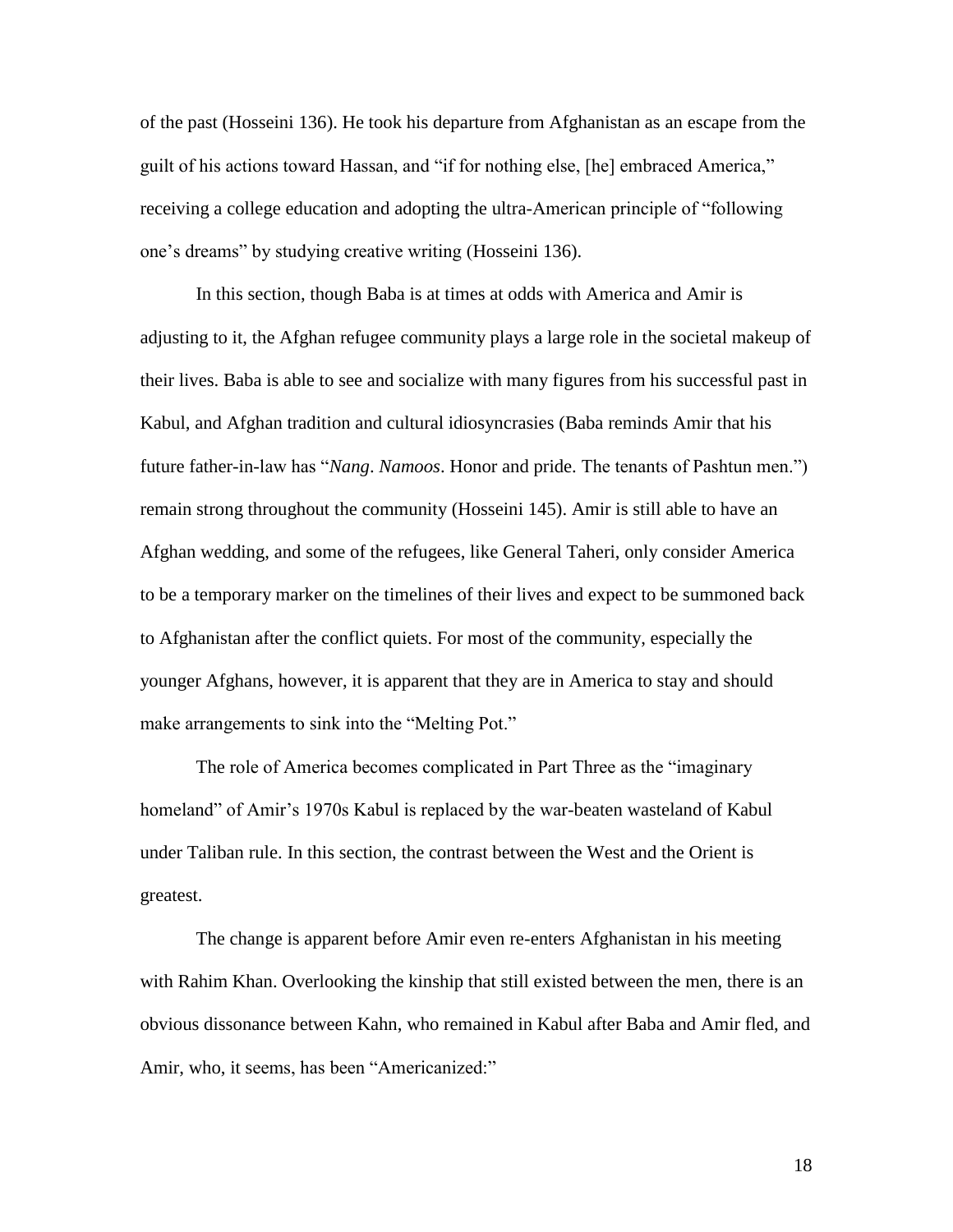of the past (Hosseini 136). He took his departure from Afghanistan as an escape from the guilt of his actions toward Hassan, and "if for nothing else, [he] embraced America," receiving a college education and adopting the ultra-American principle of "following one's dreams" by studying creative writing (Hosseini 136).

In this section, though Baba is at times at odds with America and Amir is adjusting to it, the Afghan refugee community plays a large role in the societal makeup of their lives. Baba is able to see and socialize with many figures from his successful past in Kabul, and Afghan tradition and cultural idiosyncrasies (Baba reminds Amir that his future father-in-law has "*Nang*. *Namoos*. Honor and pride. The tenants of Pashtun men.") remain strong throughout the community (Hosseini 145). Amir is still able to have an Afghan wedding, and some of the refugees, like General Taheri, only consider America to be a temporary marker on the timelines of their lives and expect to be summoned back to Afghanistan after the conflict quiets. For most of the community, especially the younger Afghans, however, it is apparent that they are in America to stay and should make arrangements to sink into the "Melting Pot."

The role of America becomes complicated in Part Three as the "imaginary homeland" of Amir's 1970s Kabul is replaced by the war-beaten wasteland of Kabul under Taliban rule. In this section, the contrast between the West and the Orient is greatest.

The change is apparent before Amir even re-enters Afghanistan in his meeting with Rahim Khan. Overlooking the kinship that still existed between the men, there is an obvious dissonance between Kahn, who remained in Kabul after Baba and Amir fled, and Amir, who, it seems, has been "Americanized:"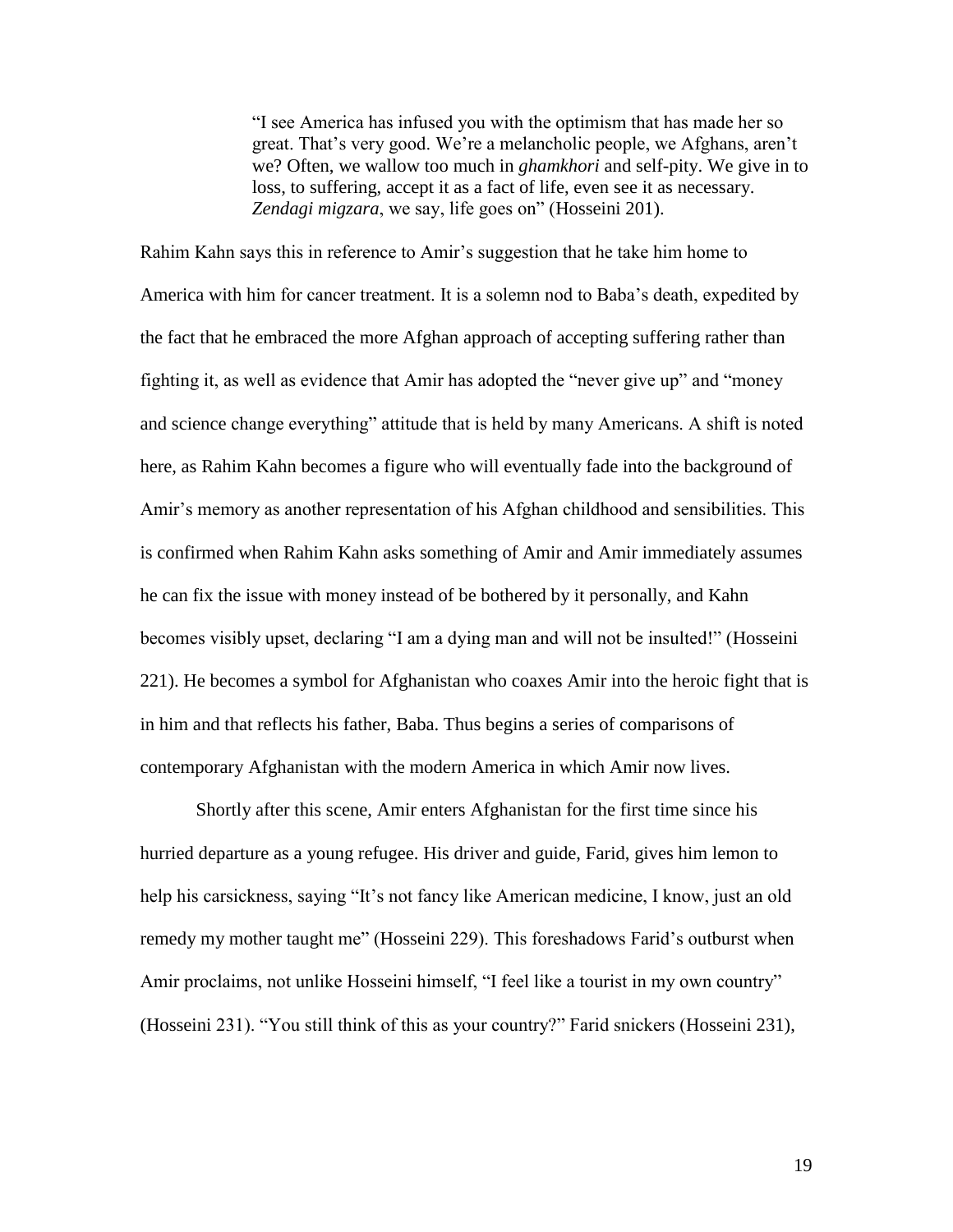> "I see America has infused you with the optimism that has made her so great. That's very good. We're a melancholic people, we Afghans, aren't we? Often, we wallow too much in *ghamkhori* and self-pity. We give in to loss, to suffering, accept it as a fact of life, even see it as necessary. *Zendagi migzara*, we say, life goes on" (Hosseini 201).

Rahim Kahn says this in reference to Amir's suggestion that he take him home to America with him for cancer treatment. It is a solemn nod to Baba's death, expedited by the fact that he embraced the more Afghan approach of accepting suffering rather than fighting it, as well as evidence that Amir has adopted the "never give up" and "money and science change everything" attitude that is held by many Americans. A shift is noted here, as Rahim Kahn becomes a figure who will eventually fade into the background of Amir's memory as another representation of his Afghan childhood and sensibilities. This is confirmed when Rahim Kahn asks something of Amir and Amir immediately assumes he can fix the issue with money instead of be bothered by it personally, and Kahn becomes visibly upset, declaring "I am a dying man and will not be insulted!" (Hosseini 221). He becomes a symbol for Afghanistan who coaxes Amir into the heroic fight that is in him and that reflects his father, Baba. Thus begins a series of comparisons of contemporary Afghanistan with the modern America in which Amir now lives.

Shortly after this scene, Amir enters Afghanistan for the first time since his hurried departure as a young refugee. His driver and guide, Farid, gives him lemon to help his carsickness, saying "It's not fancy like American medicine, I know, just an old remedy my mother taught me" (Hosseini 229). This foreshadows Farid's outburst when Amir proclaims, not unlike Hosseini himself, "I feel like a tourist in my own country" (Hosseini 231). "You still think of this as your country?" Farid snickers (Hosseini 231),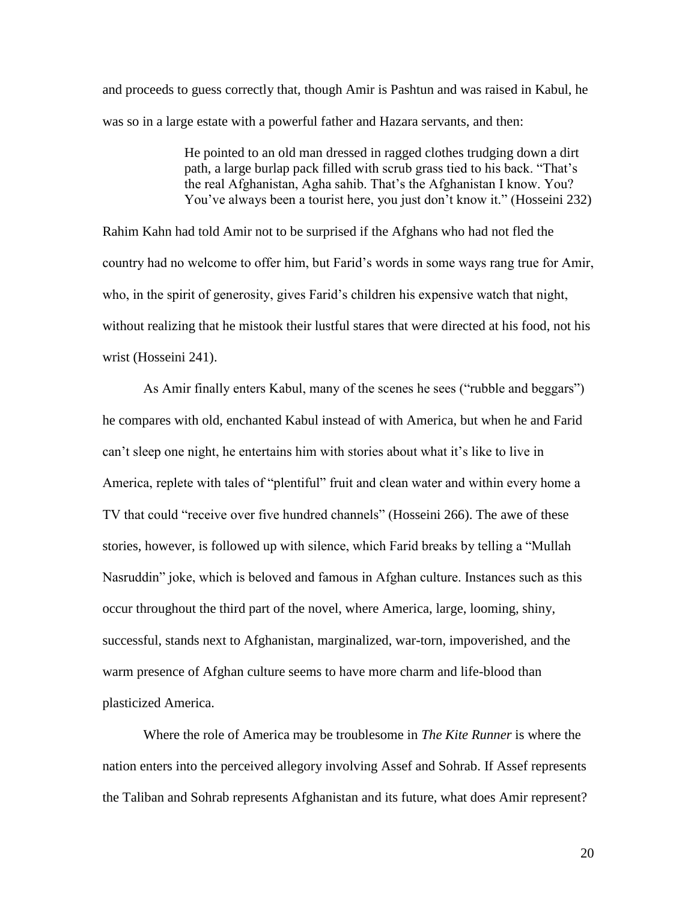and proceeds to guess correctly that, though Amir is Pashtun and was raised in Kabul, he was so in a large estate with a powerful father and Hazara servants, and then:

> He pointed to an old man dressed in ragged clothes trudging down a dirt path, a large burlap pack filled with scrub grass tied to his back. "That's the real Afghanistan, Agha sahib. That's the Afghanistan I know. You? You've always been a tourist here, you just don't know it." (Hosseini 232)

Rahim Kahn had told Amir not to be surprised if the Afghans who had not fled the country had no welcome to offer him, but Farid's words in some ways rang true for Amir, who, in the spirit of generosity, gives Farid's children his expensive watch that night, without realizing that he mistook their lustful stares that were directed at his food, not his wrist (Hosseini 241).

As Amir finally enters Kabul, many of the scenes he sees ("rubble and beggars") he compares with old, enchanted Kabul instead of with America, but when he and Farid can't sleep one night, he entertains him with stories about what it's like to live in America, replete with tales of "plentiful" fruit and clean water and within every home a TV that could "receive over five hundred channels" (Hosseini 266). The awe of these stories, however, is followed up with silence, which Farid breaks by telling a "Mullah Nasruddin" joke, which is beloved and famous in Afghan culture. Instances such as this occur throughout the third part of the novel, where America, large, looming, shiny, successful, stands next to Afghanistan, marginalized, war-torn, impoverished, and the warm presence of Afghan culture seems to have more charm and life-blood than plasticized America.

Where the role of America may be troublesome in *The Kite Runner* is where the nation enters into the perceived allegory involving Assef and Sohrab. If Assef represents the Taliban and Sohrab represents Afghanistan and its future, what does Amir represent?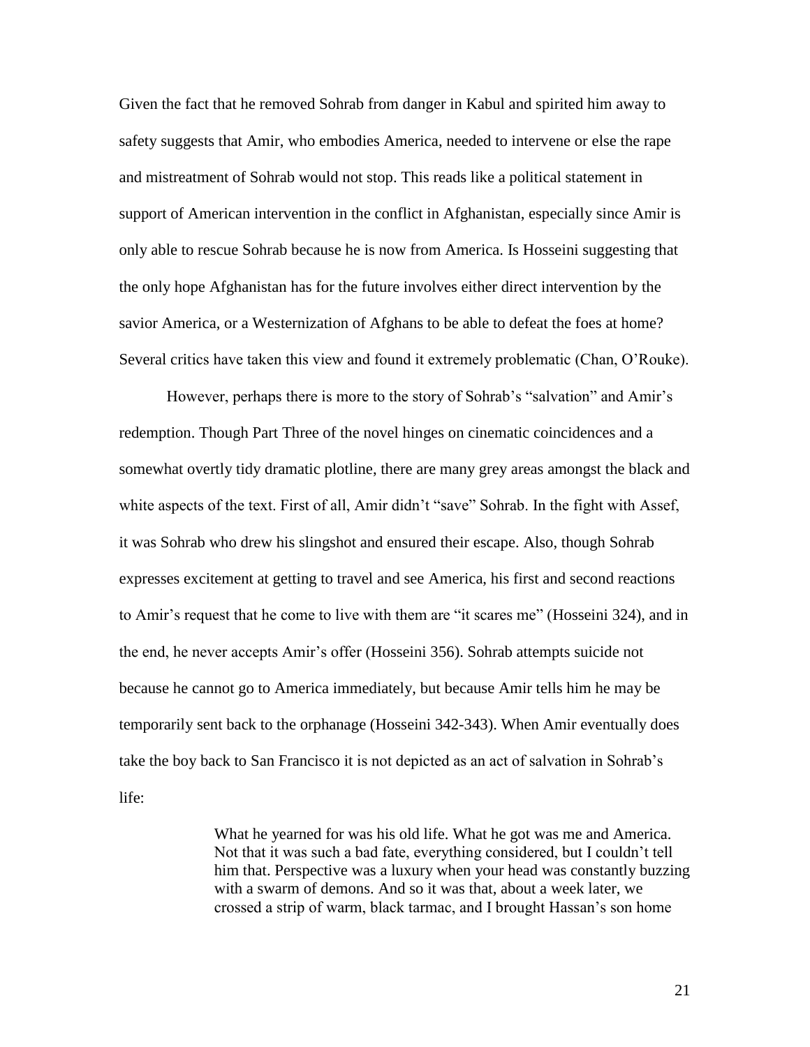Given the fact that he removed Sohrab from danger in Kabul and spirited him away to safety suggests that Amir, who embodies America, needed to intervene or else the rape and mistreatment of Sohrab would not stop. This reads like a political statement in support of American intervention in the conflict in Afghanistan, especially since Amir is only able to rescue Sohrab because he is now from America. Is Hosseini suggesting that the only hope Afghanistan has for the future involves either direct intervention by the savior America, or a Westernization of Afghans to be able to defeat the foes at home? Several critics have taken this view and found it extremely problematic (Chan, O'Rouke).

However, perhaps there is more to the story of Sohrab's "salvation" and Amir's redemption. Though Part Three of the novel hinges on cinematic coincidences and a somewhat overtly tidy dramatic plotline, there are many grey areas amongst the black and white aspects of the text. First of all, Amir didn't "save" Sohrab. In the fight with Assef, it was Sohrab who drew his slingshot and ensured their escape. Also, though Sohrab expresses excitement at getting to travel and see America, his first and second reactions to Amir's request that he come to live with them are "it scares me" (Hosseini 324), and in the end, he never accepts Amir's offer (Hosseini 356). Sohrab attempts suicide not because he cannot go to America immediately, but because Amir tells him he may be temporarily sent back to the orphanage (Hosseini 342-343). When Amir eventually does take the boy back to San Francisco it is not depicted as an act of salvation in Sohrab's life:

> What he yearned for was his old life. What he got was me and America. Not that it was such a bad fate, everything considered, but I couldn't tell him that. Perspective was a luxury when your head was constantly buzzing with a swarm of demons. And so it was that, about a week later, we crossed a strip of warm, black tarmac, and I brought Hassan's son home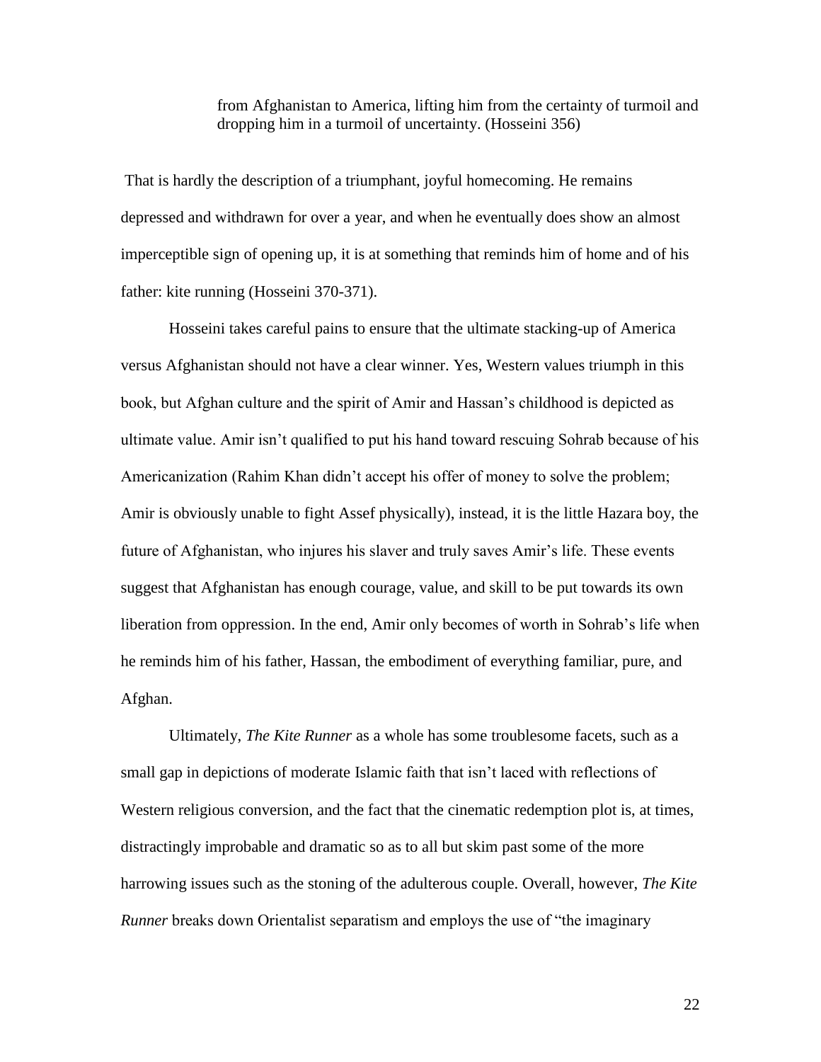> from Afghanistan to America, lifting him from the certainty of turmoil and dropping him in a turmoil of uncertainty. (Hosseini 356)

That is hardly the description of a triumphant, joyful homecoming. He remains depressed and withdrawn for over a year, and when he eventually does show an almost imperceptible sign of opening up, it is at something that reminds him of home and of his father: kite running (Hosseini 370-371).

Hosseini takes careful pains to ensure that the ultimate stacking-up of America versus Afghanistan should not have a clear winner. Yes, Western values triumph in this book, but Afghan culture and the spirit of Amir and Hassan's childhood is depicted as ultimate value. Amir isn't qualified to put his hand toward rescuing Sohrab because of his Americanization (Rahim Khan didn't accept his offer of money to solve the problem; Amir is obviously unable to fight Assef physically), instead, it is the little Hazara boy, the future of Afghanistan, who injures his slaver and truly saves Amir's life. These events suggest that Afghanistan has enough courage, value, and skill to be put towards its own liberation from oppression. In the end, Amir only becomes of worth in Sohrab's life when he reminds him of his father, Hassan, the embodiment of everything familiar, pure, and Afghan.

Ultimately, *The Kite Runner* as a whole has some troublesome facets, such as a small gap in depictions of moderate Islamic faith that isn't laced with reflections of Western religious conversion, and the fact that the cinematic redemption plot is, at times, distractingly improbable and dramatic so as to all but skim past some of the more harrowing issues such as the stoning of the adulterous couple. Overall, however, *The Kite Runner* breaks down Orientalist separatism and employs the use of "the imaginary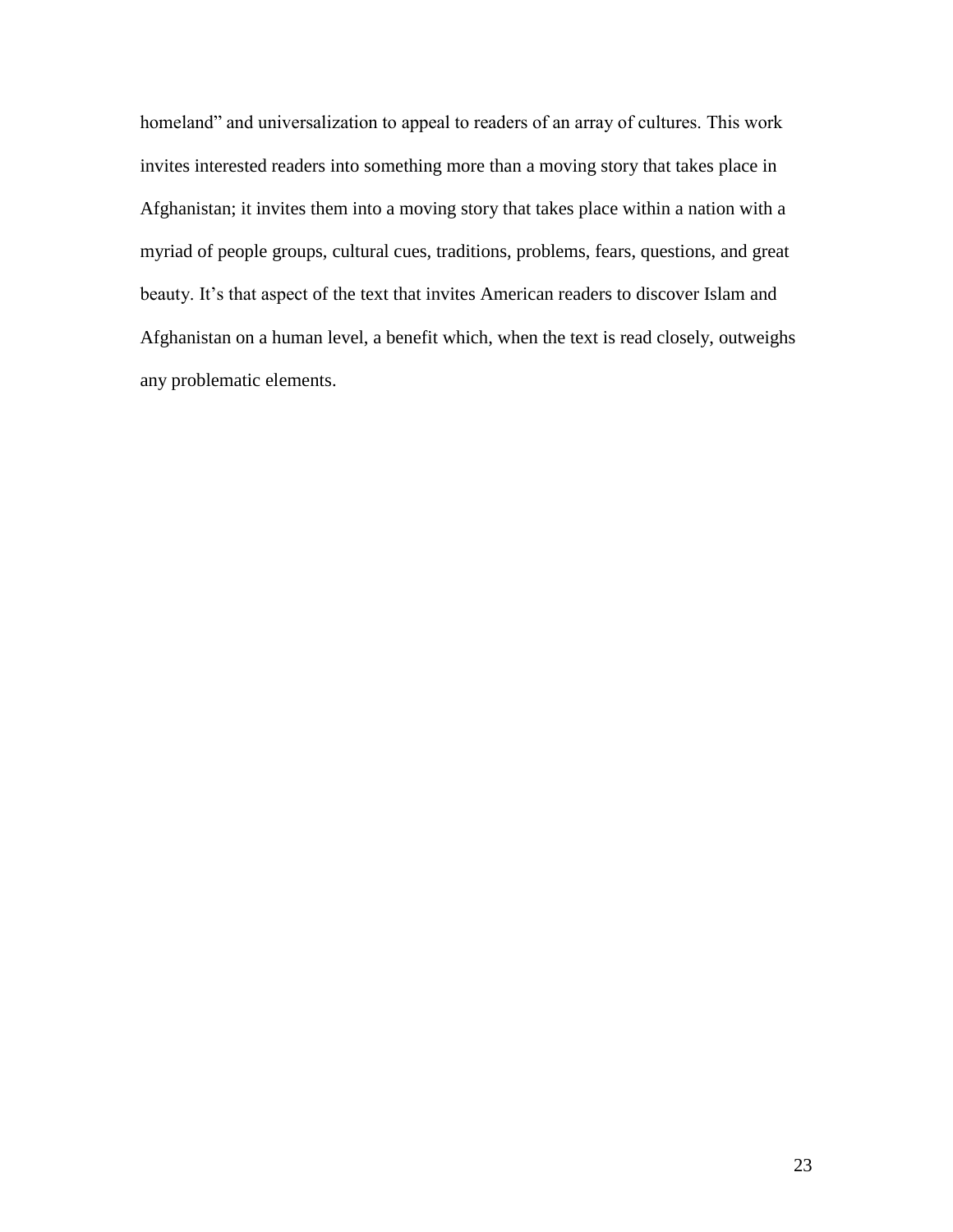homeland" and universalization to appeal to readers of an array of cultures. This work invites interested readers into something more than a moving story that takes place in Afghanistan; it invites them into a moving story that takes place within a nation with a myriad of people groups, cultural cues, traditions, problems, fears, questions, and great beauty. It's that aspect of the text that invites American readers to discover Islam and Afghanistan on a human level, a benefit which, when the text is read closely, outweighs any problematic elements.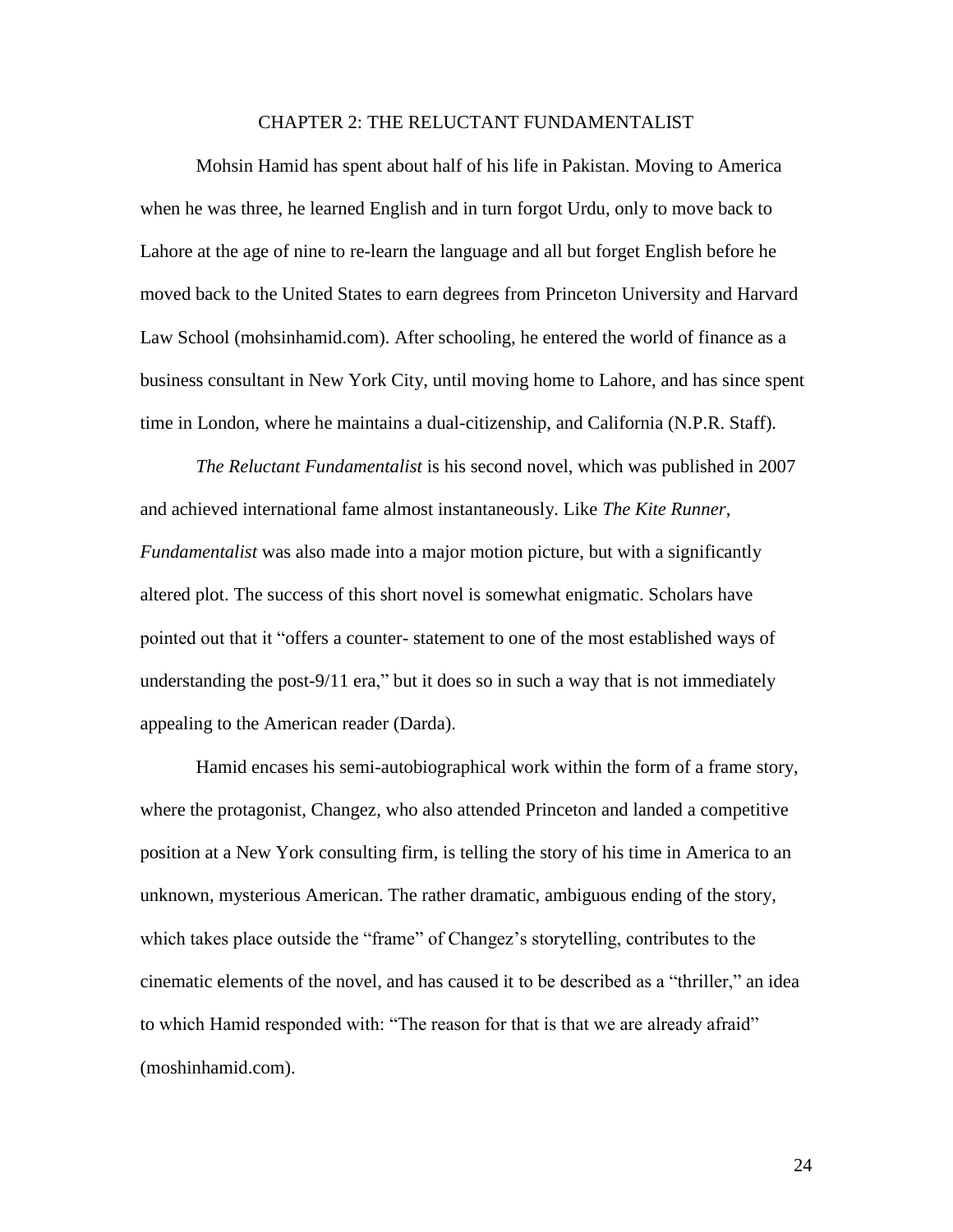# CHAPTER 2: THE RELUCTANT FUNDAMENTALIST

Mohsin Hamid has spent about half of his life in Pakistan. Moving to America when he was three, he learned English and in turn forgot Urdu, only to move back to Lahore at the age of nine to re-learn the language and all but forget English before he moved back to the United States to earn degrees from Princeton University and Harvard Law School (mohsinhamid.com). After schooling, he entered the world of finance as a business consultant in New York City, until moving home to Lahore, and has since spent time in London, where he maintains a dual-citizenship, and California (N.P.R. Staff).

*The Reluctant Fundamentalist* is his second novel, which was published in 2007 and achieved international fame almost instantaneously. Like *The Kite Runner*, *Fundamentalist* was also made into a major motion picture, but with a significantly altered plot. The success of this short novel is somewhat enigmatic. Scholars have pointed out that it "offers a counter- statement to one of the most established ways of understanding the post-9/11 era," but it does so in such a way that is not immediately appealing to the American reader (Darda).

Hamid encases his semi-autobiographical work within the form of a frame story, where the protagonist, Changez, who also attended Princeton and landed a competitive position at a New York consulting firm, is telling the story of his time in America to an unknown, mysterious American. The rather dramatic, ambiguous ending of the story, which takes place outside the "frame" of Changez's storytelling, contributes to the cinematic elements of the novel, and has caused it to be described as a "thriller," an idea to which Hamid responded with: "The reason for that is that we are already afraid" (moshinhamid.com).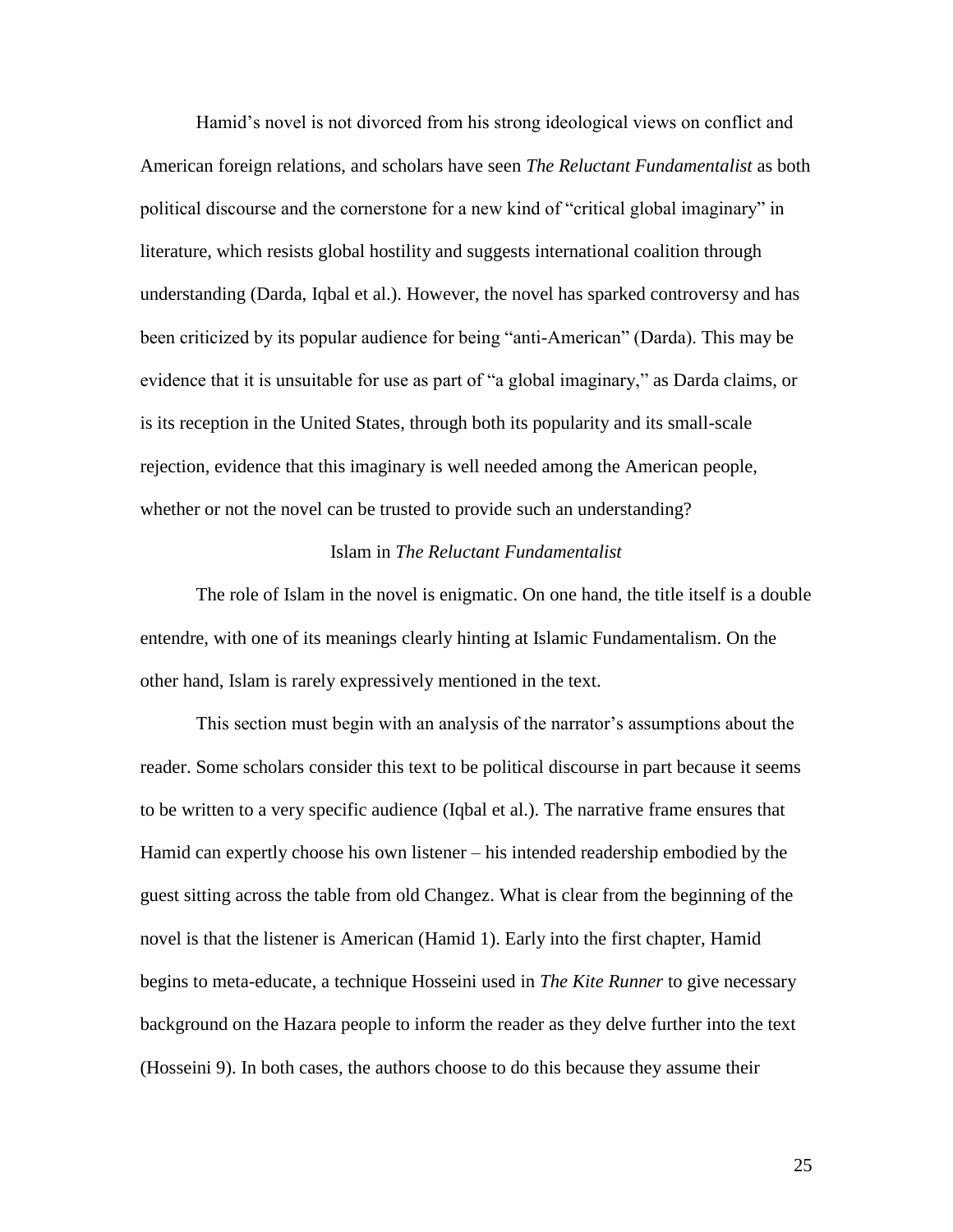Hamid's novel is not divorced from his strong ideological views on conflict and American foreign relations, and scholars have seen *The Reluctant Fundamentalist* as both political discourse and the cornerstone for a new kind of "critical global imaginary" in literature, which resists global hostility and suggests international coalition through understanding (Darda, Iqbal et al.). However, the novel has sparked controversy and has been criticized by its popular audience for being "anti-American" (Darda). This may be evidence that it is unsuitable for use as part of "a global imaginary," as Darda claims, or is its reception in the United States, through both its popularity and its small-scale rejection, evidence that this imaginary is well needed among the American people, whether or not the novel can be trusted to provide such an understanding?

## Islam in *The Reluctant Fundamentalist*

The role of Islam in the novel is enigmatic. On one hand, the title itself is a double entendre, with one of its meanings clearly hinting at Islamic Fundamentalism. On the other hand, Islam is rarely expressively mentioned in the text.

This section must begin with an analysis of the narrator's assumptions about the reader. Some scholars consider this text to be political discourse in part because it seems to be written to a very specific audience (Iqbal et al.). The narrative frame ensures that Hamid can expertly choose his own listener – his intended readership embodied by the guest sitting across the table from old Changez. What is clear from the beginning of the novel is that the listener is American (Hamid 1). Early into the first chapter, Hamid begins to meta-educate, a technique Hosseini used in *The Kite Runner* to give necessary background on the Hazara people to inform the reader as they delve further into the text (Hosseini 9). In both cases, the authors choose to do this because they assume their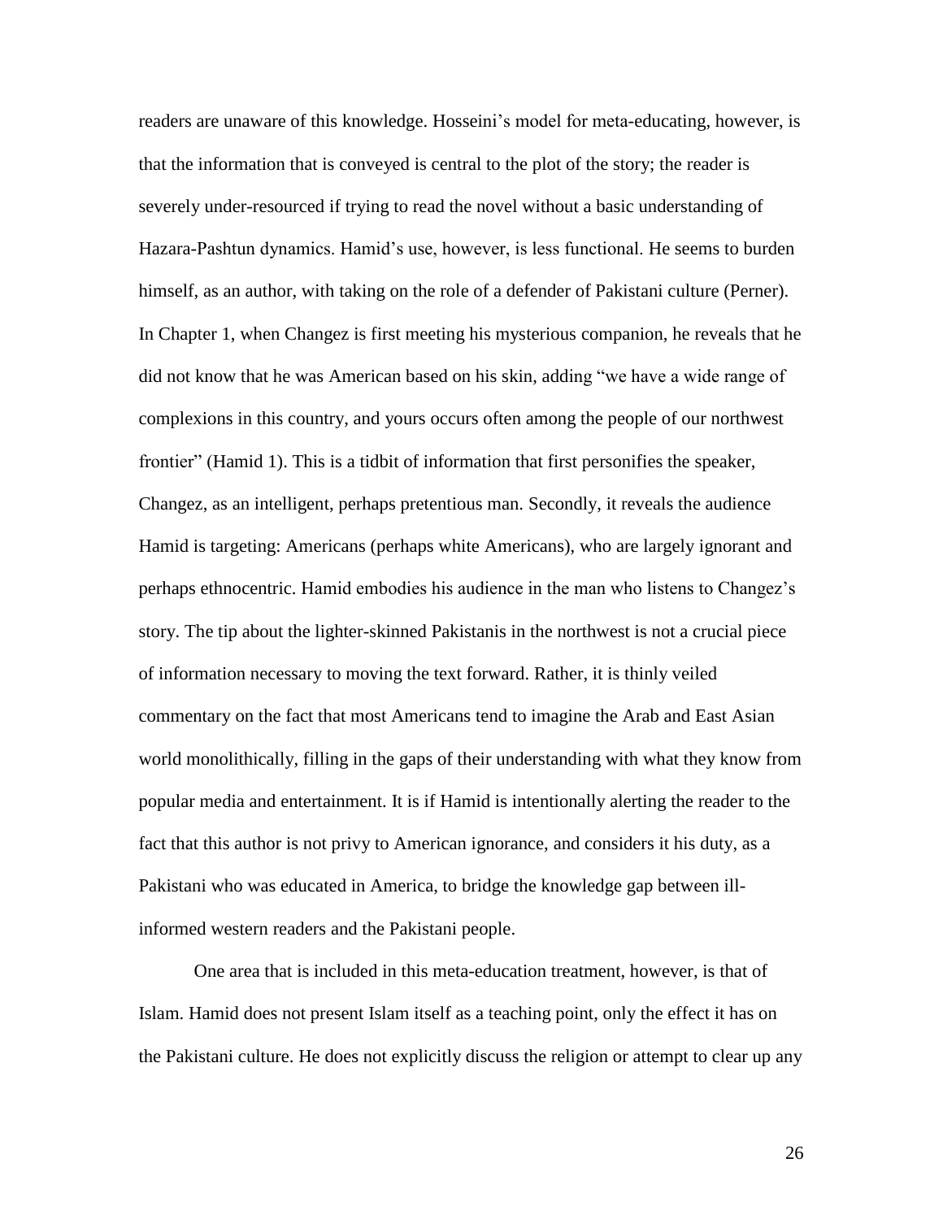readers are unaware of this knowledge. Hosseini's model for meta-educating, however, is that the information that is conveyed is central to the plot of the story; the reader is severely under-resourced if trying to read the novel without a basic understanding of Hazara-Pashtun dynamics. Hamid's use, however, is less functional. He seems to burden himself, as an author, with taking on the role of a defender of Pakistani culture (Perner). In Chapter 1, when Changez is first meeting his mysterious companion, he reveals that he did not know that he was American based on his skin, adding "we have a wide range of complexions in this country, and yours occurs often among the people of our northwest frontier" (Hamid 1). This is a tidbit of information that first personifies the speaker, Changez, as an intelligent, perhaps pretentious man. Secondly, it reveals the audience Hamid is targeting: Americans (perhaps white Americans), who are largely ignorant and perhaps ethnocentric. Hamid embodies his audience in the man who listens to Changez's story. The tip about the lighter-skinned Pakistanis in the northwest is not a crucial piece of information necessary to moving the text forward. Rather, it is thinly veiled commentary on the fact that most Americans tend to imagine the Arab and East Asian world monolithically, filling in the gaps of their understanding with what they know from popular media and entertainment. It is if Hamid is intentionally alerting the reader to the fact that this author is not privy to American ignorance, and considers it his duty, as a Pakistani who was educated in America, to bridge the knowledge gap between ill-informed western readers and the Pakistani people.

One area that is included in this meta-education treatment, however, is that of Islam. Hamid does not present Islam itself as a teaching point, only the effect it has on the Pakistani culture. He does not explicitly discuss the religion or attempt to clear up any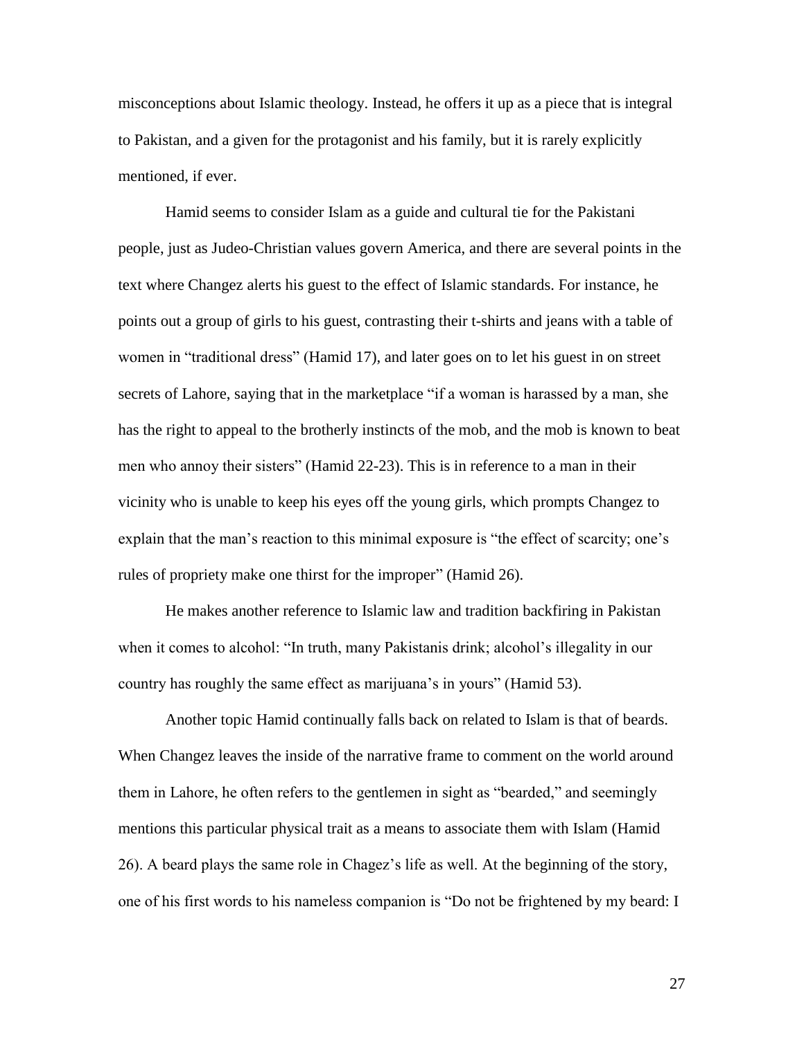misconceptions about Islamic theology. Instead, he offers it up as a piece that is integral to Pakistan, and a given for the protagonist and his family, but it is rarely explicitly mentioned, if ever.

Hamid seems to consider Islam as a guide and cultural tie for the Pakistani people, just as Judeo-Christian values govern America, and there are several points in the text where Changez alerts his guest to the effect of Islamic standards. For instance, he points out a group of girls to his guest, contrasting their t-shirts and jeans with a table of women in "traditional dress" (Hamid 17), and later goes on to let his guest in on street secrets of Lahore, saying that in the marketplace "if a woman is harassed by a man, she has the right to appeal to the brotherly instincts of the mob, and the mob is known to beat men who annoy their sisters" (Hamid 22-23). This is in reference to a man in their vicinity who is unable to keep his eyes off the young girls, which prompts Changez to explain that the man's reaction to this minimal exposure is "the effect of scarcity; one's rules of propriety make one thirst for the improper" (Hamid 26).

He makes another reference to Islamic law and tradition backfiring in Pakistan when it comes to alcohol: "In truth, many Pakistanis drink; alcohol's illegality in our country has roughly the same effect as marijuana's in yours" (Hamid 53).

Another topic Hamid continually falls back on related to Islam is that of beards. When Changez leaves the inside of the narrative frame to comment on the world around them in Lahore, he often refers to the gentlemen in sight as "bearded," and seemingly mentions this particular physical trait as a means to associate them with Islam (Hamid 26). A beard plays the same role in Chagez's life as well. At the beginning of the story, one of his first words to his nameless companion is "Do not be frightened by my beard: I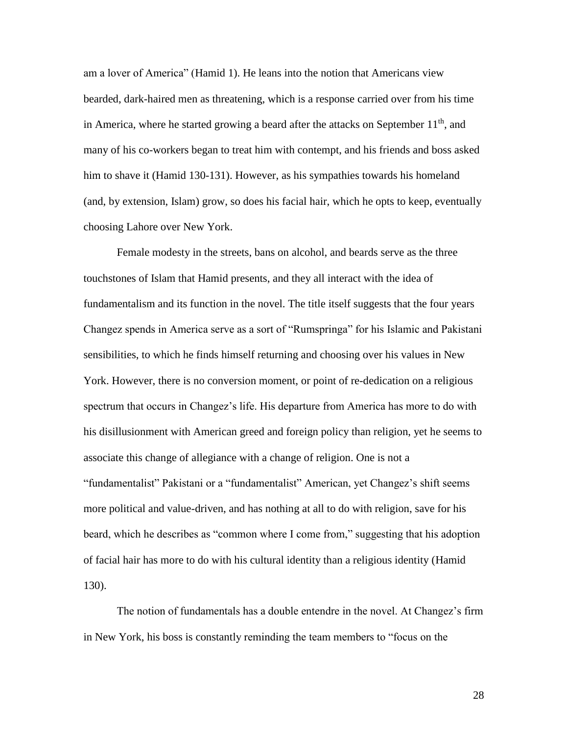am a lover of America" (Hamid 1). He leans into the notion that Americans view bearded, dark-haired men as threatening, which is a response carried over from his time in America, where he started growing a beard after the attacks on September 11th, and many of his co-workers began to treat him with contempt, and his friends and boss asked him to shave it (Hamid 130-131). However, as his sympathies towards his homeland (and, by extension, Islam) grow, so does his facial hair, which he opts to keep, eventually choosing Lahore over New York.

Female modesty in the streets, bans on alcohol, and beards serve as the three touchstones of Islam that Hamid presents, and they all interact with the idea of fundamentalism and its function in the novel. The title itself suggests that the four years Changez spends in America serve as a sort of "Rumspringa" for his Islamic and Pakistani sensibilities, to which he finds himself returning and choosing over his values in New York. However, there is no conversion moment, or point of re-dedication on a religious spectrum that occurs in Changez's life. His departure from America has more to do with his disillusionment with American greed and foreign policy than religion, yet he seems to associate this change of allegiance with a change of religion. One is not a "fundamentalist" Pakistani or a "fundamentalist" American, yet Changez's shift seems more political and value-driven, and has nothing at all to do with religion, save for his beard, which he describes as "common where I come from," suggesting that his adoption of facial hair has more to do with his cultural identity than a religious identity (Hamid 130).

The notion of fundamentals has a double entendre in the novel. At Changez's firm in New York, his boss is constantly reminding the team members to "focus on the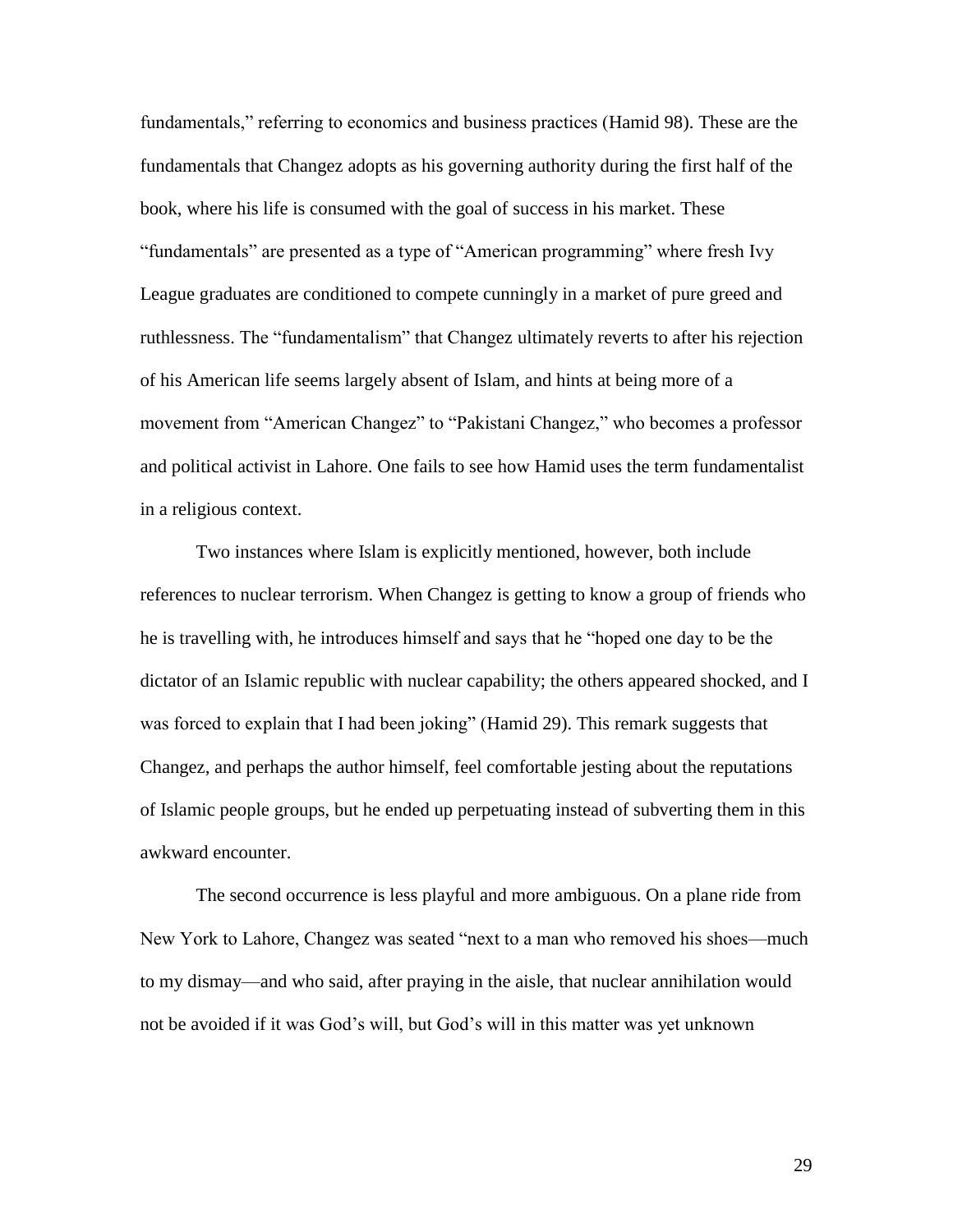fundamentals," referring to economics and business practices (Hamid 98). These are the fundamentals that Changez adopts as his governing authority during the first half of the book, where his life is consumed with the goal of success in his market. These "fundamentals" are presented as a type of "American programming" where fresh Ivy League graduates are conditioned to compete cunningly in a market of pure greed and ruthlessness. The "fundamentalism" that Changez ultimately reverts to after his rejection of his American life seems largely absent of Islam, and hints at being more of a movement from "American Changez" to "Pakistani Changez," who becomes a professor and political activist in Lahore. One fails to see how Hamid uses the term fundamentalist in a religious context.

Two instances where Islam is explicitly mentioned, however, both include references to nuclear terrorism. When Changez is getting to know a group of friends who he is travelling with, he introduces himself and says that he "hoped one day to be the dictator of an Islamic republic with nuclear capability; the others appeared shocked, and I was forced to explain that I had been joking" (Hamid 29). This remark suggests that Changez, and perhaps the author himself, feel comfortable jesting about the reputations of Islamic people groups, but he ended up perpetuating instead of subverting them in this awkward encounter.

The second occurrence is less playful and more ambiguous. On a plane ride from New York to Lahore, Changez was seated "next to a man who removed his shoes—much to my dismay—and who said, after praying in the aisle, that nuclear annihilation would not be avoided if it was God's will, but God's will in this matter was yet unknown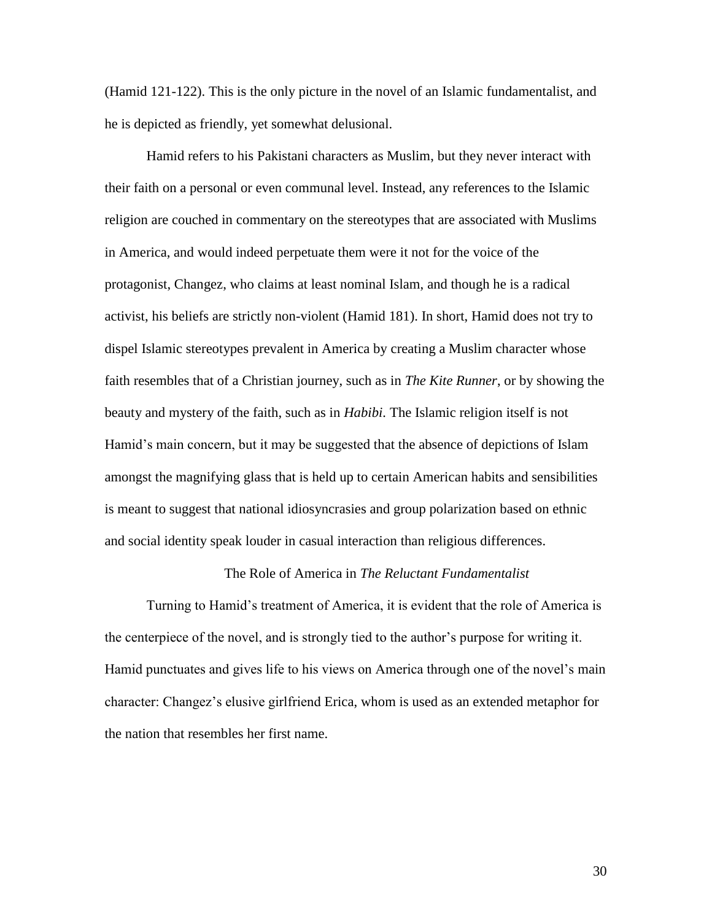(Hamid 121-122). This is the only picture in the novel of an Islamic fundamentalist, and he is depicted as friendly, yet somewhat delusional.

Hamid refers to his Pakistani characters as Muslim, but they never interact with their faith on a personal or even communal level. Instead, any references to the Islamic religion are couched in commentary on the stereotypes that are associated with Muslims in America, and would indeed perpetuate them were it not for the voice of the protagonist, Changez, who claims at least nominal Islam, and though he is a radical activist, his beliefs are strictly non-violent (Hamid 181). In short, Hamid does not try to dispel Islamic stereotypes prevalent in America by creating a Muslim character whose faith resembles that of a Christian journey, such as in *The Kite Runner*, or by showing the beauty and mystery of the faith, such as in *Habibi.* The Islamic religion itself is not Hamid's main concern, but it may be suggested that the absence of depictions of Islam amongst the magnifying glass that is held up to certain American habits and sensibilities is meant to suggest that national idiosyncrasies and group polarization based on ethnic and social identity speak louder in casual interaction than religious differences.

## The Role of America in *The Reluctant Fundamentalist*

Turning to Hamid's treatment of America, it is evident that the role of America is the centerpiece of the novel, and is strongly tied to the author's purpose for writing it. Hamid punctuates and gives life to his views on America through one of the novel's main character: Changez's elusive girlfriend Erica, whom is used as an extended metaphor for the nation that resembles her first name.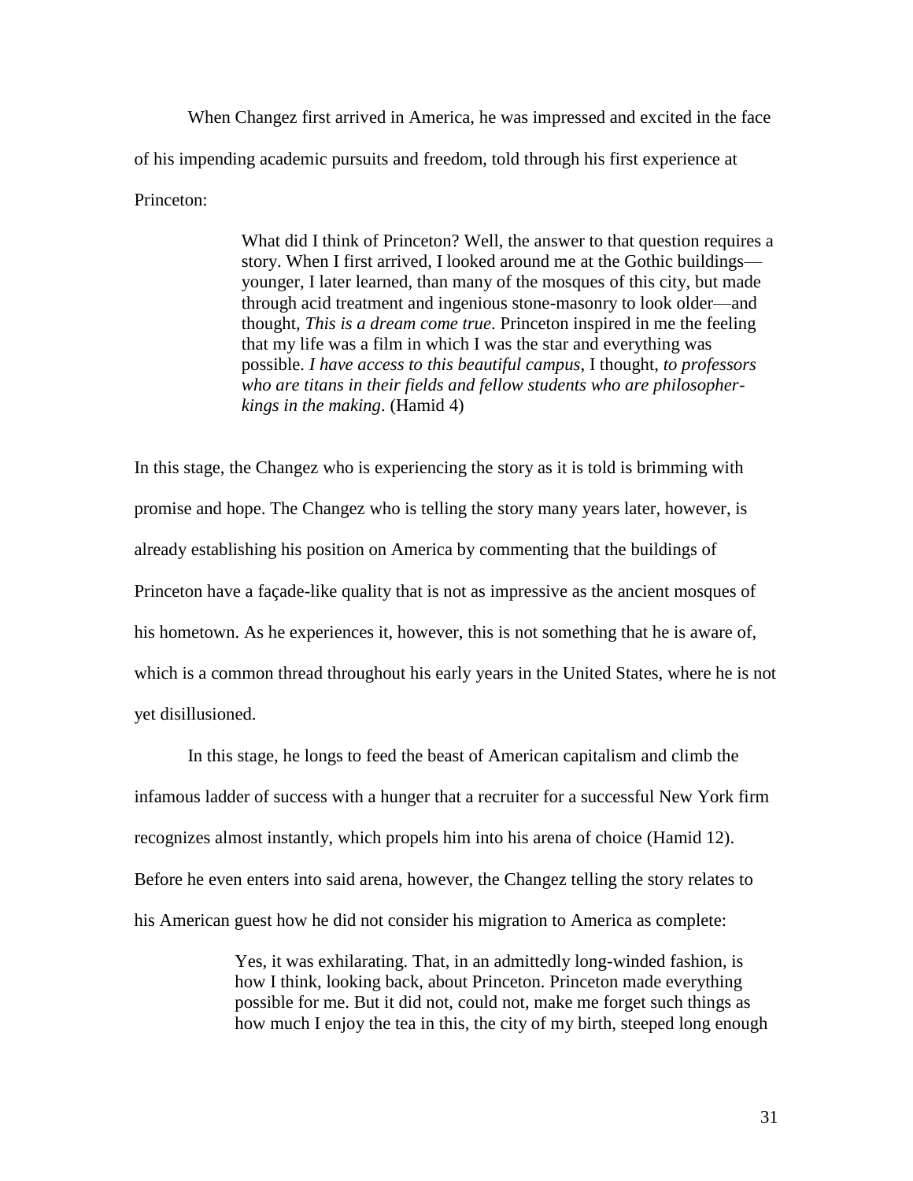When Changez first arrived in America, he was impressed and excited in the face of his impending academic pursuits and freedom, told through his first experience at Princeton:

> What did I think of Princeton? Well, the answer to that question requires a story. When I first arrived, I looked around me at the Gothic buildings—younger, I later learned, than many of the mosques of this city, but made through acid treatment and ingenious stone-masonry to look older—and thought, *This is a dream come true*. Princeton inspired in me the feeling that my life was a film in which I was the star and everything was possible. *I have access to this beautiful campus*, I thought, *to professors who are titans in their fields and fellow students who are philosopher-kings in the making*. (Hamid 4)

In this stage, the Changez who is experiencing the story as it is told is brimming with promise and hope. The Changez who is telling the story many years later, however, is already establishing his position on America by commenting that the buildings of Princeton have a façade-like quality that is not as impressive as the ancient mosques of his hometown. As he experiences it, however, this is not something that he is aware of, which is a common thread throughout his early years in the United States, where he is not yet disillusioned.

In this stage, he longs to feed the beast of American capitalism and climb the infamous ladder of success with a hunger that a recruiter for a successful New York firm recognizes almost instantly, which propels him into his arena of choice (Hamid 12). Before he even enters into said arena, however, the Changez telling the story relates to his American guest how he did not consider his migration to America as complete:

> Yes, it was exhilarating. That, in an admittedly long-winded fashion, is how I think, looking back, about Princeton. Princeton made everything possible for me. But it did not, could not, make me forget such things as how much I enjoy the tea in this, the city of my birth, steeped long enough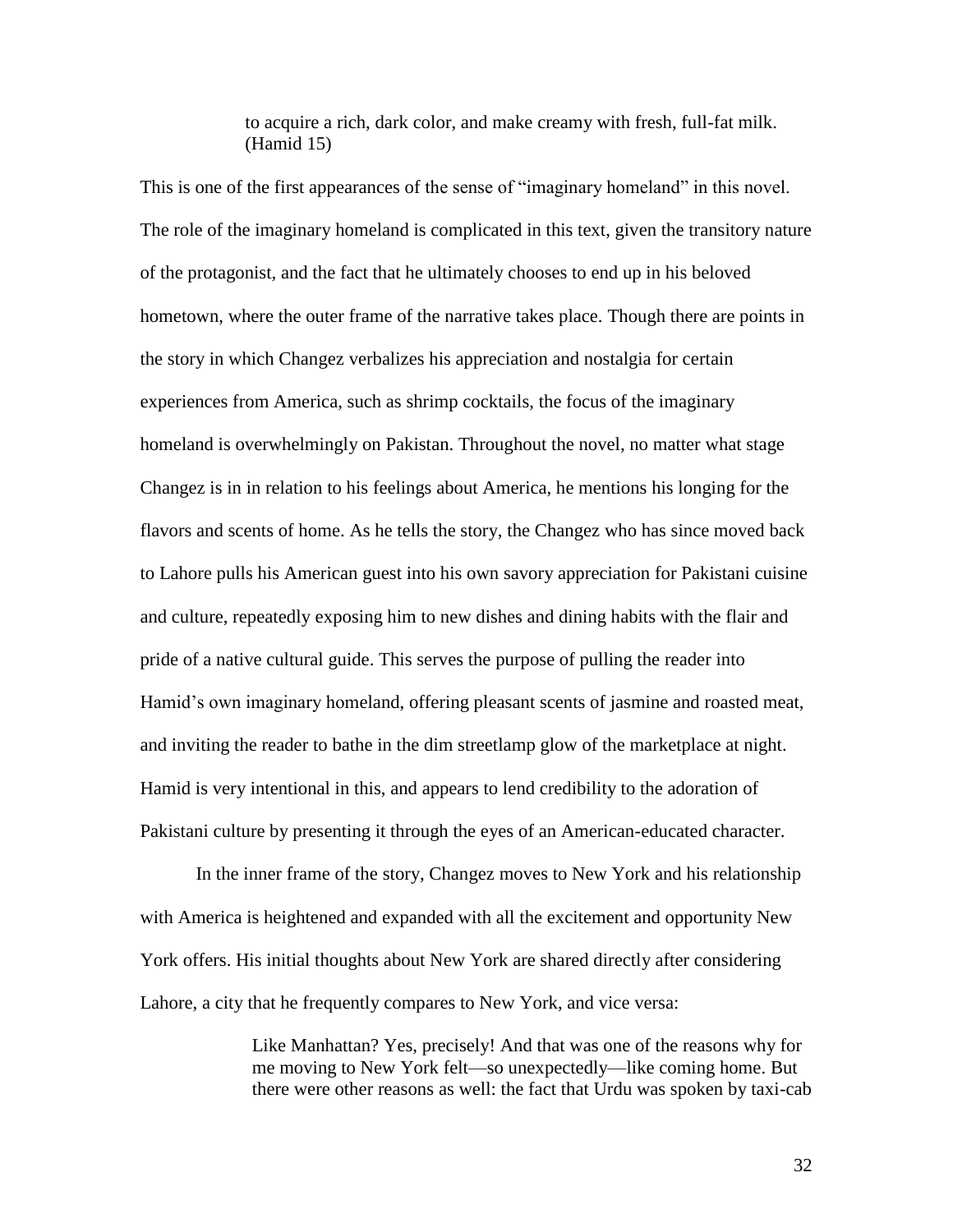> to acquire a rich, dark color, and make creamy with fresh, full-fat milk. (Hamid 15)

This is one of the first appearances of the sense of "imaginary homeland" in this novel. The role of the imaginary homeland is complicated in this text, given the transitory nature of the protagonist, and the fact that he ultimately chooses to end up in his beloved hometown, where the outer frame of the narrative takes place. Though there are points in the story in which Changez verbalizes his appreciation and nostalgia for certain experiences from America, such as shrimp cocktails, the focus of the imaginary homeland is overwhelmingly on Pakistan. Throughout the novel, no matter what stage Changez is in in relation to his feelings about America, he mentions his longing for the flavors and scents of home. As he tells the story, the Changez who has since moved back to Lahore pulls his American guest into his own savory appreciation for Pakistani cuisine and culture, repeatedly exposing him to new dishes and dining habits with the flair and pride of a native cultural guide. This serves the purpose of pulling the reader into Hamid's own imaginary homeland, offering pleasant scents of jasmine and roasted meat, and inviting the reader to bathe in the dim streetlamp glow of the marketplace at night. Hamid is very intentional in this, and appears to lend credibility to the adoration of Pakistani culture by presenting it through the eyes of an American-educated character.

In the inner frame of the story, Changez moves to New York and his relationship with America is heightened and expanded with all the excitement and opportunity New York offers. His initial thoughts about New York are shared directly after considering Lahore, a city that he frequently compares to New York, and vice versa:

> Like Manhattan? Yes, precisely! And that was one of the reasons why for me moving to New York felt—so unexpectedly—like coming home. But there were other reasons as well: the fact that Urdu was spoken by taxi-cab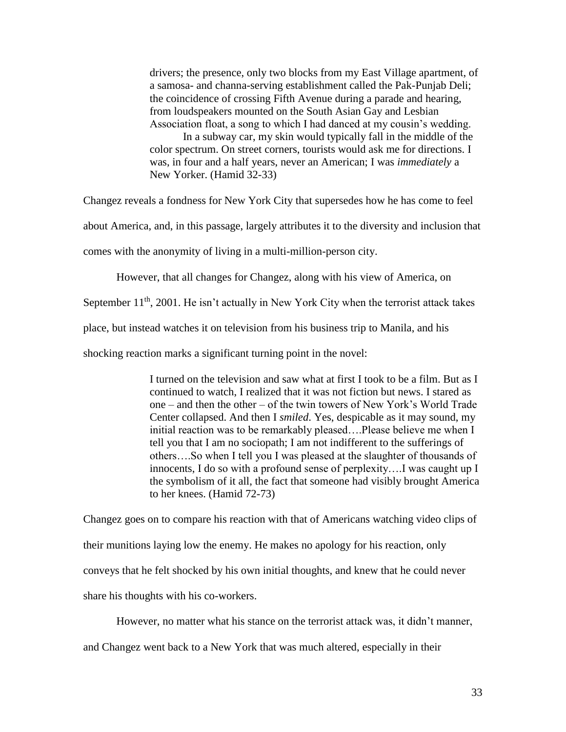> drivers; the presence, only two blocks from my East Village apartment, of a samosa- and channa-serving establishment called the Pak-Punjab Deli; the coincidence of crossing Fifth Avenue during a parade and hearing, from loudspeakers mounted on the South Asian Gay and Lesbian Association float, a song to which I had danced at my cousin's wedding.
>
> In a subway car, my skin would typically fall in the middle of the color spectrum. On street corners, tourists would ask me for directions. I was, in four and a half years, never an American; I was *immediately* a New Yorker. (Hamid 32-33)

Changez reveals a fondness for New York City that supersedes how he has come to feel about America, and, in this passage, largely attributes it to the diversity and inclusion that comes with the anonymity of living in a multi-million-person city.

However, that all changes for Changez, along with his view of America, on September 11th, 2001. He isn't actually in New York City when the terrorist attack takes place, but instead watches it on television from his business trip to Manila, and his shocking reaction marks a significant turning point in the novel:

> I turned on the television and saw what at first I took to be a film. But as I continued to watch, I realized that it was not fiction but news. I stared as one – and then the other – of the twin towers of New York's World Trade Center collapsed. And then I *smiled.* Yes, despicable as it may sound, my initial reaction was to be remarkably pleased….Please believe me when I tell you that I am no sociopath; I am not indifferent to the sufferings of others….So when I tell you I was pleased at the slaughter of thousands of innocents, I do so with a profound sense of perplexity….I was caught up I the symbolism of it all, the fact that someone had visibly brought America to her knees. (Hamid 72-73)

Changez goes on to compare his reaction with that of Americans watching video clips of their munitions laying low the enemy. He makes no apology for his reaction, only conveys that he felt shocked by his own initial thoughts, and knew that he could never share his thoughts with his co-workers.

However, no matter what his stance on the terrorist attack was, it didn't manner, and Changez went back to a New York that was much altered, especially in their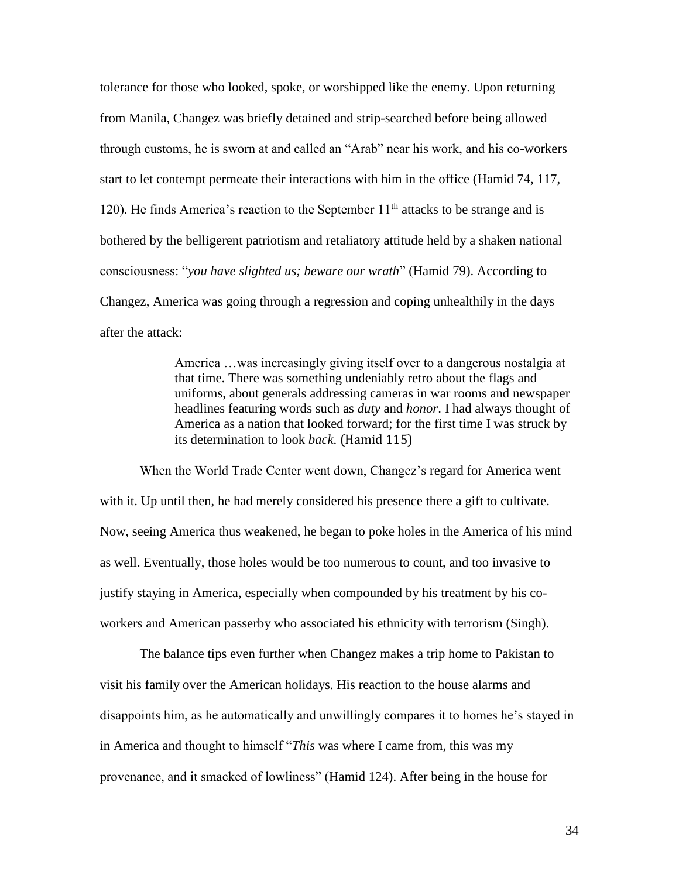tolerance for those who looked, spoke, or worshipped like the enemy. Upon returning from Manila, Changez was briefly detained and strip-searched before being allowed through customs, he is sworn at and called an "Arab" near his work, and his co-workers start to let contempt permeate their interactions with him in the office (Hamid 74, 117, 120). He finds America's reaction to the September 11th attacks to be strange and is bothered by the belligerent patriotism and retaliatory attitude held by a shaken national consciousness: "*you have slighted us; beware our wrath*" (Hamid 79). According to Changez, America was going through a regression and coping unhealthily in the days after the attack:

> America …was increasingly giving itself over to a dangerous nostalgia at that time. There was something undeniably retro about the flags and uniforms, about generals addressing cameras in war rooms and newspaper headlines featuring words such as *duty* and *honor*. I had always thought of America as a nation that looked forward; for the first time I was struck by its determination to look *back*. (Hamid 115)

When the World Trade Center went down, Changez's regard for America went with it. Up until then, he had merely considered his presence there a gift to cultivate. Now, seeing America thus weakened, he began to poke holes in the America of his mind as well. Eventually, those holes would be too numerous to count, and too invasive to justify staying in America, especially when compounded by his treatment by his co-workers and American passerby who associated his ethnicity with terrorism (Singh).

The balance tips even further when Changez makes a trip home to Pakistan to visit his family over the American holidays. His reaction to the house alarms and disappoints him, as he automatically and unwillingly compares it to homes he's stayed in in America and thought to himself "*This* was where I came from, this was my provenance, and it smacked of lowliness" (Hamid 124). After being in the house for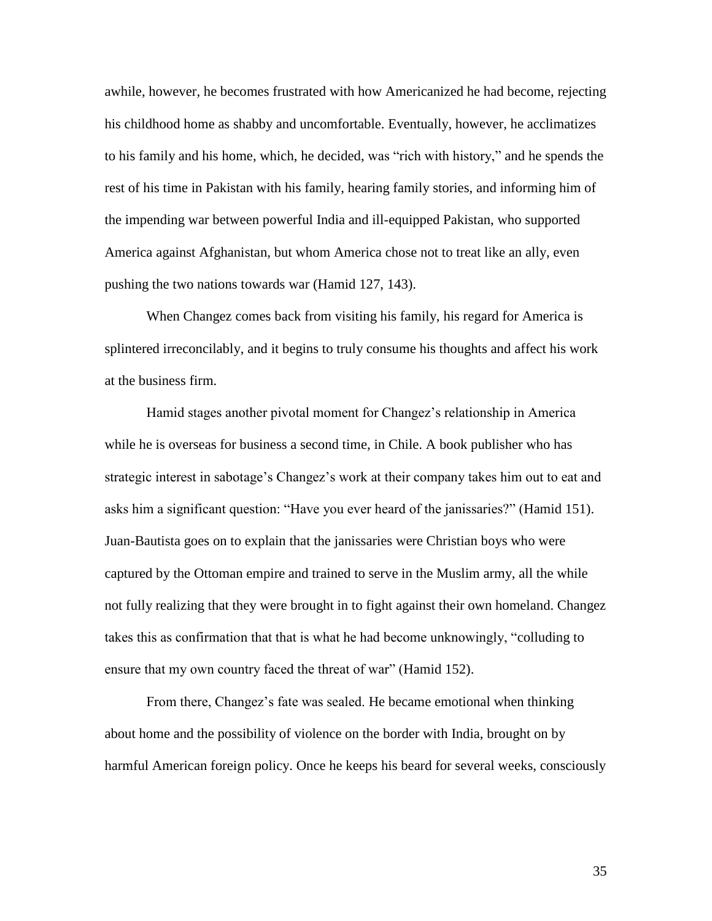awhile, however, he becomes frustrated with how Americanized he had become, rejecting his childhood home as shabby and uncomfortable. Eventually, however, he acclimatizes to his family and his home, which, he decided, was "rich with history," and he spends the rest of his time in Pakistan with his family, hearing family stories, and informing him of the impending war between powerful India and ill-equipped Pakistan, who supported America against Afghanistan, but whom America chose not to treat like an ally, even pushing the two nations towards war (Hamid 127, 143).

When Changez comes back from visiting his family, his regard for America is splintered irreconcilably, and it begins to truly consume his thoughts and affect his work at the business firm.

Hamid stages another pivotal moment for Changez's relationship in America while he is overseas for business a second time, in Chile. A book publisher who has strategic interest in sabotage's Changez's work at their company takes him out to eat and asks him a significant question: "Have you ever heard of the janissaries?" (Hamid 151). Juan-Bautista goes on to explain that the janissaries were Christian boys who were captured by the Ottoman empire and trained to serve in the Muslim army, all the while not fully realizing that they were brought in to fight against their own homeland. Changez takes this as confirmation that that is what he had become unknowingly, "colluding to ensure that my own country faced the threat of war" (Hamid 152).

From there, Changez's fate was sealed. He became emotional when thinking about home and the possibility of violence on the border with India, brought on by harmful American foreign policy. Once he keeps his beard for several weeks, consciously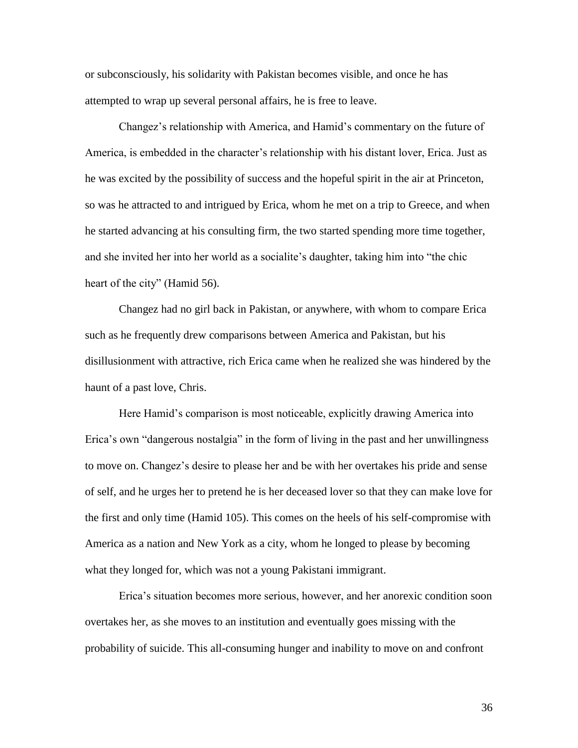or subconsciously, his solidarity with Pakistan becomes visible, and once he has attempted to wrap up several personal affairs, he is free to leave.

Changez's relationship with America, and Hamid's commentary on the future of America, is embedded in the character's relationship with his distant lover, Erica. Just as he was excited by the possibility of success and the hopeful spirit in the air at Princeton, so was he attracted to and intrigued by Erica, whom he met on a trip to Greece, and when he started advancing at his consulting firm, the two started spending more time together, and she invited her into her world as a socialite's daughter, taking him into "the chic heart of the city" (Hamid 56).

Changez had no girl back in Pakistan, or anywhere, with whom to compare Erica such as he frequently drew comparisons between America and Pakistan, but his disillusionment with attractive, rich Erica came when he realized she was hindered by the haunt of a past love, Chris.

Here Hamid's comparison is most noticeable, explicitly drawing America into Erica's own "dangerous nostalgia" in the form of living in the past and her unwillingness to move on. Changez's desire to please her and be with her overtakes his pride and sense of self, and he urges her to pretend he is her deceased lover so that they can make love for the first and only time (Hamid 105). This comes on the heels of his self-compromise with America as a nation and New York as a city, whom he longed to please by becoming what they longed for, which was not a young Pakistani immigrant.

Erica's situation becomes more serious, however, and her anorexic condition soon overtakes her, as she moves to an institution and eventually goes missing with the probability of suicide. This all-consuming hunger and inability to move on and confront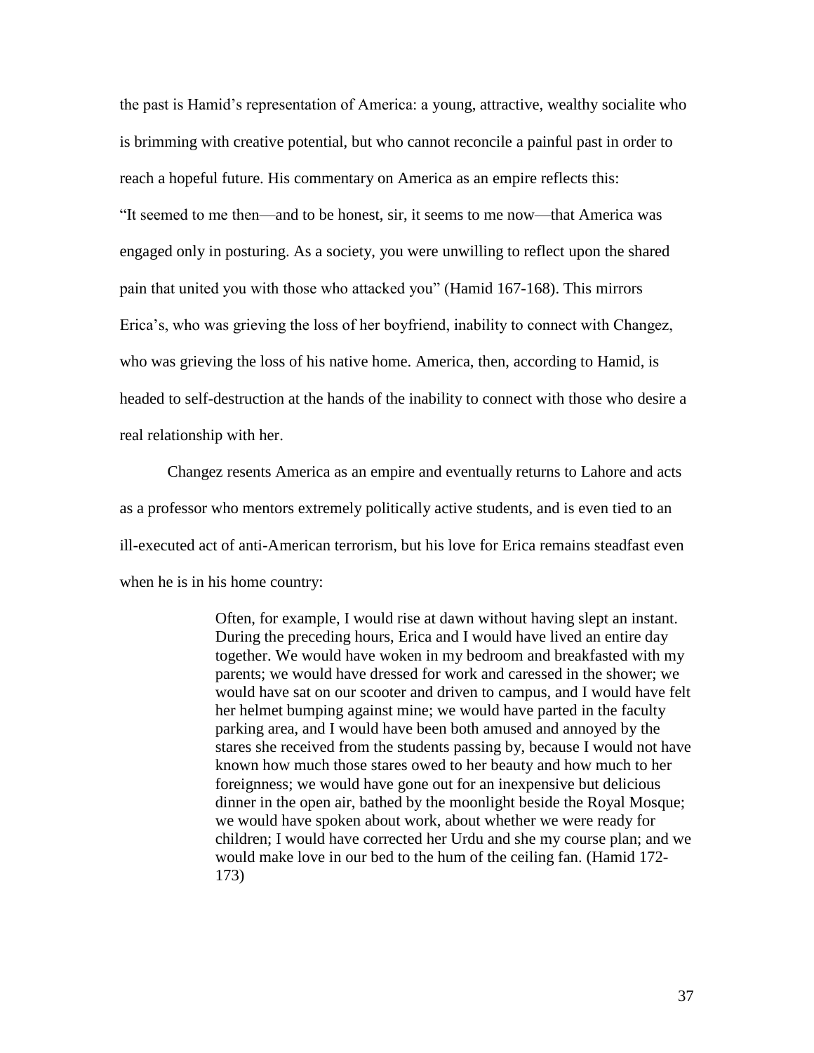the past is Hamid's representation of America: a young, attractive, wealthy socialite who is brimming with creative potential, but who cannot reconcile a painful past in order to reach a hopeful future. His commentary on America as an empire reflects this: "It seemed to me then—and to be honest, sir, it seems to me now—that America was engaged only in posturing. As a society, you were unwilling to reflect upon the shared pain that united you with those who attacked you" (Hamid 167-168). This mirrors Erica's, who was grieving the loss of her boyfriend, inability to connect with Changez, who was grieving the loss of his native home. America, then, according to Hamid, is headed to self-destruction at the hands of the inability to connect with those who desire a real relationship with her.

Changez resents America as an empire and eventually returns to Lahore and acts as a professor who mentors extremely politically active students, and is even tied to an ill-executed act of anti-American terrorism, but his love for Erica remains steadfast even when he is in his home country:

> Often, for example, I would rise at dawn without having slept an instant. During the preceding hours, Erica and I would have lived an entire day together. We would have woken in my bedroom and breakfasted with my parents; we would have dressed for work and caressed in the shower; we would have sat on our scooter and driven to campus, and I would have felt her helmet bumping against mine; we would have parted in the faculty parking area, and I would have been both amused and annoyed by the stares she received from the students passing by, because I would not have known how much those stares owed to her beauty and how much to her foreignness; we would have gone out for an inexpensive but delicious dinner in the open air, bathed by the moonlight beside the Royal Mosque; we would have spoken about work, about whether we were ready for children; I would have corrected her Urdu and she my course plan; and we would make love in our bed to the hum of the ceiling fan. (Hamid 172-173)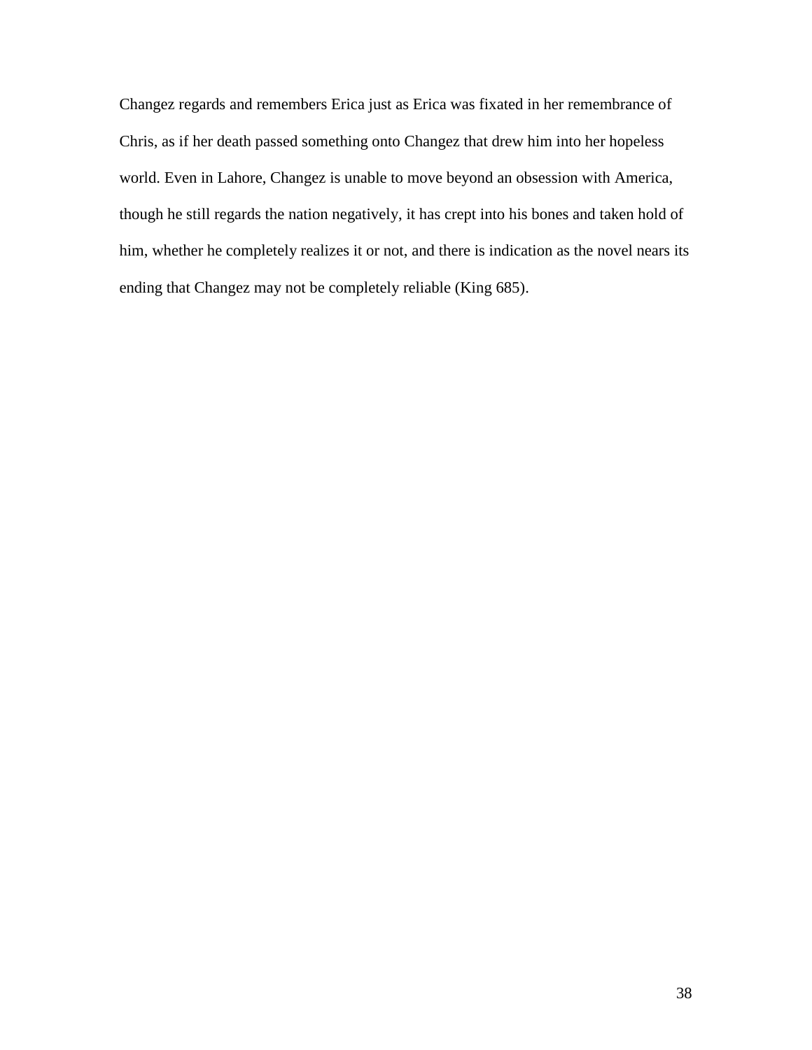Changez regards and remembers Erica just as Erica was fixated in her remembrance of Chris, as if her death passed something onto Changez that drew him into her hopeless world. Even in Lahore, Changez is unable to move beyond an obsession with America, though he still regards the nation negatively, it has crept into his bones and taken hold of him, whether he completely realizes it or not, and there is indication as the novel nears its ending that Changez may not be completely reliable (King 685).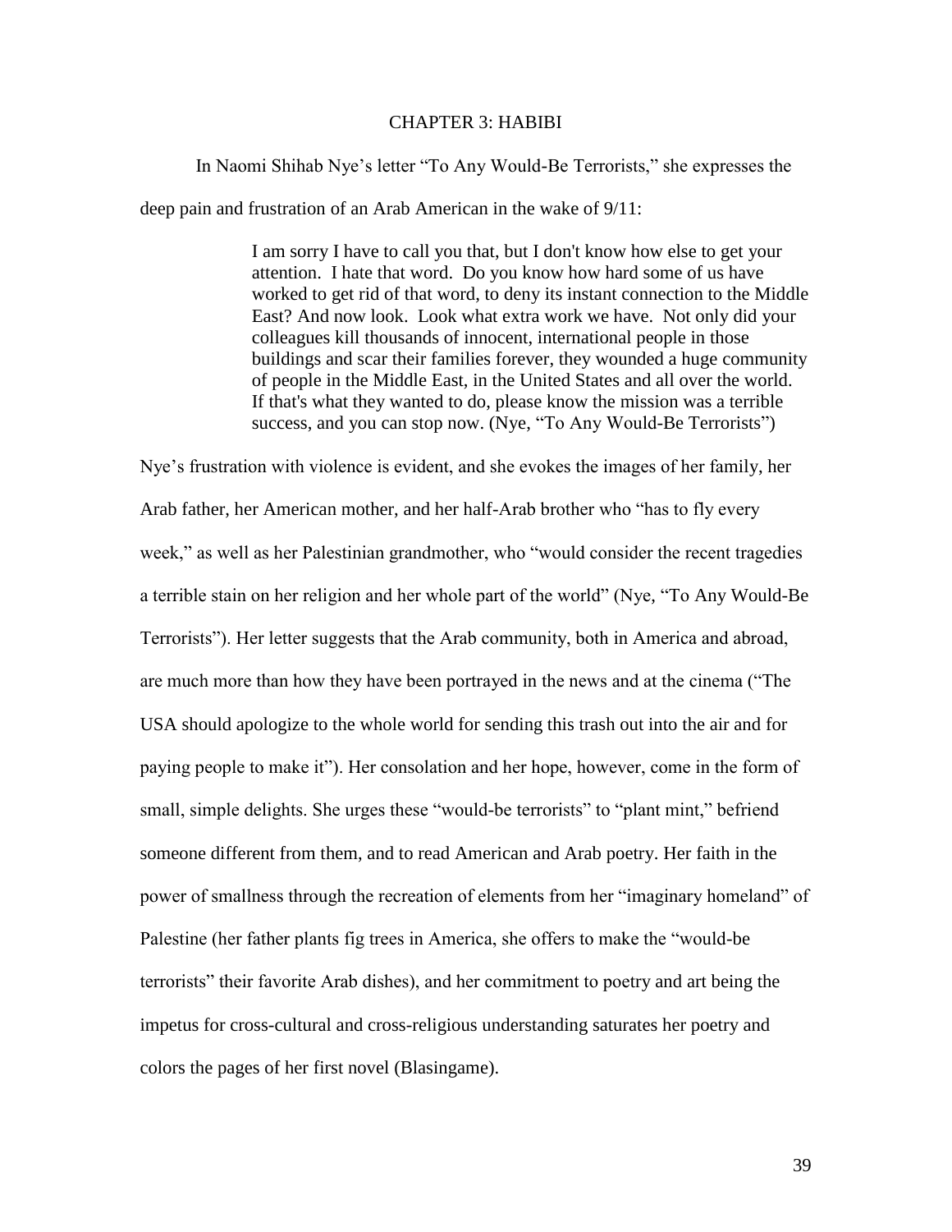# CHAPTER 3: HABIBI

In Naomi Shihab Nye's letter "To Any Would-Be Terrorists," she expresses the deep pain and frustration of an Arab American in the wake of 9/11:

> I am sorry I have to call you that, but I don't know how else to get your attention. I hate that word. Do you know how hard some of us have worked to get rid of that word, to deny its instant connection to the Middle East? And now look. Look what extra work we have. Not only did your colleagues kill thousands of innocent, international people in those buildings and scar their families forever, they wounded a huge community of people in the Middle East, in the United States and all over the world. If that's what they wanted to do, please know the mission was a terrible success, and you can stop now. (Nye, "To Any Would-Be Terrorists")

Nye's frustration with violence is evident, and she evokes the images of her family, her Arab father, her American mother, and her half-Arab brother who "has to fly every week," as well as her Palestinian grandmother, who "would consider the recent tragedies a terrible stain on her religion and her whole part of the world" (Nye, "To Any Would-Be Terrorists"). Her letter suggests that the Arab community, both in America and abroad, are much more than how they have been portrayed in the news and at the cinema ("The USA should apologize to the whole world for sending this trash out into the air and for paying people to make it"). Her consolation and her hope, however, come in the form of small, simple delights. She urges these "would-be terrorists" to "plant mint," befriend someone different from them, and to read American and Arab poetry. Her faith in the power of smallness through the recreation of elements from her "imaginary homeland" of Palestine (her father plants fig trees in America, she offers to make the "would-be terrorists" their favorite Arab dishes), and her commitment to poetry and art being the impetus for cross-cultural and cross-religious understanding saturates her poetry and colors the pages of her first novel (Blasingame).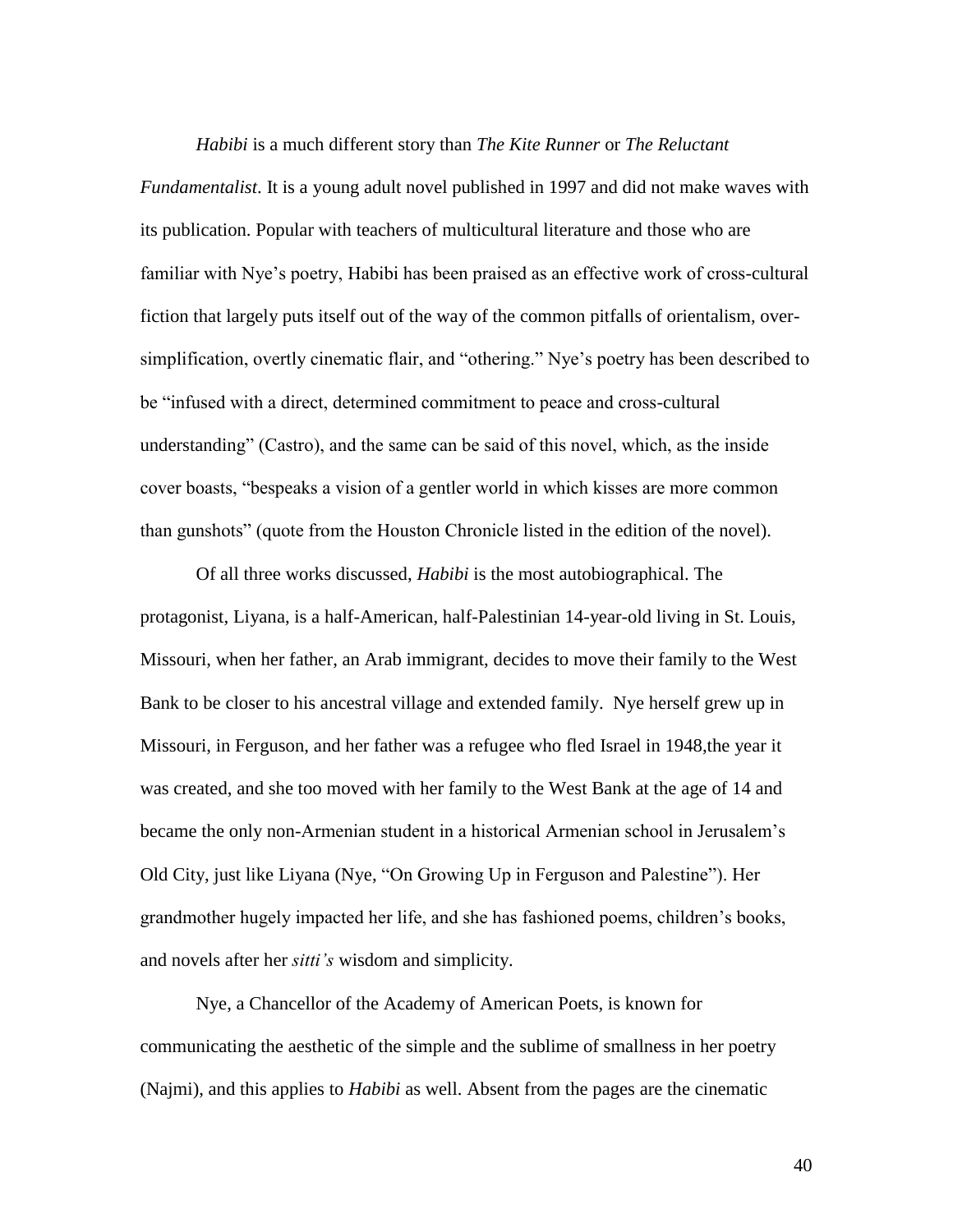*Habibi* is a much different story than *The Kite Runner* or *The Reluctant Fundamentalist*. It is a young adult novel published in 1997 and did not make waves with its publication. Popular with teachers of multicultural literature and those who are familiar with Nye's poetry, Habibi has been praised as an effective work of cross-cultural fiction that largely puts itself out of the way of the common pitfalls of orientalism, over-simplification, overtly cinematic flair, and "othering." Nye's poetry has been described to be "infused with a direct, determined commitment to peace and cross-cultural understanding" (Castro), and the same can be said of this novel, which, as the inside cover boasts, "bespeaks a vision of a gentler world in which kisses are more common than gunshots" (quote from the Houston Chronicle listed in the edition of the novel).

Of all three works discussed, *Habibi* is the most autobiographical. The protagonist, Liyana, is a half-American, half-Palestinian 14-year-old living in St. Louis, Missouri, when her father, an Arab immigrant, decides to move their family to the West Bank to be closer to his ancestral village and extended family. Nye herself grew up in Missouri, in Ferguson, and her father was a refugee who fled Israel in 1948,the year it was created, and she too moved with her family to the West Bank at the age of 14 and became the only non-Armenian student in a historical Armenian school in Jerusalem's Old City, just like Liyana (Nye, "On Growing Up in Ferguson and Palestine"). Her grandmother hugely impacted her life, and she has fashioned poems, children's books, and novels after her *sitti's* wisdom and simplicity.

Nye, a Chancellor of the Academy of American Poets, is known for communicating the aesthetic of the simple and the sublime of smallness in her poetry (Najmi), and this applies to *Habibi* as well. Absent from the pages are the cinematic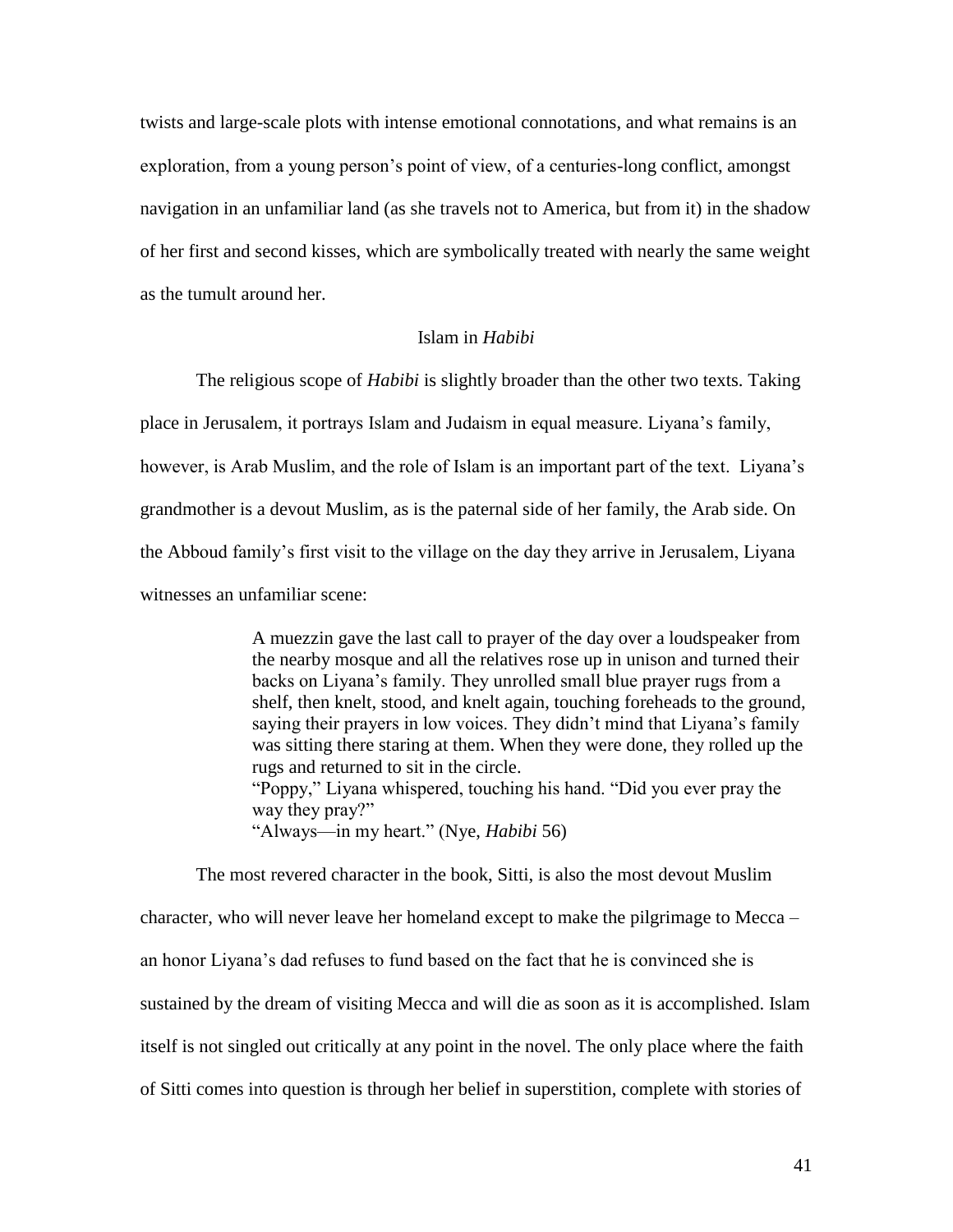twists and large-scale plots with intense emotional connotations, and what remains is an exploration, from a young person's point of view, of a centuries-long conflict, amongst navigation in an unfamiliar land (as she travels not to America, but from it) in the shadow of her first and second kisses, which are symbolically treated with nearly the same weight as the tumult around her.

## Islam in *Habibi*

The religious scope of *Habibi* is slightly broader than the other two texts. Taking place in Jerusalem, it portrays Islam and Judaism in equal measure. Liyana's family, however, is Arab Muslim, and the role of Islam is an important part of the text. Liyana's grandmother is a devout Muslim, as is the paternal side of her family, the Arab side. On the Abboud family's first visit to the village on the day they arrive in Jerusalem, Liyana witnesses an unfamiliar scene:

> A muezzin gave the last call to prayer of the day over a loudspeaker from the nearby mosque and all the relatives rose up in unison and turned their backs on Liyana's family. They unrolled small blue prayer rugs from a shelf, then knelt, stood, and knelt again, touching foreheads to the ground, saying their prayers in low voices. They didn't mind that Liyana's family was sitting there staring at them. When they were done, they rolled up the rugs and returned to sit in the circle.
> "Poppy," Liyana whispered, touching his hand. "Did you ever pray the way they pray?"
> "Always—in my heart." (Nye, *Habibi* 56)

The most revered character in the book, Sitti, is also the most devout Muslim character, who will never leave her homeland except to make the pilgrimage to Mecca – an honor Liyana's dad refuses to fund based on the fact that he is convinced she is sustained by the dream of visiting Mecca and will die as soon as it is accomplished. Islam itself is not singled out critically at any point in the novel. The only place where the faith of Sitti comes into question is through her belief in superstition, complete with stories of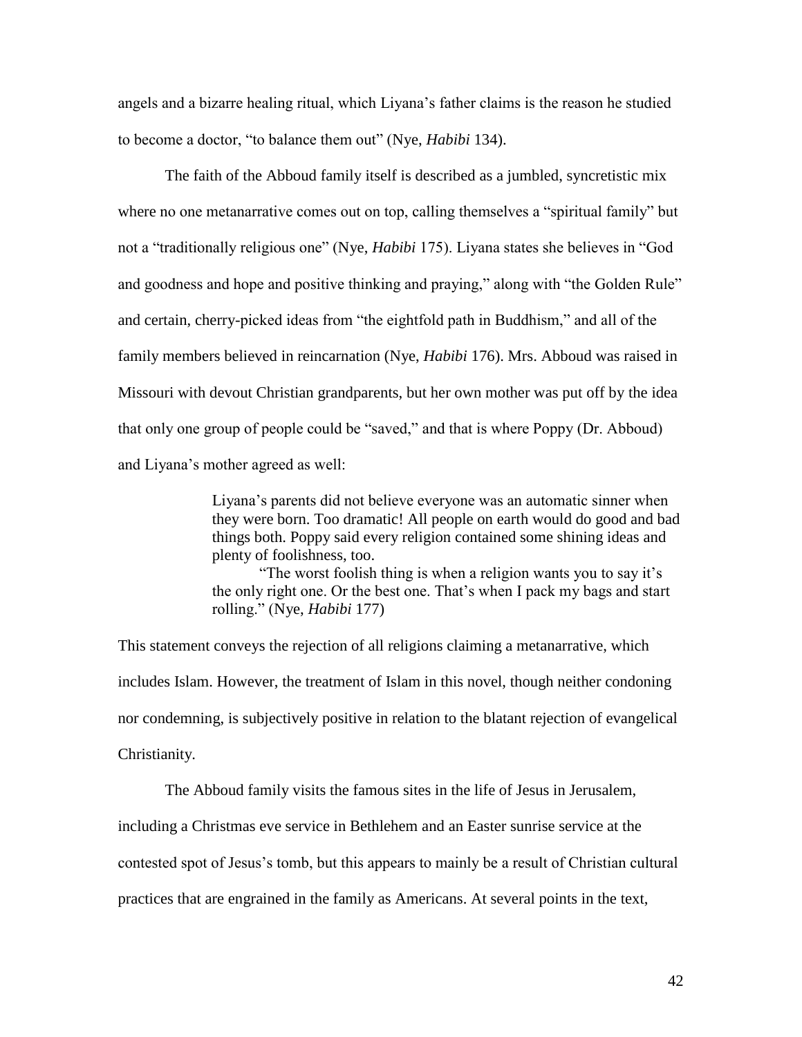angels and a bizarre healing ritual, which Liyana's father claims is the reason he studied to become a doctor, "to balance them out" (Nye, *Habibi* 134).

The faith of the Abboud family itself is described as a jumbled, syncretistic mix where no one metanarrative comes out on top, calling themselves a "spiritual family" but not a "traditionally religious one" (Nye, *Habibi* 175). Liyana states she believes in "God and goodness and hope and positive thinking and praying," along with "the Golden Rule" and certain, cherry-picked ideas from "the eightfold path in Buddhism," and all of the family members believed in reincarnation (Nye, *Habibi* 176). Mrs. Abboud was raised in Missouri with devout Christian grandparents, but her own mother was put off by the idea that only one group of people could be "saved," and that is where Poppy (Dr. Abboud) and Liyana's mother agreed as well:

> Liyana's parents did not believe everyone was an automatic sinner when they were born. Too dramatic! All people on earth would do good and bad things both. Poppy said every religion contained some shining ideas and plenty of foolishness, too.
>
> "The worst foolish thing is when a religion wants you to say it's the only right one. Or the best one. That's when I pack my bags and start rolling." (Nye, *Habibi* 177)

This statement conveys the rejection of all religions claiming a metanarrative, which includes Islam. However, the treatment of Islam in this novel, though neither condoning nor condemning, is subjectively positive in relation to the blatant rejection of evangelical Christianity.

The Abboud family visits the famous sites in the life of Jesus in Jerusalem, including a Christmas eve service in Bethlehem and an Easter sunrise service at the contested spot of Jesus's tomb, but this appears to mainly be a result of Christian cultural practices that are engrained in the family as Americans. At several points in the text,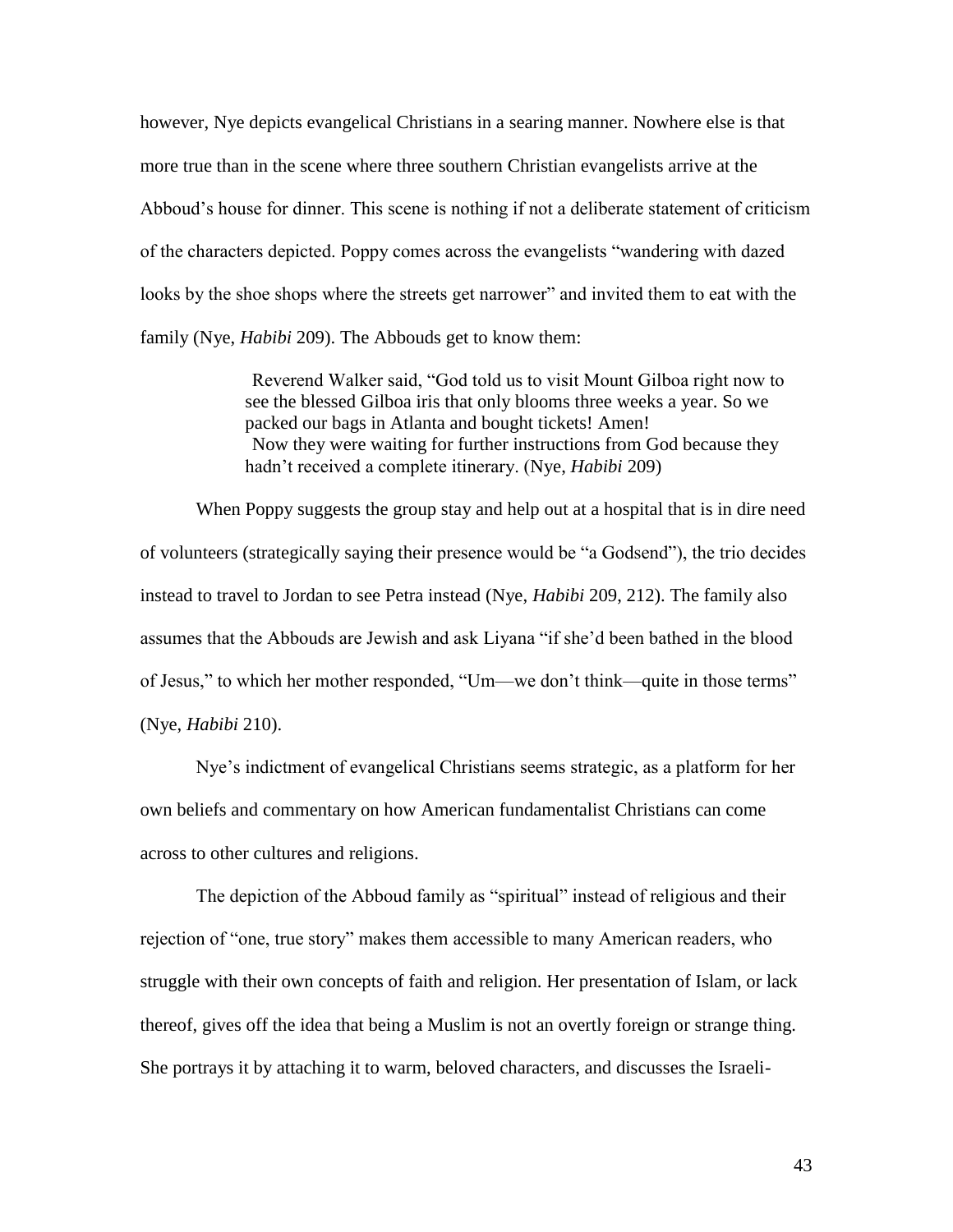however, Nye depicts evangelical Christians in a searing manner. Nowhere else is that more true than in the scene where three southern Christian evangelists arrive at the Abboud's house for dinner. This scene is nothing if not a deliberate statement of criticism of the characters depicted. Poppy comes across the evangelists "wandering with dazed looks by the shoe shops where the streets get narrower" and invited them to eat with the family (Nye, *Habibi* 209). The Abbouds get to know them:

> Reverend Walker said, "God told us to visit Mount Gilboa right now to see the blessed Gilboa iris that only blooms three weeks a year. So we packed our bags in Atlanta and bought tickets! Amen!
> Now they were waiting for further instructions from God because they hadn't received a complete itinerary. (Nye, *Habibi* 209)

When Poppy suggests the group stay and help out at a hospital that is in dire need of volunteers (strategically saying their presence would be "a Godsend"), the trio decides instead to travel to Jordan to see Petra instead (Nye, *Habibi* 209, 212). The family also assumes that the Abbouds are Jewish and ask Liyana "if she'd been bathed in the blood of Jesus," to which her mother responded, "Um—we don't think—quite in those terms" (Nye, *Habibi* 210).

Nye's indictment of evangelical Christians seems strategic, as a platform for her own beliefs and commentary on how American fundamentalist Christians can come across to other cultures and religions.

The depiction of the Abboud family as "spiritual" instead of religious and their rejection of "one, true story" makes them accessible to many American readers, who struggle with their own concepts of faith and religion. Her presentation of Islam, or lack thereof, gives off the idea that being a Muslim is not an overtly foreign or strange thing. She portrays it by attaching it to warm, beloved characters, and discusses the Israeli-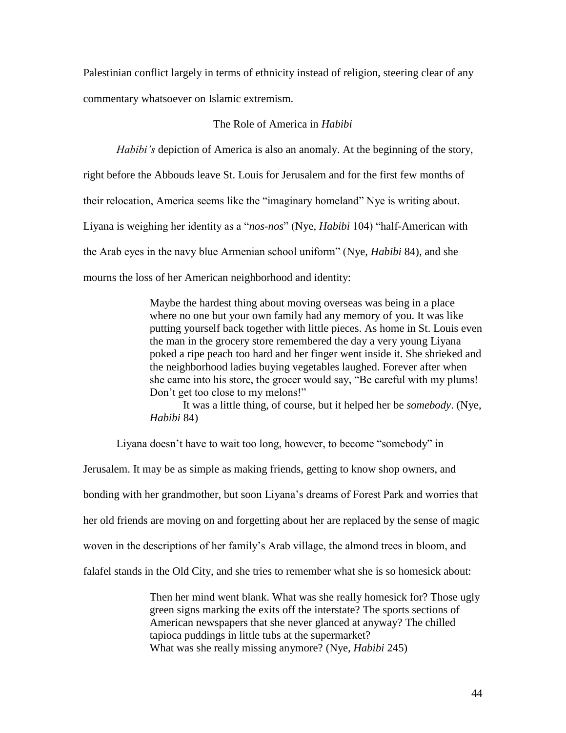Palestinian conflict largely in terms of ethnicity instead of religion, steering clear of any commentary whatsoever on Islamic extremism.

## The Role of America in *Habibi*

*Habibi's* depiction of America is also an anomaly. At the beginning of the story, right before the Abbouds leave St. Louis for Jerusalem and for the first few months of their relocation, America seems like the "imaginary homeland" Nye is writing about. Liyana is weighing her identity as a "*nos-nos*" (Nye, *Habibi* 104) "half-American with the Arab eyes in the navy blue Armenian school uniform" (Nye, *Habibi* 84), and she mourns the loss of her American neighborhood and identity:

> Maybe the hardest thing about moving overseas was being in a place where no one but your own family had any memory of you. It was like putting yourself back together with little pieces. As home in St. Louis even the man in the grocery store remembered the day a very young Liyana poked a ripe peach too hard and her finger went inside it. She shrieked and the neighborhood ladies buying vegetables laughed. Forever after when she came into his store, the grocer would say, "Be careful with my plums! Don't get too close to my melons!"
>
> It was a little thing, of course, but it helped her be *somebody*. (Nye, *Habibi* 84)

Liyana doesn't have to wait too long, however, to become "somebody" in Jerusalem. It may be as simple as making friends, getting to know shop owners, and bonding with her grandmother, but soon Liyana's dreams of Forest Park and worries that her old friends are moving on and forgetting about her are replaced by the sense of magic woven in the descriptions of her family's Arab village, the almond trees in bloom, and falafel stands in the Old City, and she tries to remember what she is so homesick about:

> Then her mind went blank. What was she really homesick for? Those ugly green signs marking the exits off the interstate? The sports sections of American newspapers that she never glanced at anyway? The chilled tapioca puddings in little tubs at the supermarket?
> What was she really missing anymore? (Nye, *Habibi* 245)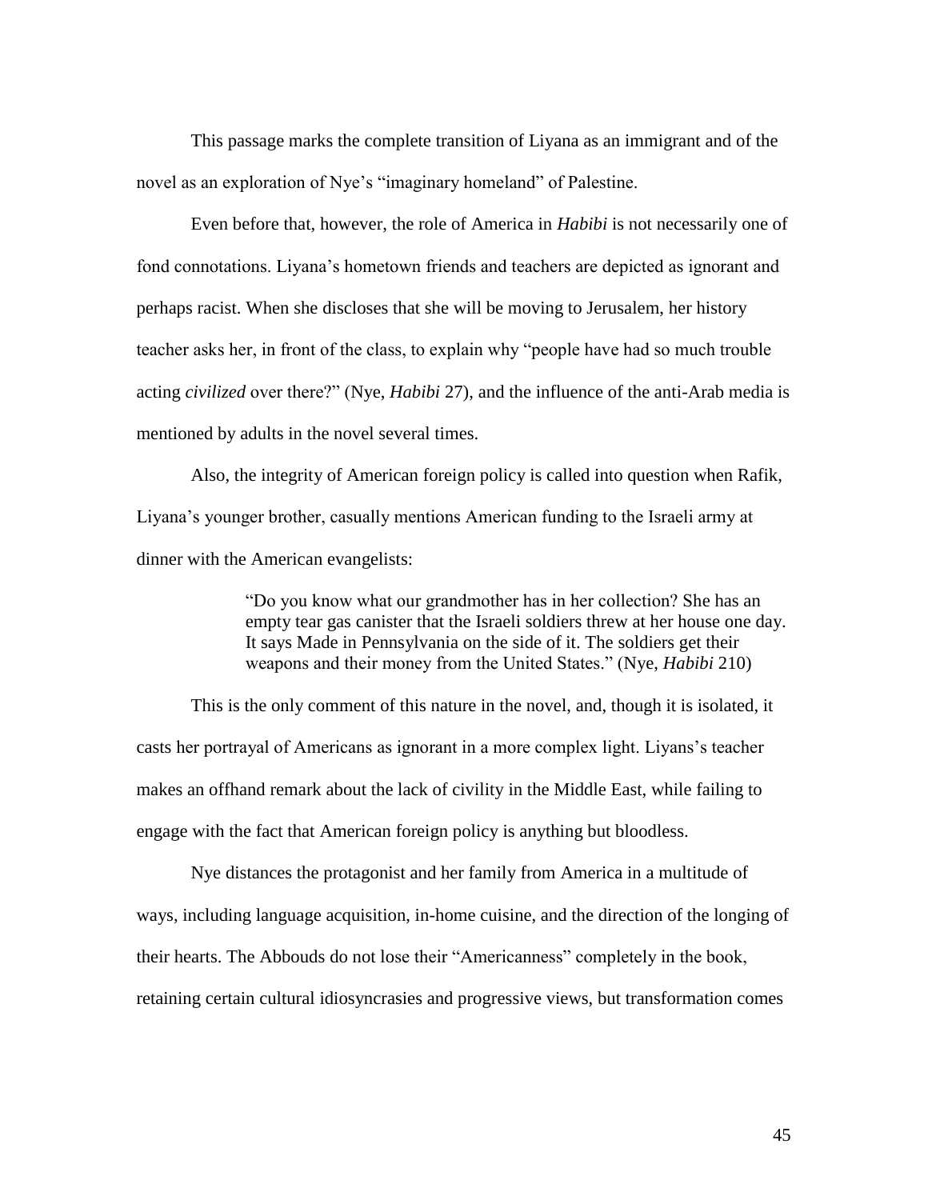This passage marks the complete transition of Liyana as an immigrant and of the novel as an exploration of Nye's "imaginary homeland" of Palestine.

Even before that, however, the role of America in *Habibi* is not necessarily one of fond connotations. Liyana's hometown friends and teachers are depicted as ignorant and perhaps racist. When she discloses that she will be moving to Jerusalem, her history teacher asks her, in front of the class, to explain why "people have had so much trouble acting *civilized* over there?" (Nye, *Habibi* 27), and the influence of the anti-Arab media is mentioned by adults in the novel several times.

Also, the integrity of American foreign policy is called into question when Rafik, Liyana's younger brother, casually mentions American funding to the Israeli army at dinner with the American evangelists:

> "Do you know what our grandmother has in her collection? She has an empty tear gas canister that the Israeli soldiers threw at her house one day. It says Made in Pennsylvania on the side of it. The soldiers get their weapons and their money from the United States." (Nye, *Habibi* 210)

This is the only comment of this nature in the novel, and, though it is isolated, it casts her portrayal of Americans as ignorant in a more complex light. Liyans's teacher makes an offhand remark about the lack of civility in the Middle East, while failing to engage with the fact that American foreign policy is anything but bloodless.

Nye distances the protagonist and her family from America in a multitude of ways, including language acquisition, in-home cuisine, and the direction of the longing of their hearts. The Abbouds do not lose their "Americanness" completely in the book, retaining certain cultural idiosyncrasies and progressive views, but transformation comes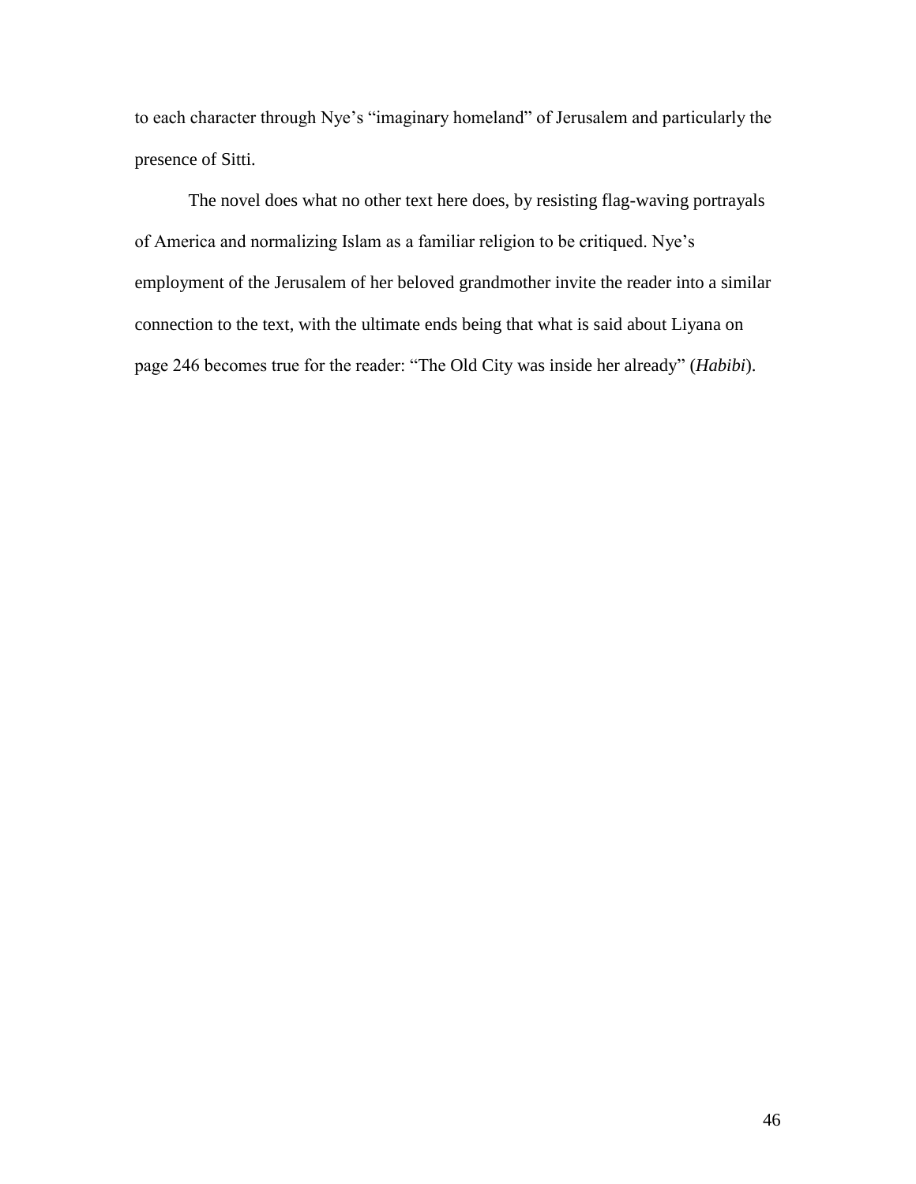to each character through Nye's "imaginary homeland" of Jerusalem and particularly the presence of Sitti.

The novel does what no other text here does, by resisting flag-waving portrayals of America and normalizing Islam as a familiar religion to be critiqued. Nye's employment of the Jerusalem of her beloved grandmother invite the reader into a similar connection to the text, with the ultimate ends being that what is said about Liyana on page 246 becomes true for the reader: "The Old City was inside her already" (*Habibi*).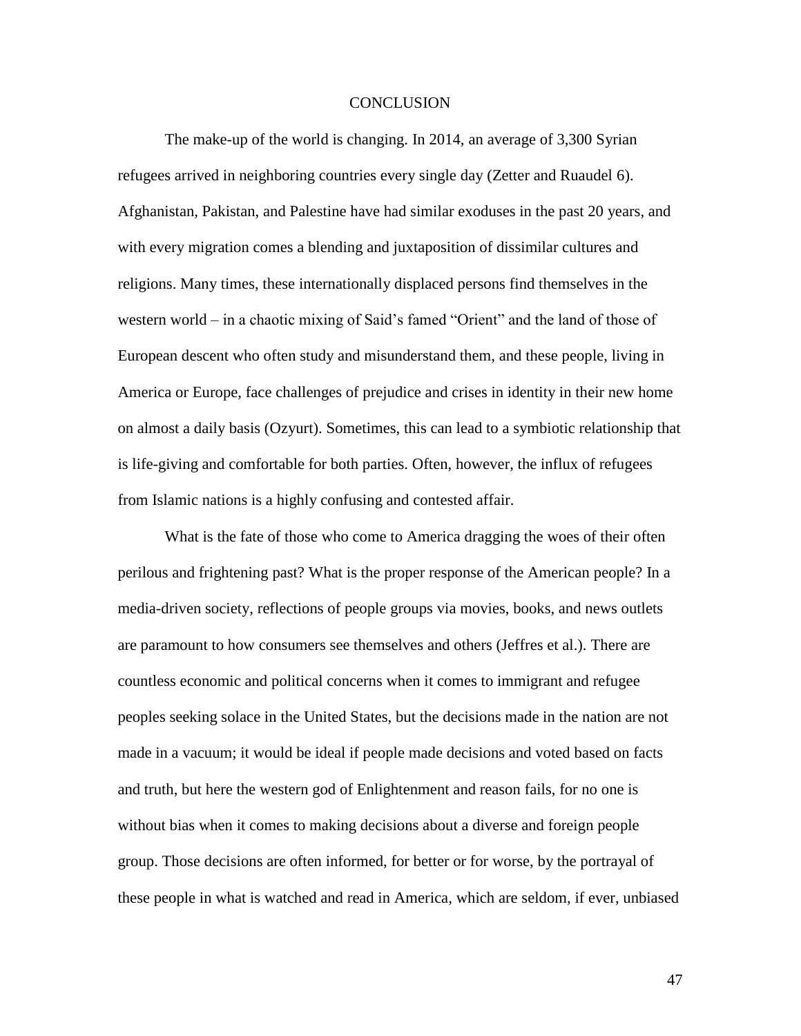# CONCLUSION

The make-up of the world is changing. In 2014, an average of 3,300 Syrian refugees arrived in neighboring countries every single day (Zetter and Ruaudel 6). Afghanistan, Pakistan, and Palestine have had similar exoduses in the past 20 years, and with every migration comes a blending and juxtaposition of dissimilar cultures and religions. Many times, these internationally displaced persons find themselves in the western world – in a chaotic mixing of Said's famed "Orient" and the land of those of European descent who often study and misunderstand them, and these people, living in America or Europe, face challenges of prejudice and crises in identity in their new home on almost a daily basis (Ozyurt). Sometimes, this can lead to a symbiotic relationship that is life-giving and comfortable for both parties. Often, however, the influx of refugees from Islamic nations is a highly confusing and contested affair.

What is the fate of those who come to America dragging the woes of their often perilous and frightening past? What is the proper response of the American people? In a media-driven society, reflections of people groups via movies, books, and news outlets are paramount to how consumers see themselves and others (Jeffres et al.). There are countless economic and political concerns when it comes to immigrant and refugee peoples seeking solace in the United States, but the decisions made in the nation are not made in a vacuum; it would be ideal if people made decisions and voted based on facts and truth, but here the western god of Enlightenment and reason fails, for no one is without bias when it comes to making decisions about a diverse and foreign people group. Those decisions are often informed, for better or for worse, by the portrayal of these people in what is watched and read in America, which are seldom, if ever, unbiased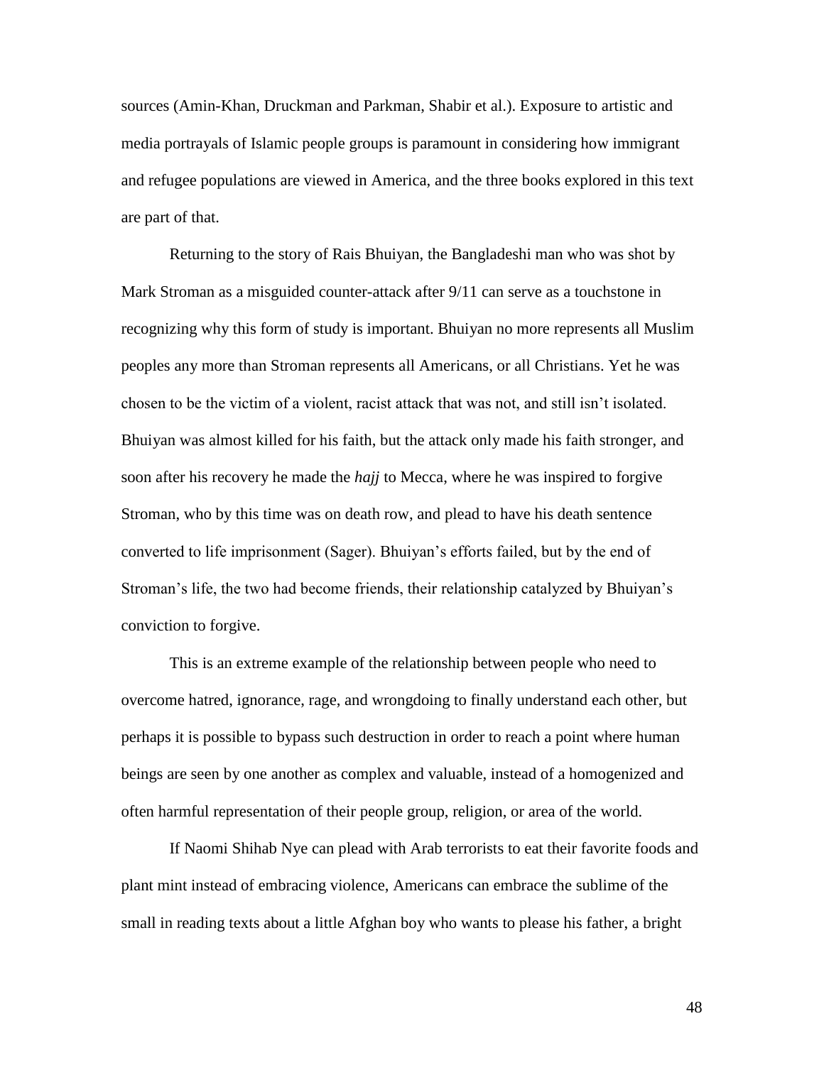sources (Amin-Khan, Druckman and Parkman, Shabir et al.). Exposure to artistic and media portrayals of Islamic people groups is paramount in considering how immigrant and refugee populations are viewed in America, and the three books explored in this text are part of that.

Returning to the story of Rais Bhuiyan, the Bangladeshi man who was shot by Mark Stroman as a misguided counter-attack after 9/11 can serve as a touchstone in recognizing why this form of study is important. Bhuiyan no more represents all Muslim peoples any more than Stroman represents all Americans, or all Christians. Yet he was chosen to be the victim of a violent, racist attack that was not, and still isn't isolated. Bhuiyan was almost killed for his faith, but the attack only made his faith stronger, and soon after his recovery he made the *hajj* to Mecca, where he was inspired to forgive Stroman, who by this time was on death row, and plead to have his death sentence converted to life imprisonment (Sager). Bhuiyan's efforts failed, but by the end of Stroman's life, the two had become friends, their relationship catalyzed by Bhuiyan's conviction to forgive.

This is an extreme example of the relationship between people who need to overcome hatred, ignorance, rage, and wrongdoing to finally understand each other, but perhaps it is possible to bypass such destruction in order to reach a point where human beings are seen by one another as complex and valuable, instead of a homogenized and often harmful representation of their people group, religion, or area of the world.

If Naomi Shihab Nye can plead with Arab terrorists to eat their favorite foods and plant mint instead of embracing violence, Americans can embrace the sublime of the small in reading texts about a little Afghan boy who wants to please his father, a bright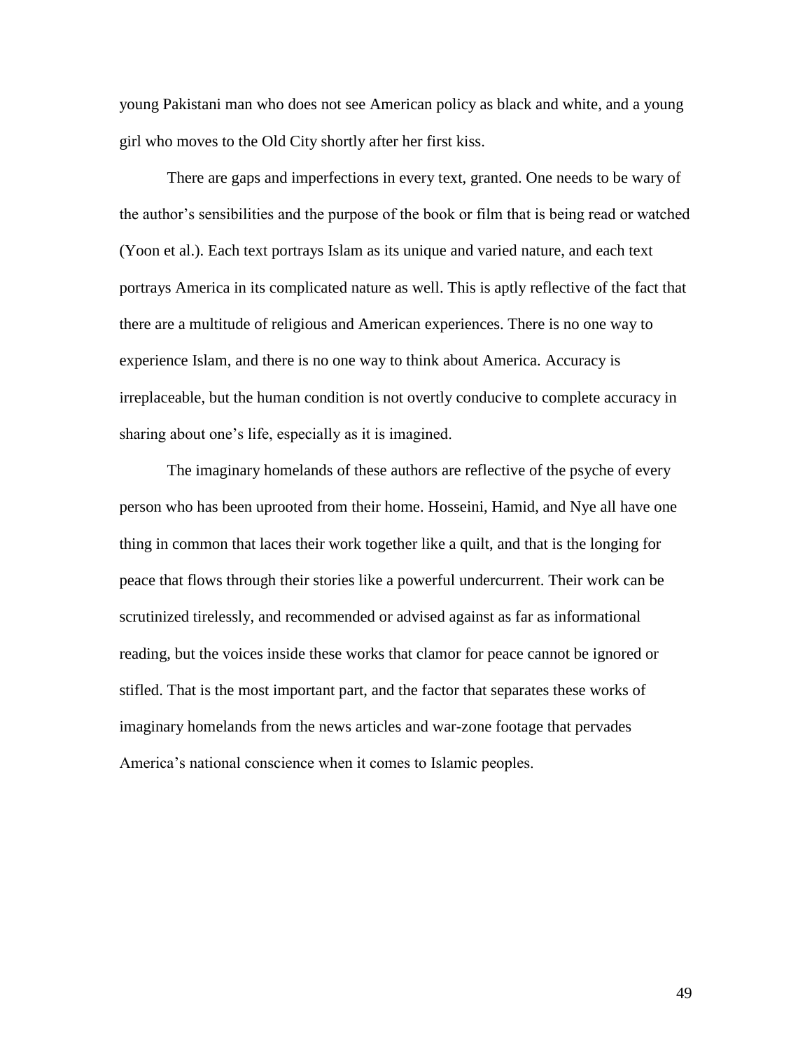young Pakistani man who does not see American policy as black and white, and a young girl who moves to the Old City shortly after her first kiss.

There are gaps and imperfections in every text, granted. One needs to be wary of the author's sensibilities and the purpose of the book or film that is being read or watched (Yoon et al.). Each text portrays Islam as its unique and varied nature, and each text portrays America in its complicated nature as well. This is aptly reflective of the fact that there are a multitude of religious and American experiences. There is no one way to experience Islam, and there is no one way to think about America. Accuracy is irreplaceable, but the human condition is not overtly conducive to complete accuracy in sharing about one's life, especially as it is imagined.

The imaginary homelands of these authors are reflective of the psyche of every person who has been uprooted from their home. Hosseini, Hamid, and Nye all have one thing in common that laces their work together like a quilt, and that is the longing for peace that flows through their stories like a powerful undercurrent. Their work can be scrutinized tirelessly, and recommended or advised against as far as informational reading, but the voices inside these works that clamor for peace cannot be ignored or stifled. That is the most important part, and the factor that separates these works of imaginary homelands from the news articles and war-zone footage that pervades America's national conscience when it comes to Islamic peoples.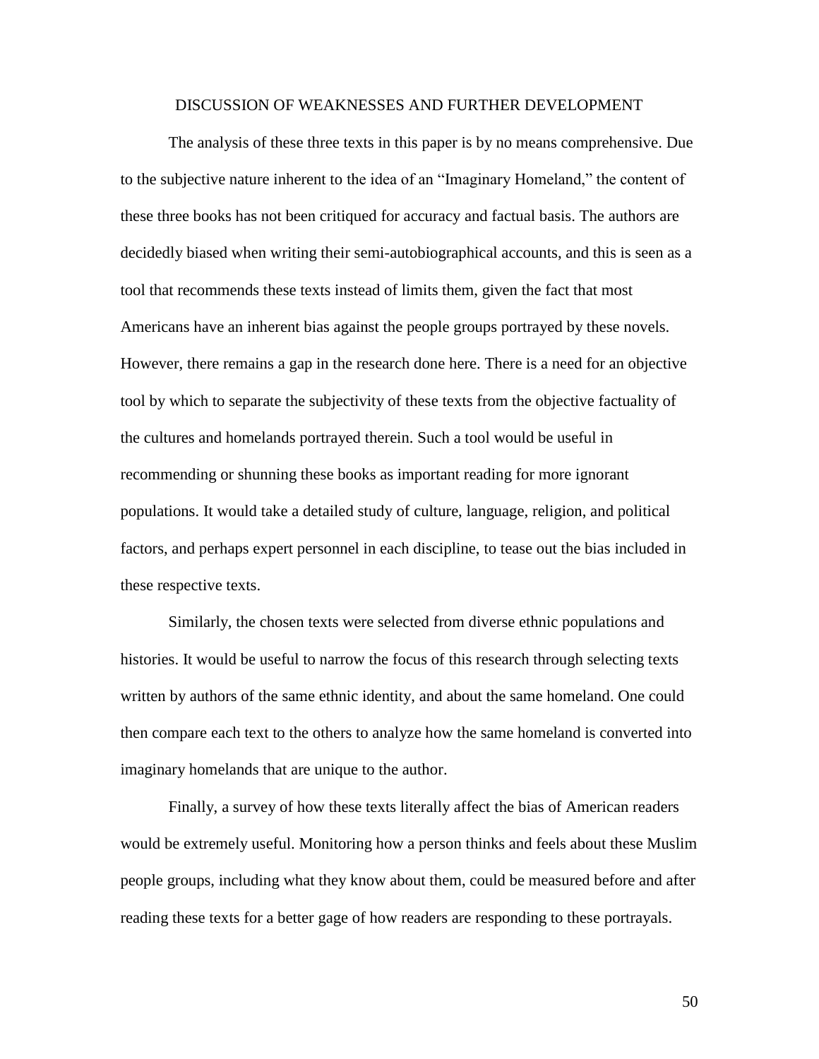## DISCUSSION OF WEAKNESSES AND FURTHER DEVELOPMENT

The analysis of these three texts in this paper is by no means comprehensive. Due to the subjective nature inherent to the idea of an "Imaginary Homeland," the content of these three books has not been critiqued for accuracy and factual basis. The authors are decidedly biased when writing their semi-autobiographical accounts, and this is seen as a tool that recommends these texts instead of limits them, given the fact that most Americans have an inherent bias against the people groups portrayed by these novels. However, there remains a gap in the research done here. There is a need for an objective tool by which to separate the subjectivity of these texts from the objective factuality of the cultures and homelands portrayed therein. Such a tool would be useful in recommending or shunning these books as important reading for more ignorant populations. It would take a detailed study of culture, language, religion, and political factors, and perhaps expert personnel in each discipline, to tease out the bias included in these respective texts.

Similarly, the chosen texts were selected from diverse ethnic populations and histories. It would be useful to narrow the focus of this research through selecting texts written by authors of the same ethnic identity, and about the same homeland. One could then compare each text to the others to analyze how the same homeland is converted into imaginary homelands that are unique to the author.

Finally, a survey of how these texts literally affect the bias of American readers would be extremely useful. Monitoring how a person thinks and feels about these Muslim people groups, including what they know about them, could be measured before and after reading these texts for a better gage of how readers are responding to these portrayals.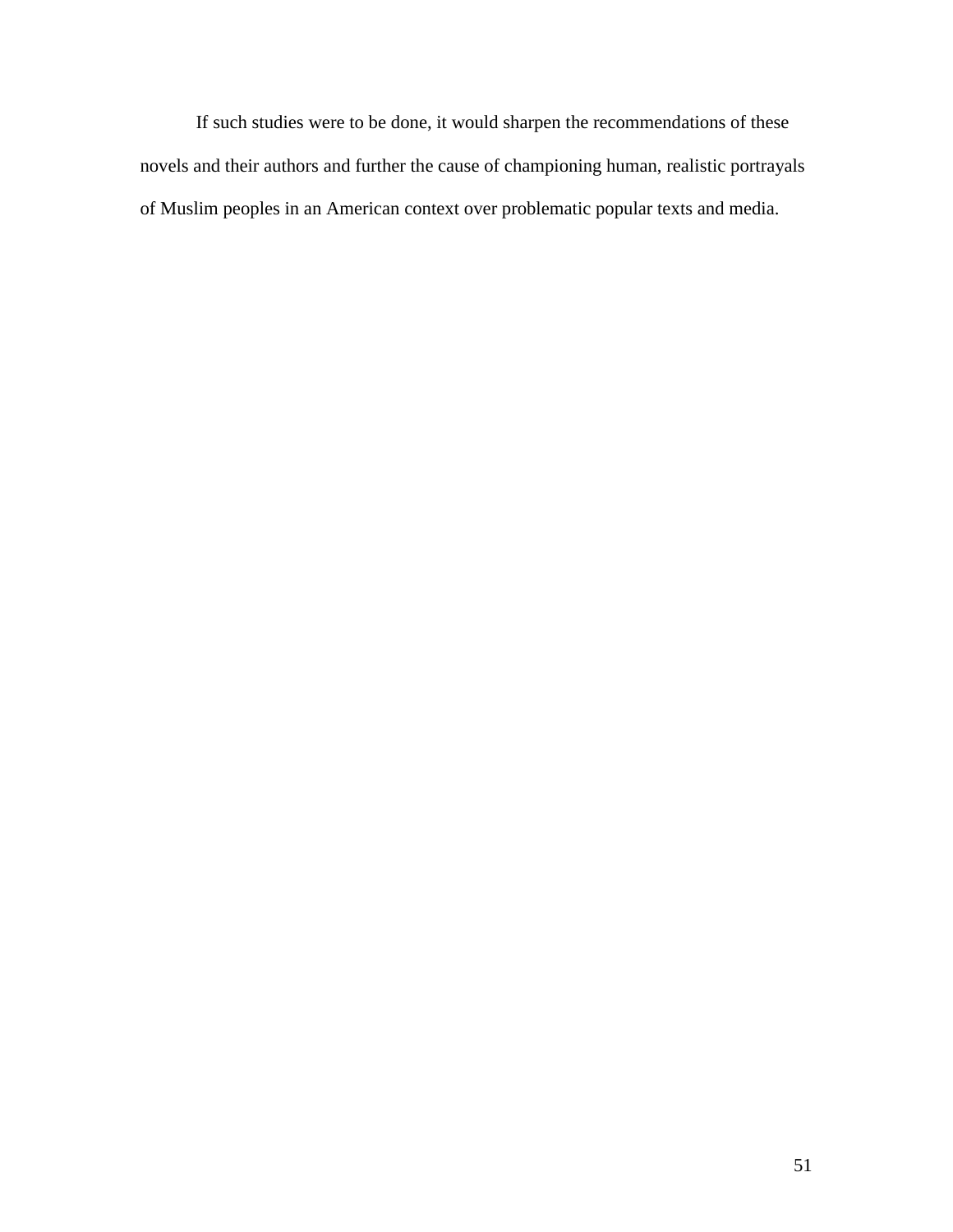If such studies were to be done, it would sharpen the recommendations of these novels and their authors and further the cause of championing human, realistic portrayals of Muslim peoples in an American context over problematic popular texts and media.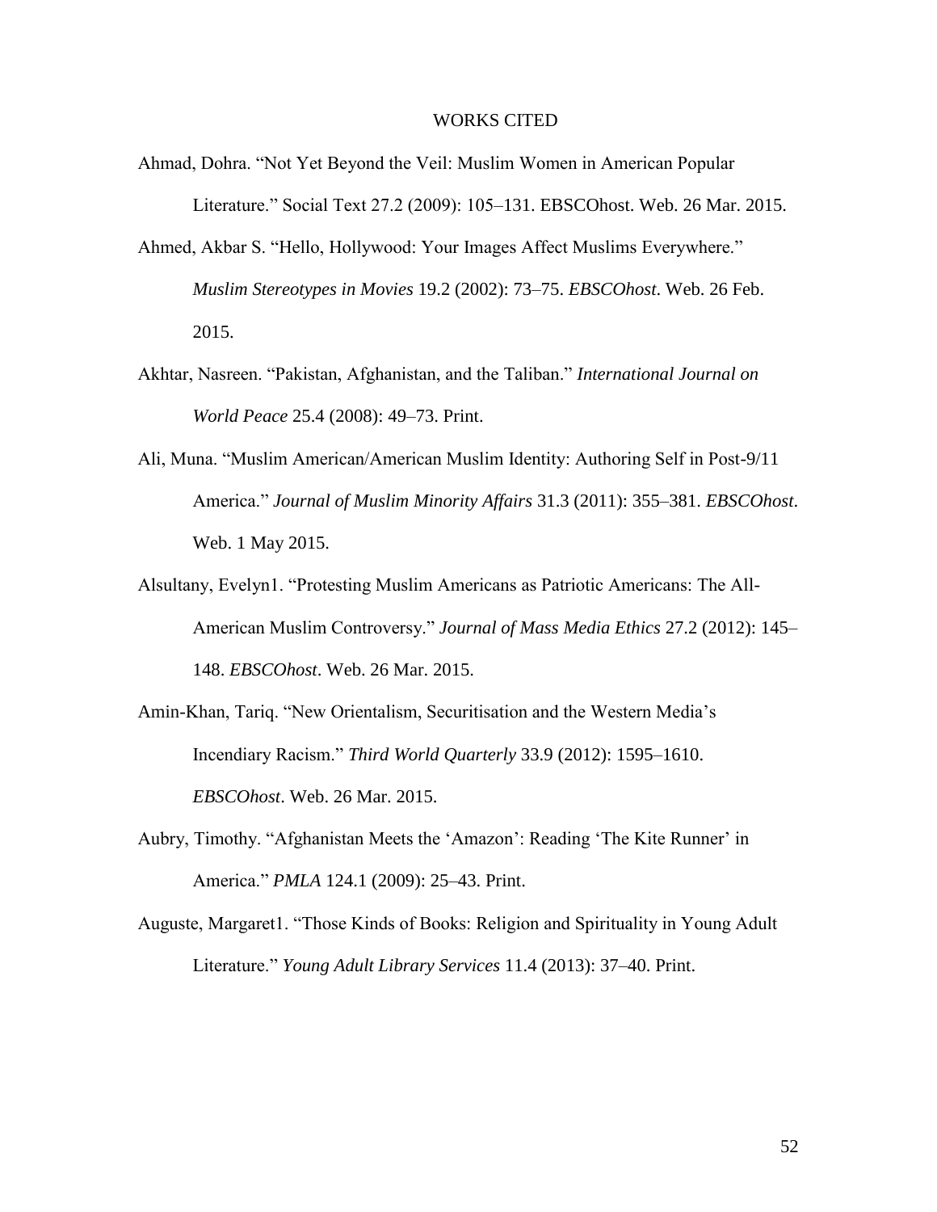# WORKS CITED

Ahmad, Dohra. "Not Yet Beyond the Veil: Muslim Women in American Popular Literature." Social Text 27.2 (2009): 105–131. EBSCOhost. Web. 26 Mar. 2015.

Ahmed, Akbar S. "Hello, Hollywood: Your Images Affect Muslims Everywhere." *Muslim Stereotypes in Movies* 19.2 (2002): 73–75. *EBSCOhost*. Web. 26 Feb. 2015.

Akhtar, Nasreen. "Pakistan, Afghanistan, and the Taliban." *International Journal on World Peace* 25.4 (2008): 49–73. Print.

Ali, Muna. "Muslim American/American Muslim Identity: Authoring Self in Post-9/11 America." *Journal of Muslim Minority Affairs* 31.3 (2011): 355–381. *EBSCOhost*. Web. 1 May 2015.

Alsultany, Evelyn1. "Protesting Muslim Americans as Patriotic Americans: The All-American Muslim Controversy." *Journal of Mass Media Ethics* 27.2 (2012): 145–148. *EBSCOhost*. Web. 26 Mar. 2015.

Amin-Khan, Tariq. "New Orientalism, Securitisation and the Western Media's Incendiary Racism." *Third World Quarterly* 33.9 (2012): 1595–1610. *EBSCOhost*. Web. 26 Mar. 2015.

Aubry, Timothy. "Afghanistan Meets the 'Amazon': Reading 'The Kite Runner' in America." *PMLA* 124.1 (2009): 25–43. Print.

Auguste, Margaret1. "Those Kinds of Books: Religion and Spirituality in Young Adult Literature." *Young Adult Library Services* 11.4 (2013): 37–40. Print.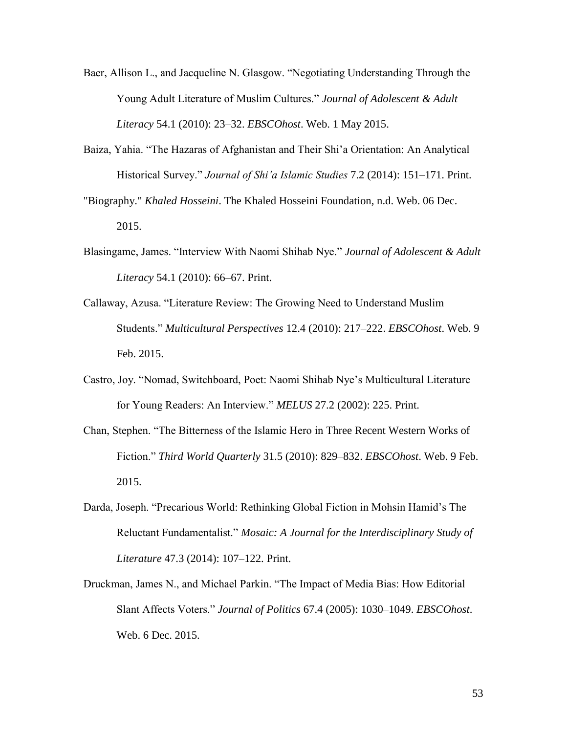Baer, Allison L., and Jacqueline N. Glasgow. "Negotiating Understanding Through the Young Adult Literature of Muslim Cultures." *Journal of Adolescent & Adult Literacy* 54.1 (2010): 23–32. *EBSCOhost*. Web. 1 May 2015.

Baiza, Yahia. "The Hazaras of Afghanistan and Their Shi'a Orientation: An Analytical Historical Survey." *Journal of Shi'a Islamic Studies* 7.2 (2014): 151–171. Print.

"Biography." *Khaled Hosseini*. The Khaled Hosseini Foundation, n.d. Web. 06 Dec. 2015.

Blasingame, James. "Interview With Naomi Shihab Nye." *Journal of Adolescent & Adult Literacy* 54.1 (2010): 66–67. Print.

Callaway, Azusa. "Literature Review: The Growing Need to Understand Muslim Students." *Multicultural Perspectives* 12.4 (2010): 217–222. *EBSCOhost*. Web. 9 Feb. 2015.

Castro, Joy. "Nomad, Switchboard, Poet: Naomi Shihab Nye's Multicultural Literature for Young Readers: An Interview." *MELUS* 27.2 (2002): 225. Print.

Chan, Stephen. "The Bitterness of the Islamic Hero in Three Recent Western Works of Fiction." *Third World Quarterly* 31.5 (2010): 829–832. *EBSCOhost*. Web. 9 Feb. 2015.

Darda, Joseph. "Precarious World: Rethinking Global Fiction in Mohsin Hamid's The Reluctant Fundamentalist." *Mosaic: A Journal for the Interdisciplinary Study of Literature* 47.3 (2014): 107–122. Print.

Druckman, James N., and Michael Parkin. "The Impact of Media Bias: How Editorial Slant Affects Voters." *Journal of Politics* 67.4 (2005): 1030–1049. *EBSCOhost*. Web. 6 Dec. 2015.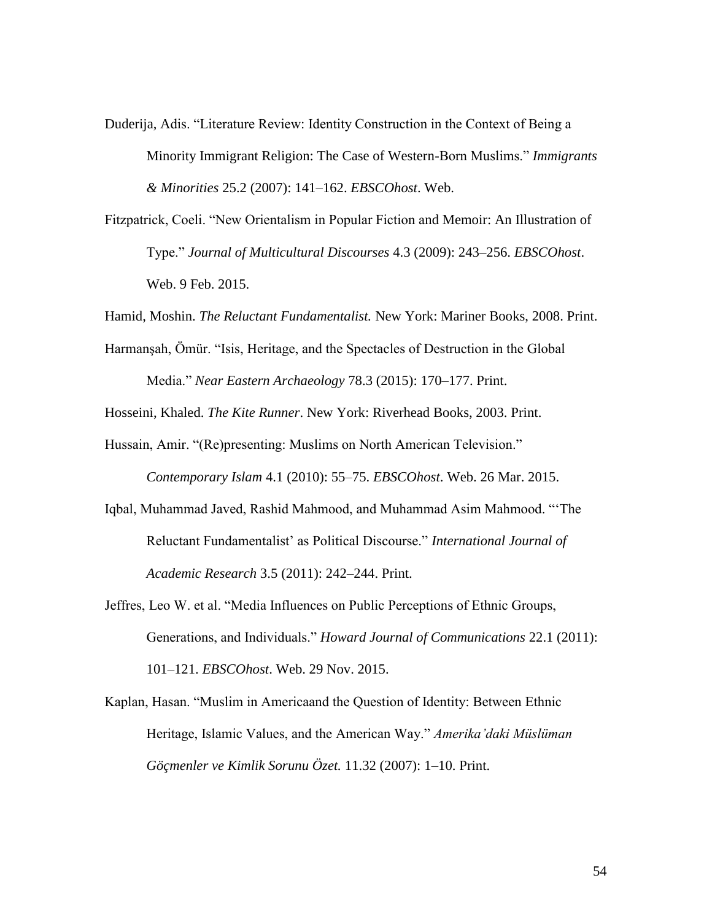Duderija, Adis. "Literature Review: Identity Construction in the Context of Being a Minority Immigrant Religion: The Case of Western-Born Muslims." *Immigrants & Minorities* 25.2 (2007): 141–162. *EBSCOhost*. Web.

Fitzpatrick, Coeli. "New Orientalism in Popular Fiction and Memoir: An Illustration of Type." *Journal of Multicultural Discourses* 4.3 (2009): 243–256. *EBSCOhost*. Web. 9 Feb. 2015.

Hamid, Moshin. *The Reluctant Fundamentalist.* New York: Mariner Books, 2008. Print.

Harmanşah, Ömür. "Isis, Heritage, and the Spectacles of Destruction in the Global Media." *Near Eastern Archaeology* 78.3 (2015): 170–177. Print.

Hosseini, Khaled. *The Kite Runner*. New York: Riverhead Books, 2003. Print.

Hussain, Amir. "(Re)presenting: Muslims on North American Television." *Contemporary Islam* 4.1 (2010): 55–75. *EBSCOhost*. Web. 26 Mar. 2015.

Iqbal, Muhammad Javed, Rashid Mahmood, and Muhammad Asim Mahmood. "'The Reluctant Fundamentalist' as Political Discourse." *International Journal of Academic Research* 3.5 (2011): 242–244. Print.

Jeffres, Leo W. et al. "Media Influences on Public Perceptions of Ethnic Groups, Generations, and Individuals." *Howard Journal of Communications* 22.1 (2011): 101–121. *EBSCOhost*. Web. 29 Nov. 2015.

Kaplan, Hasan. "Muslim in Americaand the Question of Identity: Between Ethnic Heritage, Islamic Values, and the American Way." *Amerika'daki Müslüman Göçmenler ve Kimlik Sorunu Özet.* 11.32 (2007): 1–10. Print.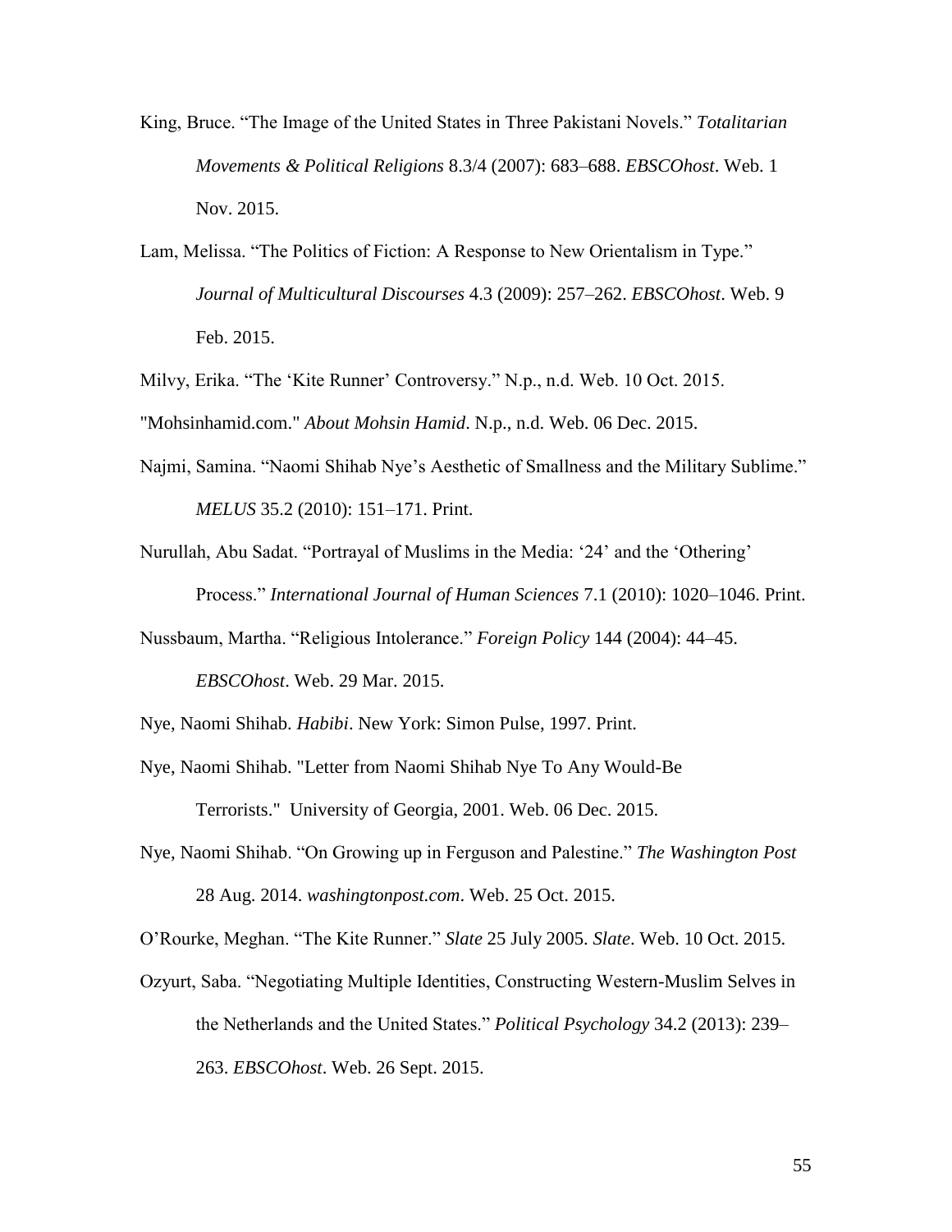King, Bruce. "The Image of the United States in Three Pakistani Novels." *Totalitarian Movements & Political Religions* 8.3/4 (2007): 683–688. *EBSCOhost*. Web. 1 Nov. 2015.

Lam, Melissa. "The Politics of Fiction: A Response to New Orientalism in Type." *Journal of Multicultural Discourses* 4.3 (2009): 257–262. *EBSCOhost*. Web. 9 Feb. 2015.

Milvy, Erika. "The 'Kite Runner' Controversy." N.p., n.d. Web. 10 Oct. 2015.

"Mohsinhamid.com." *About Mohsin Hamid*. N.p., n.d. Web. 06 Dec. 2015.

Najmi, Samina. "Naomi Shihab Nye's Aesthetic of Smallness and the Military Sublime." *MELUS* 35.2 (2010): 151–171. Print.

Nurullah, Abu Sadat. "Portrayal of Muslims in the Media: '24' and the 'Othering' Process." *International Journal of Human Sciences* 7.1 (2010): 1020–1046. Print.

Nussbaum, Martha. "Religious Intolerance." *Foreign Policy* 144 (2004): 44–45. *EBSCOhost*. Web. 29 Mar. 2015.

Nye, Naomi Shihab. *Habibi*. New York: Simon Pulse, 1997. Print.

Nye, Naomi Shihab. "Letter from Naomi Shihab Nye To Any Would-Be Terrorists." University of Georgia, 2001. Web. 06 Dec. 2015.

Nye, Naomi Shihab. "On Growing up in Ferguson and Palestine." *The Washington Post* 28 Aug. 2014. *washingtonpost.com*. Web. 25 Oct. 2015.

O'Rourke, Meghan. "The Kite Runner." *Slate* 25 July 2005. *Slate*. Web. 10 Oct. 2015.

Ozyurt, Saba. "Negotiating Multiple Identities, Constructing Western-Muslim Selves in the Netherlands and the United States." *Political Psychology* 34.2 (2013): 239–263. *EBSCOhost*. Web. 26 Sept. 2015.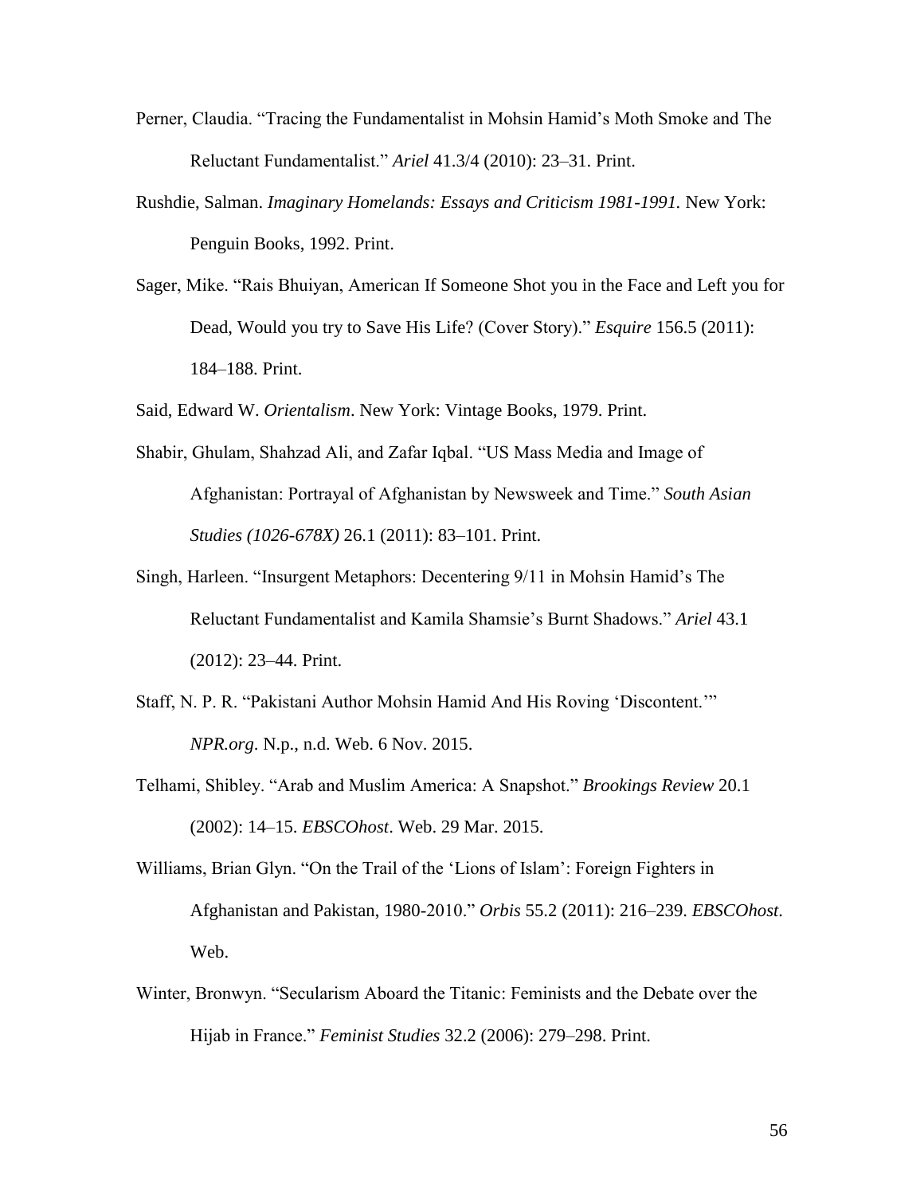Perner, Claudia. "Tracing the Fundamentalist in Mohsin Hamid's Moth Smoke and The Reluctant Fundamentalist." *Ariel* 41.3/4 (2010): 23–31. Print.

Rushdie, Salman. *Imaginary Homelands: Essays and Criticism 1981-1991.* New York: Penguin Books, 1992. Print.

Sager, Mike. "Rais Bhuiyan, American If Someone Shot you in the Face and Left you for Dead, Would you try to Save His Life? (Cover Story)." *Esquire* 156.5 (2011): 184–188. Print.

Said, Edward W. *Orientalism*. New York: Vintage Books, 1979. Print.

Shabir, Ghulam, Shahzad Ali, and Zafar Iqbal. "US Mass Media and Image of Afghanistan: Portrayal of Afghanistan by Newsweek and Time." *South Asian Studies (1026-678X)* 26.1 (2011): 83–101. Print.

Singh, Harleen. "Insurgent Metaphors: Decentering 9/11 in Mohsin Hamid's The Reluctant Fundamentalist and Kamila Shamsie's Burnt Shadows." *Ariel* 43.1 (2012): 23–44. Print.

Staff, N. P. R. "Pakistani Author Mohsin Hamid And His Roving 'Discontent.'" *NPR.org*. N.p., n.d. Web. 6 Nov. 2015.

Telhami, Shibley. "Arab and Muslim America: A Snapshot." *Brookings Review* 20.1 (2002): 14–15. *EBSCOhost*. Web. 29 Mar. 2015.

Williams, Brian Glyn. "On the Trail of the 'Lions of Islam': Foreign Fighters in Afghanistan and Pakistan, 1980-2010." *Orbis* 55.2 (2011): 216–239. *EBSCOhost*. Web.

Winter, Bronwyn. "Secularism Aboard the Titanic: Feminists and the Debate over the Hijab in France." *Feminist Studies* 32.2 (2006): 279–298. Print.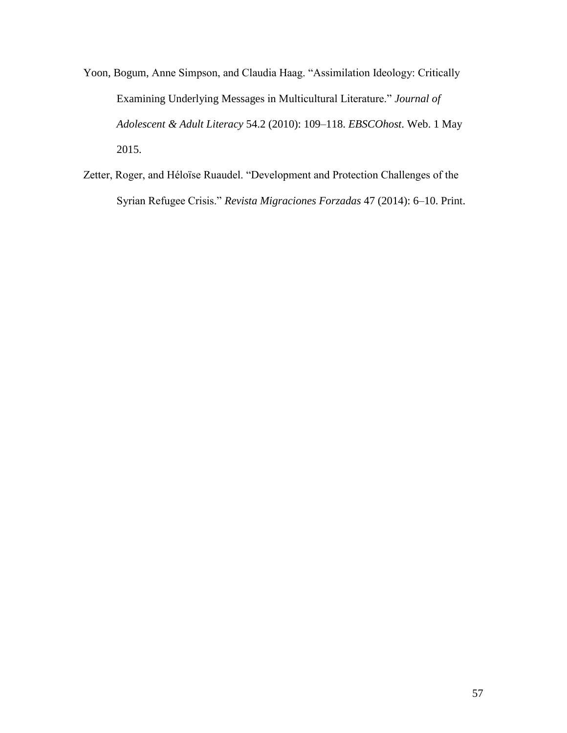Yoon, Bogum, Anne Simpson, and Claudia Haag. "Assimilation Ideology: Critically Examining Underlying Messages in Multicultural Literature." *Journal of Adolescent & Adult Literacy* 54.2 (2010): 109–118. *EBSCOhost*. Web. 1 May 2015.

Zetter, Roger, and Héloïse Ruaudel. "Development and Protection Challenges of the Syrian Refugee Crisis." *Revista Migraciones Forzadas* 47 (2014): 6–10. Print.